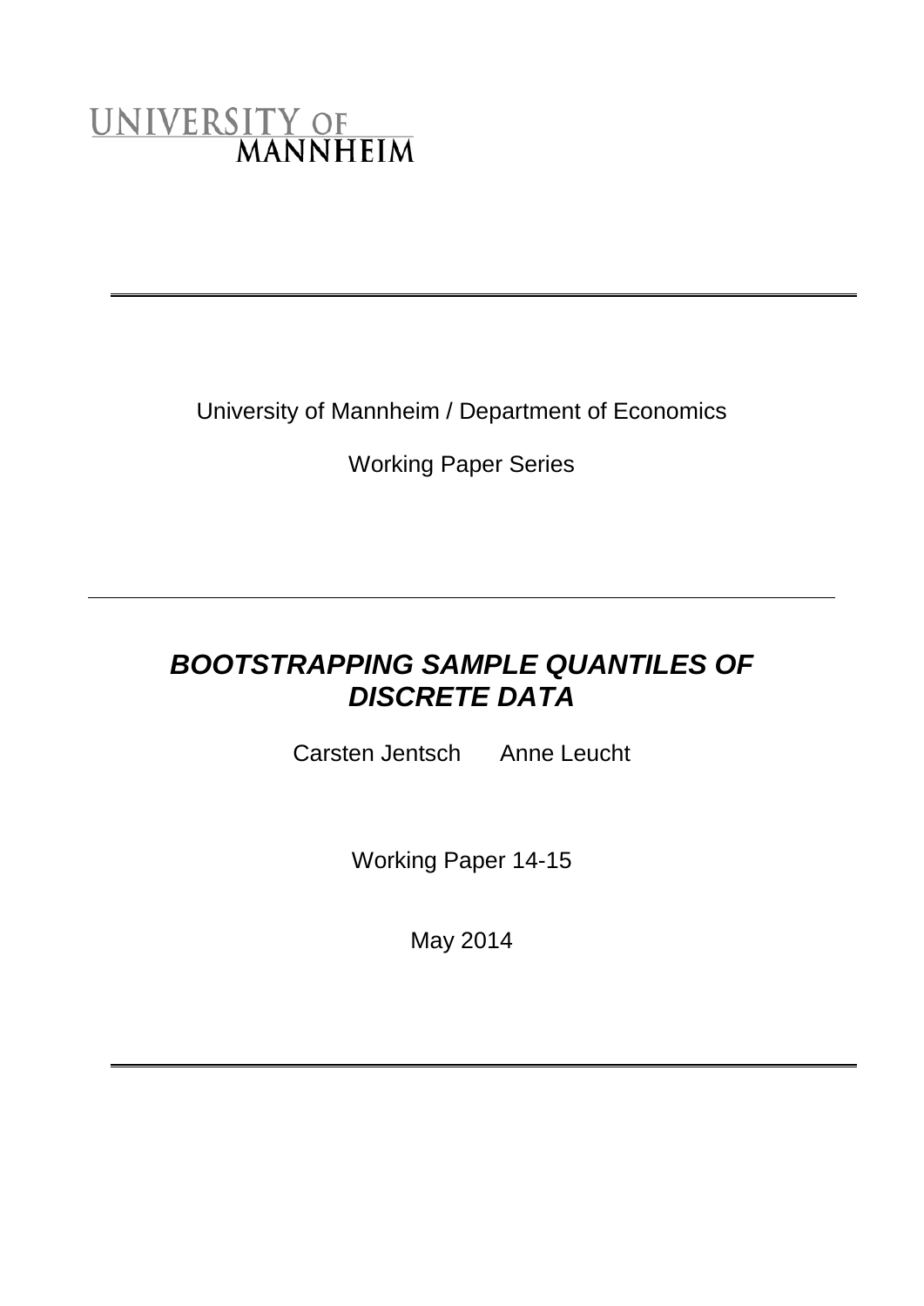UNIVERSITY OF MANNHEIM

University of Mannheim / Department of Economics

Working Paper Series

# *BOOTSTRAPPING SAMPLE QUANTILES OF DISCRETE DATA*

Carsten Jentsch Anne Leucht

Working Paper 14-15

May 2014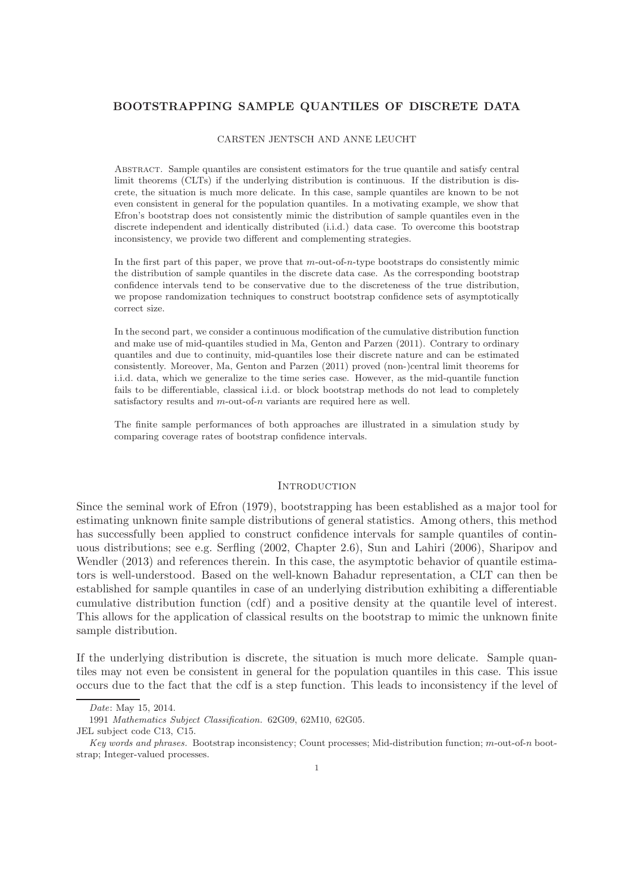# BOOTSTRAPPING SAMPLE QUANTILES OF DISCRETE DATA

CARSTEN JENTSCH AND ANNE LEUCHT

Abstract. Sample quantiles are consistent estimators for the true quantile and satisfy central limit theorems (CLTs) if the underlying distribution is continuous. If the distribution is discrete, the situation is much more delicate. In this case, sample quantiles are known to be not even consistent in general for the population quantiles. In a motivating example, we show that Efron's bootstrap does not consistently mimic the distribution of sample quantiles even in the discrete independent and identically distributed (i.i.d.) data case. To overcome this bootstrap inconsistency, we provide two different and complementing strategies.

In the first part of this paper, we prove that $m$-out-of-$n$-type bootstraps do consistently mimic the distribution of sample quantiles in the discrete data case. As the corresponding bootstrap confidence intervals tend to be conservative due to the discreteness of the true distribution, we propose randomization techniques to construct bootstrap confidence sets of asymptotically correct size.

In the second part, we consider a continuous modification of the cumulative distribution function and make use of mid-quantiles studied in Ma, Genton and Parzen (2011). Contrary to ordinary quantiles and due to continuity, mid-quantiles lose their discrete nature and can be estimated consistently. Moreover, Ma, Genton and Parzen (2011) proved (non-)central limit theorems for i.i.d. data, which we generalize to the time series case. However, as the mid-quantile function fails to be differentiable, classical i.i.d. or block bootstrap methods do not lead to completely satisfactory results and $m$-out-of-$n$ variants are required here as well.

The finite sample performances of both approaches are illustrated in a simulation study by comparing coverage rates of bootstrap confidence intervals.

## Introduction

Since the seminal work of Efron (1979), bootstrapping has been established as a major tool for estimating unknown finite sample distributions of general statistics. Among others, this method has successfully been applied to construct confidence intervals for sample quantiles of continuous distributions; see e.g. Serfling (2002, Chapter 2.6), Sun and Lahiri (2006), Sharipov and Wendler (2013) and references therein. In this case, the asymptotic behavior of quantile estimators is well-understood. Based on the well-known Bahadur representation, a CLT can then be established for sample quantiles in case of an underlying distribution exhibiting a differentiable cumulative distribution function (cdf) and a positive density at the quantile level of interest. This allows for the application of classical results on the bootstrap to mimic the unknown finite sample distribution.

If the underlying distribution is discrete, the situation is much more delicate. Sample quantiles may not even be consistent in general for the population quantiles in this case. This issue occurs due to the fact that the cdf is a step function. This leads to inconsistency if the level of

*Date*: May 15, 2014.

1991 *Mathematics Subject Classification.* 62G09, 62M10, 62G05.

JEL subject code C13, C15.

*Key words and phrases.* Bootstrap inconsistency; Count processes; Mid-distribution function; $m$-out-of-$n$ bootstrap; Integer-valued processes.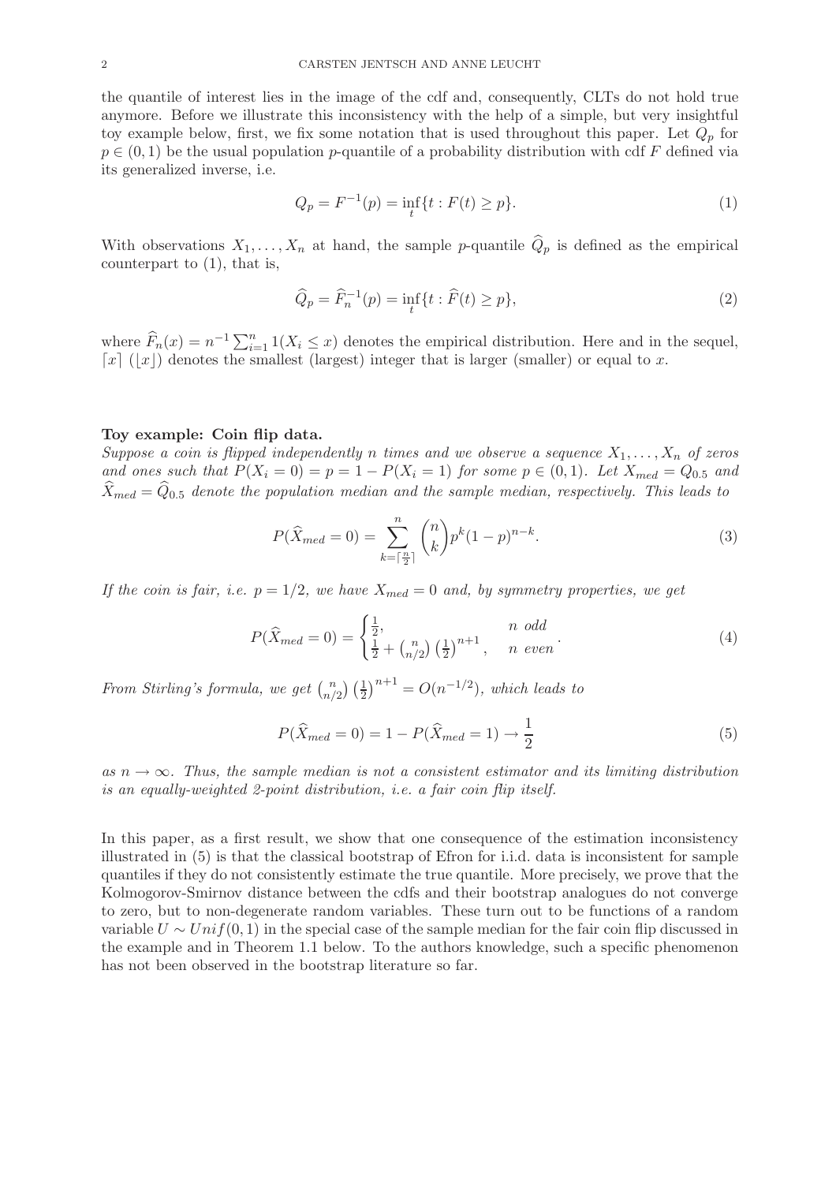the quantile of interest lies in the image of the cdf and, consequently, CLTs do not hold true anymore. Before we illustrate this inconsistency with the help of a simple, but very insightful toy example below, first, we fix some notation that is used throughout this paper. Let $Q_p$ for $p \in (0,1)$ be the usual population $p$-quantile of a probability distribution with cdf $F$ defined via its generalized inverse, i.e.

$$Q_p = F^{-1}(p) = \inf_t \{t : F(t) \geq p\}. \tag{1}$$

With observations $X_1, \ldots, X_n$ at hand, the sample $p$-quantile $\widehat{Q}_p$ is defined as the empirical counterpart to (1), that is,

$$\widehat{Q}_p = \widehat{F}_n^{-1}(p) = \inf_t \{t : \widehat{F}(t) \geq p\}, \tag{2}$$

where $\widehat{F}_n(x) = n^{-1} \sum_{i=1}^n 1(X_i \leq x)$ denotes the empirical distribution. Here and in the sequel, $\lceil x \rceil$ ($\lfloor x \rfloor$) denotes the smallest (largest) integer that is larger (smaller) or equal to $x$.

**Toy example: Coin flip data.**
*Suppose a coin is flipped independently $n$ times and we observe a sequence $X_1, \ldots, X_n$ of zeros and ones such that $P(X_i = 0) = p = 1 - P(X_i = 1)$ for some $p \in (0,1)$. Let $X_{med} = Q_{0.5}$ and $\widehat{X}_{med} = \widehat{Q}_{0.5}$ denote the population median and the sample median, respectively. This leads to*

$$P(\widehat{X}_{med} = 0) = \sum_{k=\lceil \frac{n}{2} \rceil}^{n} \binom{n}{k} p^k (1-p)^{n-k}. \tag{3}$$

*If the coin is fair, i.e. $p = 1/2$, we have $X_{med} = 0$ and, by symmetry properties, we get*

$$P(\widehat{X}_{med} = 0) = \begin{cases} \frac{1}{2}, & n \text{ odd} \\ \frac{1}{2} + \binom{n}{n/2} \left(\frac{1}{2}\right)^{n+1}, & n \text{ even} \end{cases}. \tag{4}$$

*From Stirling's formula, we get $\binom{n}{n/2} \left(\frac{1}{2}\right)^{n+1} = O(n^{-1/2})$, which leads to*

$$P(\widehat{X}_{med} = 0) = 1 - P(\widehat{X}_{med} = 1) \to \frac{1}{2} \tag{5}$$

*as $n \to \infty$. Thus, the sample median is not a consistent estimator and its limiting distribution is an equally-weighted 2-point distribution, i.e. a fair coin flip itself.*

In this paper, as a first result, we show that one consequence of the estimation inconsistency illustrated in (5) is that the classical bootstrap of Efron for i.i.d. data is inconsistent for sample quantiles if they do not consistently estimate the true quantile. More precisely, we prove that the Kolmogorov-Smirnov distance between the cdfs and their bootstrap analogues do not converge to zero, but to non-degenerate random variables. These turn out to be functions of a random variable $U \sim Unif(0,1)$ in the special case of the sample median for the fair coin flip discussed in the example and in Theorem 1.1 below. To the authors knowledge, such a specific phenomenon has not been observed in the bootstrap literature so far.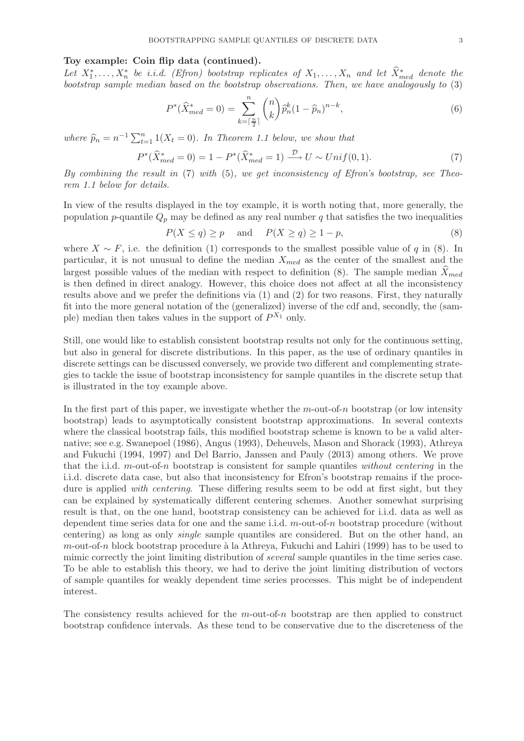**Toy example: Coin flip data (continued).**
*Let $X_1^*, \ldots, X_n^*$ be i.i.d. (Efron) bootstrap replicates of $X_1, \ldots, X_n$ and let $\widehat{X}_{med}^*$ denote the bootstrap sample median based on the bootstrap observations. Then, we have analogously to* (3)

$$P^*(\widehat{X}_{med}^* = 0) = \sum_{k=\lceil \frac{n}{2} \rceil}^{n} \binom{n}{k} \widehat{p}_n^k (1-\widehat{p}_n)^{n-k}, \tag{6}$$

*where $\widehat{p}_n = n^{-1} \sum_{t=1}^n 1(X_t = 0)$. In Theorem 1.1 below, we show that*

$$P^*(\widehat{X}_{med}^* = 0) = 1 - P^*(\widehat{X}_{med}^* = 1) \xrightarrow{\mathcal{D}} U \sim Unif(0,1). \tag{7}$$

*By combining the result in* (7) *with* (5)*, we get inconsistency of Efron's bootstrap, see Theorem 1.1 below for details.*

In view of the results displayed in the toy example, it is worth noting that, more generally, the population $p$-quantile $Q_p$ may be defined as any real number $q$ that satisfies the two inequalities

$$P(X \leq q) \geq p \quad \text{and} \quad P(X \geq q) \geq 1-p, \tag{8}$$

where $X \sim F$, i.e. the definition (1) corresponds to the smallest possible value of $q$ in (8). In particular, it is not unusual to define the median $X_{med}$ as the center of the smallest and the largest possible values of the median with respect to definition (8). The sample median $\widehat{X}_{med}$ is then defined in direct analogy. However, this choice does not affect at all the inconsistency results above and we prefer the definitions via (1) and (2) for two reasons. First, they naturally fit into the more general notation of the (generalized) inverse of the cdf and, secondly, the (sample) median then takes values in the support of $P^{X_1}$ only.

Still, one would like to establish consistent bootstrap results not only for the continuous setting, but also in general for discrete distributions. In this paper, as the use of ordinary quantiles in discrete settings can be discussed conversely, we provide two different and complementing strategies to tackle the issue of bootstrap inconsistency for sample quantiles in the discrete setup that is illustrated in the toy example above.

In the first part of this paper, we investigate whether the $m$-out-of-$n$ bootstrap (or low intensity bootstrap) leads to asymptotically consistent bootstrap approximations. In several contexts where the classical bootstrap fails, this modified bootstrap scheme is known to be a valid alternative; see e.g. Swanepoel (1986), Angus (1993), Deheuvels, Mason and Shorack (1993), Athreya and Fukuchi (1994, 1997) and Del Barrio, Janssen and Pauly (2013) among others. We prove that the i.i.d. $m$-out-of-$n$ bootstrap is consistent for sample quantiles *without centering* in the i.i.d. discrete data case, but also that inconsistency for Efron's bootstrap remains if the procedure is applied *with centering*. These differing results seem to be odd at first sight, but they can be explained by systematically different centering schemes. Another somewhat surprising result is that, on the one hand, bootstrap consistency can be achieved for i.i.d. data as well as dependent time series data for one and the same i.i.d. $m$-out-of-$n$ bootstrap procedure (without centering) as long as only *single* sample quantiles are considered. But on the other hand, an $m$-out-of-$n$ block bootstrap procedure à la Athreya, Fukuchi and Lahiri (1999) has to be used to mimic correctly the joint limiting distribution of *several* sample quantiles in the time series case. To be able to establish this theory, we had to derive the joint limiting distribution of vectors of sample quantiles for weakly dependent time series processes. This might be of independent interest.

The consistency results achieved for the $m$-out-of-$n$ bootstrap are then applied to construct bootstrap confidence intervals. As these tend to be conservative due to the discreteness of the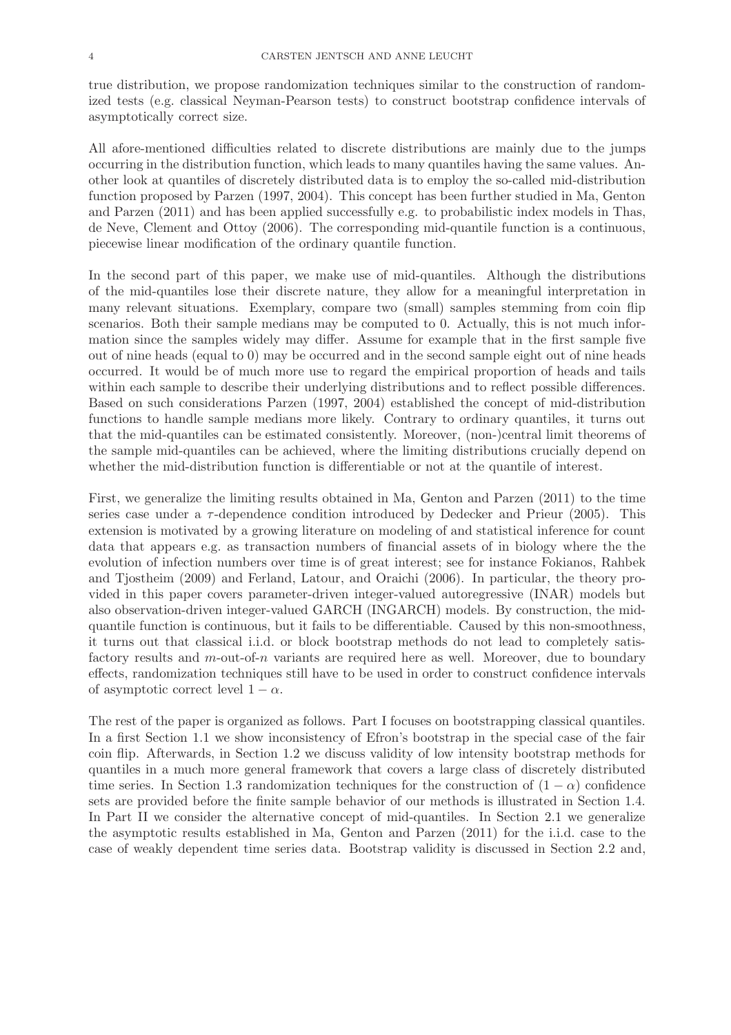true distribution, we propose randomization techniques similar to the construction of randomized tests (e.g. classical Neyman-Pearson tests) to construct bootstrap confidence intervals of asymptotically correct size.

All afore-mentioned difficulties related to discrete distributions are mainly due to the jumps occurring in the distribution function, which leads to many quantiles having the same values. Another look at quantiles of discretely distributed data is to employ the so-called mid-distribution function proposed by Parzen (1997, 2004). This concept has been further studied in Ma, Genton and Parzen (2011) and has been applied successfully e.g. to probabilistic index models in Thas, de Neve, Clement and Ottoy (2006). The corresponding mid-quantile function is a continuous, piecewise linear modification of the ordinary quantile function.

In the second part of this paper, we make use of mid-quantiles. Although the distributions of the mid-quantiles lose their discrete nature, they allow for a meaningful interpretation in many relevant situations. Exemplary, compare two (small) samples stemming from coin flip scenarios. Both their sample medians may be computed to 0. Actually, this is not much information since the samples widely may differ. Assume for example that in the first sample five out of nine heads (equal to 0) may be occurred and in the second sample eight out of nine heads occurred. It would be of much more use to regard the empirical proportion of heads and tails within each sample to describe their underlying distributions and to reflect possible differences. Based on such considerations Parzen (1997, 2004) established the concept of mid-distribution functions to handle sample medians more likely. Contrary to ordinary quantiles, it turns out that the mid-quantiles can be estimated consistently. Moreover, (non-)central limit theorems of the sample mid-quantiles can be achieved, where the limiting distributions crucially depend on whether the mid-distribution function is differentiable or not at the quantile of interest.

First, we generalize the limiting results obtained in Ma, Genton and Parzen (2011) to the time series case under a $\tau$-dependence condition introduced by Dedecker and Prieur (2005). This extension is motivated by a growing literature on modeling of and statistical inference for count data that appears e.g. as transaction numbers of financial assets of in biology where the the evolution of infection numbers over time is of great interest; see for instance Fokianos, Rahbek and Tjostheim (2009) and Ferland, Latour, and Oraichi (2006). In particular, the theory provided in this paper covers parameter-driven integer-valued autoregressive (INAR) models but also observation-driven integer-valued GARCH (INGARCH) models. By construction, the mid-quantile function is continuous, but it fails to be differentiable. Caused by this non-smoothness, it turns out that classical i.i.d. or block bootstrap methods do not lead to completely satisfactory results and $m$-out-of-$n$ variants are required here as well. Moreover, due to boundary effects, randomization techniques still have to be used in order to construct confidence intervals of asymptotic correct level $1 - \alpha$.

The rest of the paper is organized as follows. Part I focuses on bootstrapping classical quantiles. In a first Section 1.1 we show inconsistency of Efron's bootstrap in the special case of the fair coin flip. Afterwards, in Section 1.2 we discuss validity of low intensity bootstrap methods for quantiles in a much more general framework that covers a large class of discretely distributed time series. In Section 1.3 randomization techniques for the construction of $(1 - \alpha)$ confidence sets are provided before the finite sample behavior of our methods is illustrated in Section 1.4. In Part II we consider the alternative concept of mid-quantiles. In Section 2.1 we generalize the asymptotic results established in Ma, Genton and Parzen (2011) for the i.i.d. case to the case of weakly dependent time series data. Bootstrap validity is discussed in Section 2.2 and,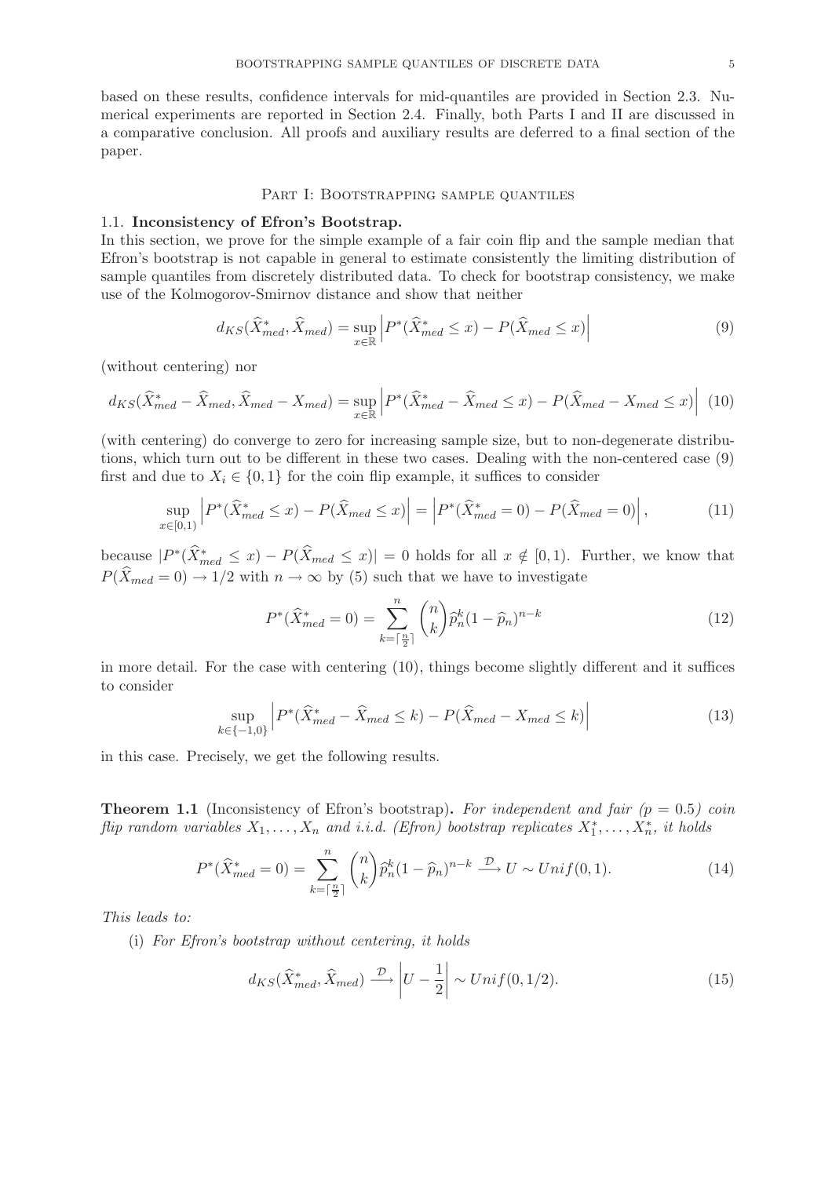based on these results, confidence intervals for mid-quantiles are provided in Section 2.3. Numerical experiments are reported in Section 2.4. Finally, both Parts I and II are discussed in a comparative conclusion. All proofs and auxiliary results are deferred to a final section of the paper.

## Part I: Bootstrapping sample quantiles

### 1.1. Inconsistency of Efron's Bootstrap.

In this section, we prove for the simple example of a fair coin flip and the sample median that Efron's bootstrap is not capable in general to estimate consistently the limiting distribution of sample quantiles from discretely distributed data. To check for bootstrap consistency, we make use of the Kolmogorov-Smirnov distance and show that neither

$$d_{KS}(\widehat{X}^*_{med}, \widehat{X}_{med}) = \sup_{x\in\mathbb{R}} \left| P^*(\widehat{X}^*_{med} \leq x) - P(\widehat{X}_{med} \leq x) \right| \tag{9}$$

(without centering) nor

$$d_{KS}(\widehat{X}^*_{med} - \widehat{X}_{med}, \widehat{X}_{med} - X_{med}) = \sup_{x\in\mathbb{R}} \left| P^*(\widehat{X}^*_{med} - \widehat{X}_{med} \leq x) - P(\widehat{X}_{med} - X_{med} \leq x) \right| \tag{10}$$

(with centering) do converge to zero for increasing sample size, but to non-degenerate distributions, which turn out to be different in these two cases. Dealing with the non-centered case (9) first and due to $X_i \in \{0,1\}$ for the coin flip example, it suffices to consider

$$\sup_{x\in[0,1)} \left| P^*(\widehat{X}^*_{med} \leq x) - P(\widehat{X}_{med} \leq x) \right| = \left| P^*(\widehat{X}^*_{med} = 0) - P(\widehat{X}_{med} = 0) \right|, \tag{11}$$

because $|P^*(\widehat{X}^*_{med} \leq x) - P(\widehat{X}_{med} \leq x)| = 0$ holds for all $x \notin [0,1)$. Further, we know that $P(\widehat{X}_{med} = 0) \to 1/2$ with $n \to \infty$ by (5) such that we have to investigate

$$P^*(\widehat{X}^*_{med} = 0) = \sum_{k=\lceil \frac{n}{2} \rceil}^{n} \binom{n}{k} \widehat{p}_n^k (1-\widehat{p}_n)^{n-k} \tag{12}$$

in more detail. For the case with centering (10), things become slightly different and it suffices to consider

$$\sup_{k\in\{-1,0\}} \left| P^*(\widehat{X}^*_{med} - \widehat{X}_{med} \leq k) - P(\widehat{X}_{med} - X_{med} \leq k) \right| \tag{13}$$

in this case. Precisely, we get the following results.

**Theorem 1.1** (Inconsistency of Efron's bootstrap)**.** *For independent and fair ($p = 0.5$) coin flip random variables $X_1, \ldots, X_n$ and i.i.d. (Efron) bootstrap replicates $X^*_1, \ldots, X^*_n$, it holds*

$$P^*(\widehat{X}^*_{med} = 0) = \sum_{k=\lceil \frac{n}{2} \rceil}^{n} \binom{n}{k} \widehat{p}_n^k (1-\widehat{p}_n)^{n-k} \xrightarrow{\mathcal{D}} U \sim Unif(0,1). \tag{14}$$

*This leads to:*

(i) *For Efron's bootstrap without centering, it holds*

$$d_{KS}(\widehat{X}^*_{med}, \widehat{X}_{med}) \xrightarrow{\mathcal{D}} \left| U - \frac{1}{2} \right| \sim Unif(0, 1/2). \tag{15}$$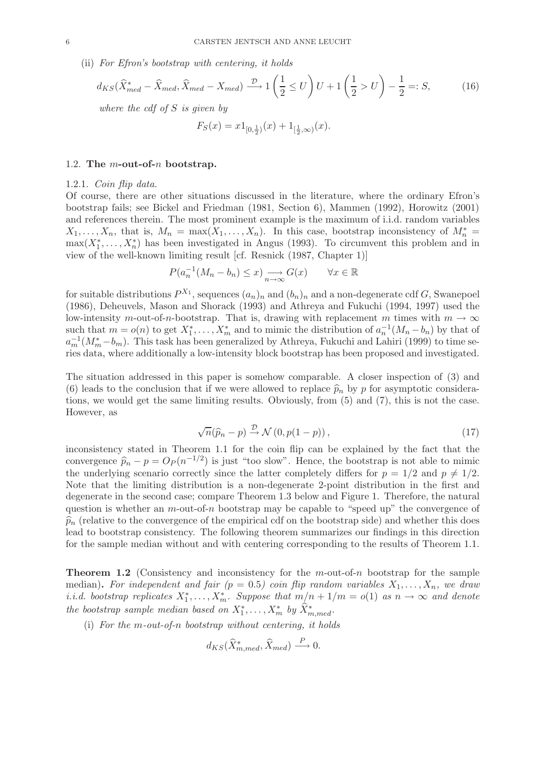(ii) *For Efron's bootstrap with centering, it holds*

$$d_{KS}(\widehat{X}^*_{med} - \widehat{X}_{med}, \widehat{X}_{med} - X_{med}) \xrightarrow{\mathcal{D}} 1\left(\frac{1}{2} \leq U\right) U + 1\left(\frac{1}{2} > U\right) - \frac{1}{2} =: S, \tag{16}$$

*where the cdf of $S$ is given by*

$$F_S(x) = x 1_{[0,\frac{1}{2})}(x) + 1_{[\frac{1}{2},\infty)}(x).$$

### 1.2. The $m$-out-of-$n$ bootstrap.

#### 1.2.1. *Coin flip data.*

Of course, there are other situations discussed in the literature, where the ordinary Efron's bootstrap fails; see Bickel and Friedman (1981, Section 6), Mammen (1992), Horowitz (2001) and references therein. The most prominent example is the maximum of i.i.d. random variables $X_1, \ldots, X_n$, that is, $M_n = \max(X_1, \ldots, X_n)$. In this case, bootstrap inconsistency of $M_n^* = \max(X_1^*, \ldots, X_n^*)$ has been investigated in Angus (1993). To circumvent this problem and in view of the well-known limiting result [cf. Resnick (1987, Chapter 1)]

$$P(a_n^{-1}(M_n - b_n) \leq x) \underset{n\to\infty}{\longrightarrow} G(x) \qquad \forall x \in \mathbb{R}$$

for suitable distributions $P^{X_1}$, sequences $(a_n)_n$ and $(b_n)_n$ and a non-degenerate cdf $G$, Swanepoel (1986), Deheuvels, Mason and Shorack (1993) and Athreya and Fukuchi (1994, 1997) used the low-intensity $m$-out-of-$n$-bootstrap. That is, drawing with replacement $m$ times with $m \to \infty$ such that $m = o(n)$ to get $X_1^*, \ldots, X_m^*$ and to mimic the distribution of $a_n^{-1}(M_n - b_n)$ by that of $a_m^{-1}(M_m^* - b_m)$. This task has been generalized by Athreya, Fukuchi and Lahiri (1999) to time series data, where additionally a low-intensity block bootstrap has been proposed and investigated.

The situation addressed in this paper is somehow comparable. A closer inspection of (3) and (6) leads to the conclusion that if we were allowed to replace $\widehat{p}_n$ by $p$ for asymptotic considerations, we would get the same limiting results. Obviously, from (5) and (7), this is not the case. However, as

$$\sqrt{n}(\widehat{p}_n - p) \xrightarrow{\mathcal{D}} \mathcal{N}(0, p(1-p)), \tag{17}$$

inconsistency stated in Theorem 1.1 for the coin flip can be explained by the fact that the convergence $\widehat{p}_n - p = O_P(n^{-1/2})$ is just "too slow". Hence, the bootstrap is not able to mimic the underlying scenario correctly since the latter completely differs for $p = 1/2$ and $p \neq 1/2$. Note that the limiting distribution is a non-degenerate 2-point distribution in the first and degenerate in the second case; compare Theorem 1.3 below and Figure 1. Therefore, the natural question is whether an $m$-out-of-$n$ bootstrap may be capable to "speed up" the convergence of $\widehat{p}_n$ (relative to the convergence of the empirical cdf on the bootstrap side) and whether this does lead to bootstrap consistency. The following theorem summarizes our findings in this direction for the sample median without and with centering corresponding to the results of Theorem 1.1.

**Theorem 1.2** (Consistency and inconsistency for the $m$-out-of-$n$ bootstrap for the sample median)**.** *For independent and fair ($p = 0.5$) coin flip random variables $X_1, \ldots, X_n$, we draw i.i.d. bootstrap replicates $X_1^*, \ldots, X_m^*$. Suppose that $m/n + 1/m = o(1)$ as $n \to \infty$ and denote the bootstrap sample median based on $X_1^*, \ldots, X_m^*$ by $\widehat{X}^*_{m,med}$.*

(i) *For the $m$-out-of-$n$ bootstrap without centering, it holds*

$$d_{KS}(\widehat{X}^*_{m,med}, \widehat{X}_{med}) \xrightarrow{P} 0.$$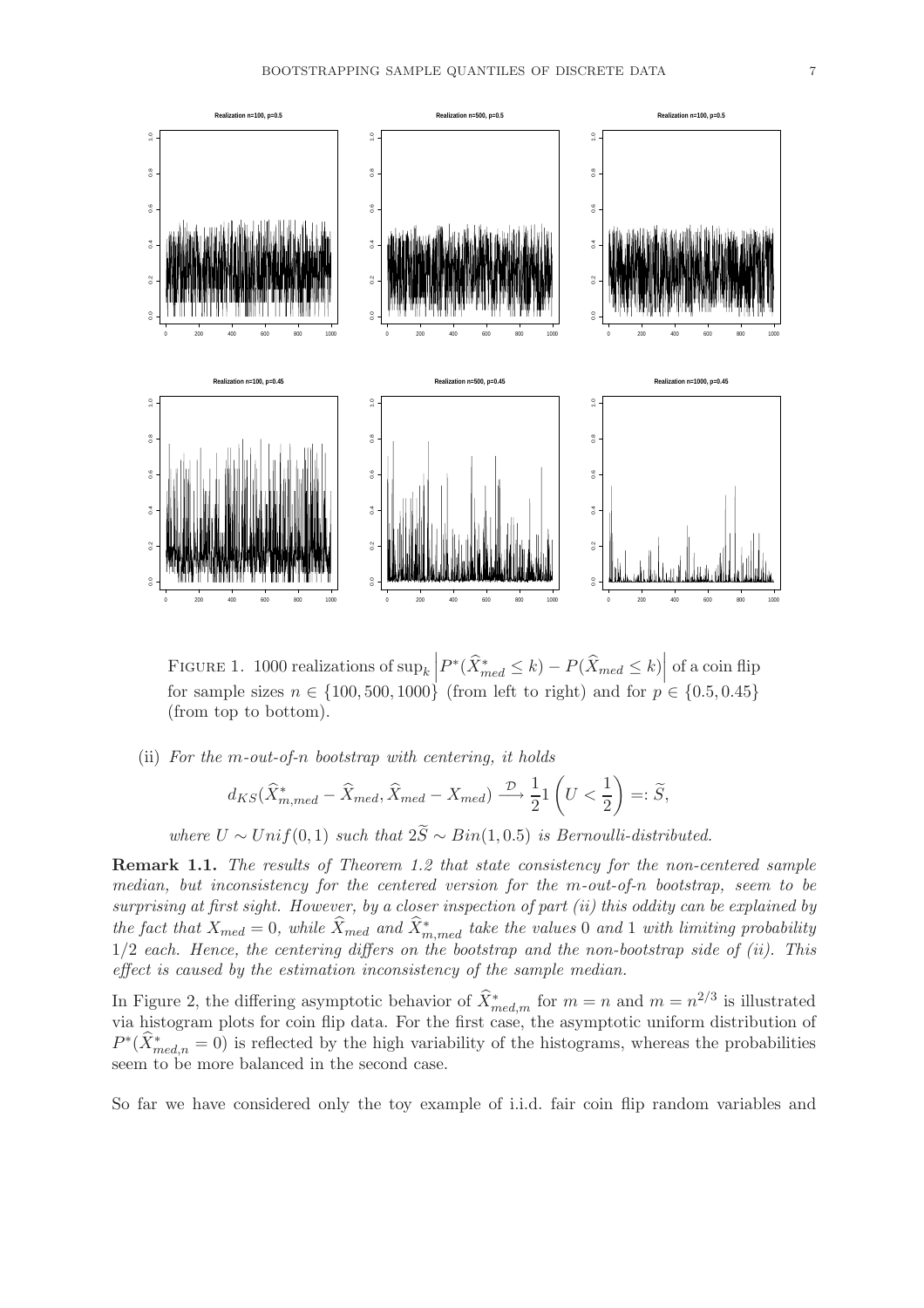Figure 1. 1000 realizations of $\sup_k \left| P^*(\widehat{X}^*_{med} \leq k) - P(\widehat{X}_{med} \leq k) \right|$ of a coin flip for sample sizes $n \in \{100, 500, 1000\}$ (from left to right) and for $p \in \{0.5, 0.45\}$ (from top to bottom).

(ii) *For the m-out-of-n bootstrap with centering, it holds*

$$d_{KS}(\widehat{X}^*_{m,med} - \widehat{X}_{med}, \widehat{X}_{med} - X_{med}) \xrightarrow{\mathcal{D}} \frac{1}{2} 1\left(U < \frac{1}{2}\right) =: \widetilde{S},$$

*where $U \sim Unif(0,1)$ such that $2\widetilde{S} \sim Bin(1, 0.5)$ is Bernoulli-distributed.*

**Remark 1.1.** *The results of Theorem 1.2 that state consistency for the non-centered sample median, but inconsistency for the centered version for the m-out-of-n bootstrap, seem to be surprising at first sight. However, by a closer inspection of part (ii) this oddity can be explained by the fact that $X_{med} = 0$, while $\widehat{X}_{med}$ and $\widehat{X}^*_{m,med}$ take the values 0 and 1 with limiting probability 1/2 each. Hence, the centering differs on the bootstrap and the non-bootstrap side of (ii). This effect is caused by the estimation inconsistency of the sample median.*

In Figure 2, the differing asymptotic behavior of $\widehat{X}^*_{med,m}$ for $m = n$ and $m = n^{2/3}$ is illustrated via histogram plots for coin flip data. For the first case, the asymptotic uniform distribution of $P^*(\widehat{X}^*_{med,n} = 0)$ is reflected by the high variability of the histograms, whereas the probabilities seem to be more balanced in the second case.

So far we have considered only the toy example of i.i.d. fair coin flip random variables and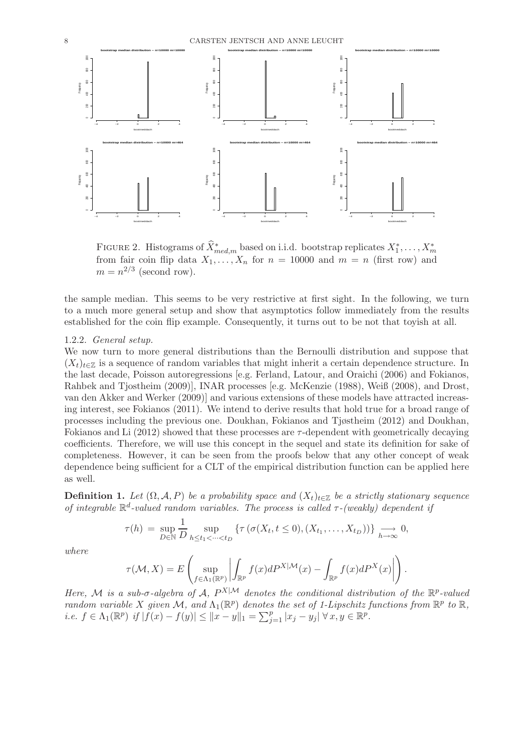Figure 2. Histograms of $\widehat{X}^*_{med,m}$ based on i.i.d. bootstrap replicates $X_1^*, \ldots, X_m^*$ from fair coin flip data $X_1, \ldots, X_n$ for $n = 10000$ and $m = n$ (first row) and $m = n^{2/3}$ (second row).

the sample median. This seems to be very restrictive at first sight. In the following, we turn to a much more general setup and show that asymptotics follow immediately from the results established for the coin flip example. Consequently, it turns out to be not that toyish at all.

### 1.2.2. *General setup.*

We now turn to more general distributions than the Bernoulli distribution and suppose that $(X_t)_{t\in\mathbb{Z}}$ is a sequence of random variables that might inherit a certain dependence structure. In the last decade, Poisson autoregressions [e.g. Ferland, Latour, and Oraichi (2006) and Fokianos, Rahbek and Tjostheim (2009)], INAR processes [e.g. McKenzie (1988), Weiß (2008), and Drost, van den Akker and Werker (2009)] and various extensions of these models have attracted increasing interest, see Fokianos (2011). We intend to derive results that hold true for a broad range of processes including the previous one. Doukhan, Fokianos and Tjøstheim (2012) and Doukhan, Fokianos and Li (2012) showed that these processes are $\tau$-dependent with geometrically decaying coefficients. Therefore, we will use this concept in the sequel and state its definition for sake of completeness. However, it can be seen from the proofs below that any other concept of weak dependence being sufficient for a CLT of the empirical distribution function can be applied here as well.

**Definition 1.** *Let $(\Omega, \mathcal{A}, P)$ be a probability space and $(X_t)_{t\in\mathbb{Z}}$ be a strictly stationary sequence of integrable $\mathbb{R}^d$-valued random variables. The process is called $\tau$-(weakly) dependent if*

$$\tau(h) = \sup_{D\in\mathbb{N}} \frac{1}{D} \sup_{h\leq t_1<\cdots<t_D} \{\tau\left(\sigma(X_t, t\leq 0), (X_{t_1}, \ldots, X_{t_D})\right)\} \underset{h\to\infty}{\longrightarrow} 0,$$

*where*

$$\tau(\mathcal{M}, X) = E\left(\sup_{f\in\Lambda_1(\mathbb{R}^p)} \left|\int_{\mathbb{R}^p} f(x)dP^{X|\mathcal{M}}(x) - \int_{\mathbb{R}^p} f(x)dP^X(x)\right|\right).$$

*Here, $\mathcal{M}$ is a sub-$\sigma$-algebra of $\mathcal{A}$, $P^{X|\mathcal{M}}$ denotes the conditional distribution of the $\mathbb{R}^p$-valued random variable $X$ given $\mathcal{M}$, and $\Lambda_1(\mathbb{R}^p)$ denotes the set of 1-Lipschitz functions from $\mathbb{R}^p$ to $\mathbb{R}$, i.e. $f \in \Lambda_1(\mathbb{R}^p)$ if $|f(x) - f(y)| \leq \|x - y\|_1 = \sum_{j=1}^p |x_j - y_j|\ \forall\, x, y \in \mathbb{R}^p$.*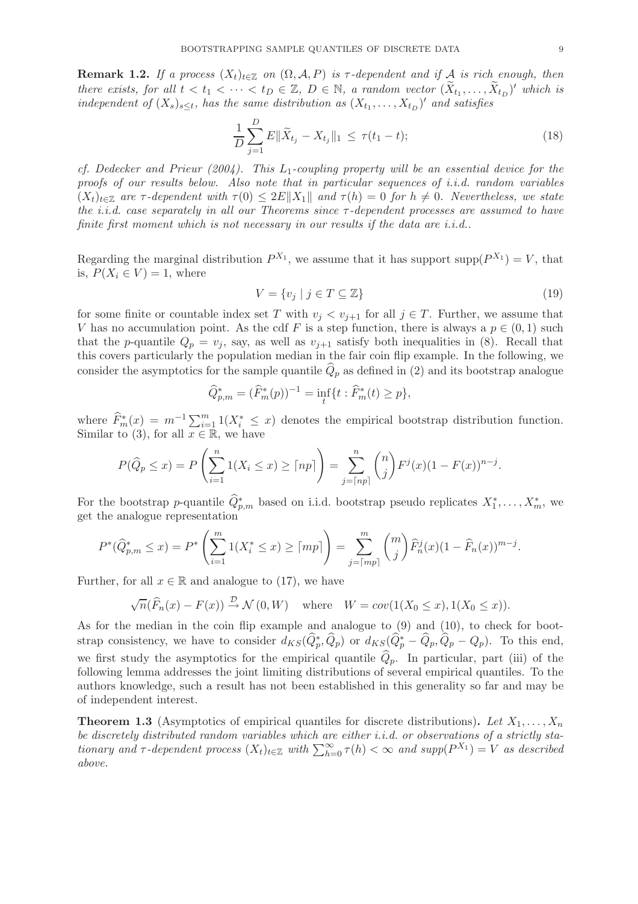**Remark 1.2.** *If a process $(X_t)_{t\in\mathbb{Z}}$ on $(\Omega, \mathcal{A}, P)$ is $\tau$-dependent and if $\mathcal{A}$ is rich enough, then there exists, for all $t < t_1 < \cdots < t_D \in \mathbb{Z}$, $D \in \mathbb{N}$, a random vector $(\widetilde{X}_{t_1}, \ldots, \widetilde{X}_{t_D})'$ which is independent of $(X_s)_{s\leq t}$, has the same distribution as $(X_{t_1}, \ldots, X_{t_D})'$ and satisfies*

$$\frac{1}{D}\sum_{j=1}^{D} E\|\widetilde{X}_{t_j} - X_{t_j}\|_1 \leq \tau(t_1 - t); \tag{18}$$

*cf. Dedecker and Prieur (2004). This $L_1$-coupling property will be an essential device for the proofs of our results below. Also note that in particular sequences of i.i.d. random variables $(X_t)_{t\in\mathbb{Z}}$ are $\tau$-dependent with $\tau(0) \leq 2E\|X_1\|$ and $\tau(h) = 0$ for $h \neq 0$. Nevertheless, we state the i.i.d. case separately in all our Theorems since $\tau$-dependent processes are assumed to have finite first moment which is not necessary in our results if the data are i.i.d..*

Regarding the marginal distribution $P^{X_1}$, we assume that it has support $\text{supp}(P^{X_1}) = V$, that is, $P(X_i \in V) = 1$, where

$$V = \{v_j \mid j \in T \subseteq \mathbb{Z}\} \tag{19}$$

for some finite or countable index set $T$ with $v_j < v_{j+1}$ for all $j \in T$. Further, we assume that $V$ has no accumulation point. As the cdf $F$ is a step function, there is always a $p \in (0, 1)$ such that the $p$-quantile $Q_p = v_j$, say, as well as $v_{j+1}$ satisfy both inequalities in (8). Recall that this covers particularly the population median in the fair coin flip example. In the following, we consider the asymptotics for the sample quantile $\widehat{Q}_p$ as defined in (2) and its bootstrap analogue

$$\widehat{Q}^*_{p,m} = (\widehat{F}^*_m(p))^{-1} = \inf_t\{t : \widehat{F}^*_m(t) \geq p\},$$

where $\widehat{F}^*_m(x) = m^{-1}\sum_{i=1}^{m} 1(X^*_i \leq x)$ denotes the empirical bootstrap distribution function. Similar to (3), for all $x \in \mathbb{R}$, we have

$$P(\widehat{Q}_p \leq x) = P\left(\sum_{i=1}^{n} 1(X_i \leq x) \geq \lceil np\rceil\right) = \sum_{j=\lceil np\rceil}^{n}\binom{n}{j}F^j(x)(1 - F(x))^{n-j}.$$

For the bootstrap $p$-quantile $\widehat{Q}^*_{p,m}$ based on i.i.d. bootstrap pseudo replicates $X^*_1, \ldots, X^*_m$, we get the analogue representation

$$P^*(\widehat{Q}^*_{p,m} \leq x) = P^*\left(\sum_{i=1}^{m} 1(X^*_i \leq x) \geq \lceil mp\rceil\right) = \sum_{j=\lceil mp\rceil}^{m}\binom{m}{j}\widehat{F}^j_n(x)(1 - \widehat{F}_n(x))^{m-j}.$$

Further, for all $x \in \mathbb{R}$ and analogue to (17), we have

$$\sqrt{n}(\widehat{F}_n(x) - F(x)) \xrightarrow{\mathcal{D}} \mathcal{N}(0, W) \quad \text{where} \quad W = cov(1(X_0 \leq x), 1(X_0 \leq x)).$$

As for the median in the coin flip example and analogue to (9) and (10), to check for bootstrap consistency, we have to consider $d_{KS}(\widehat{Q}^*_p, \widehat{Q}_p)$ or $d_{KS}(\widehat{Q}^*_p - \widehat{Q}_p, \widehat{Q}_p - Q_p)$. To this end, we first study the asymptotics for the empirical quantile $\widehat{Q}_p$. In particular, part (iii) of the following lemma addresses the joint limiting distributions of several empirical quantiles. To the authors knowledge, such a result has not been established in this generality so far and may be of independent interest.

**Theorem 1.3** (Asymptotics of empirical quantiles for discrete distributions)**.** *Let $X_1, \ldots, X_n$ be discretely distributed random variables which are either i.i.d. or observations of a strictly stationary and $\tau$-dependent process $(X_t)_{t\in\mathbb{Z}}$ with $\sum_{h=0}^{\infty}\tau(h) < \infty$ and $supp(P^{X_1}) = V$ as described above.*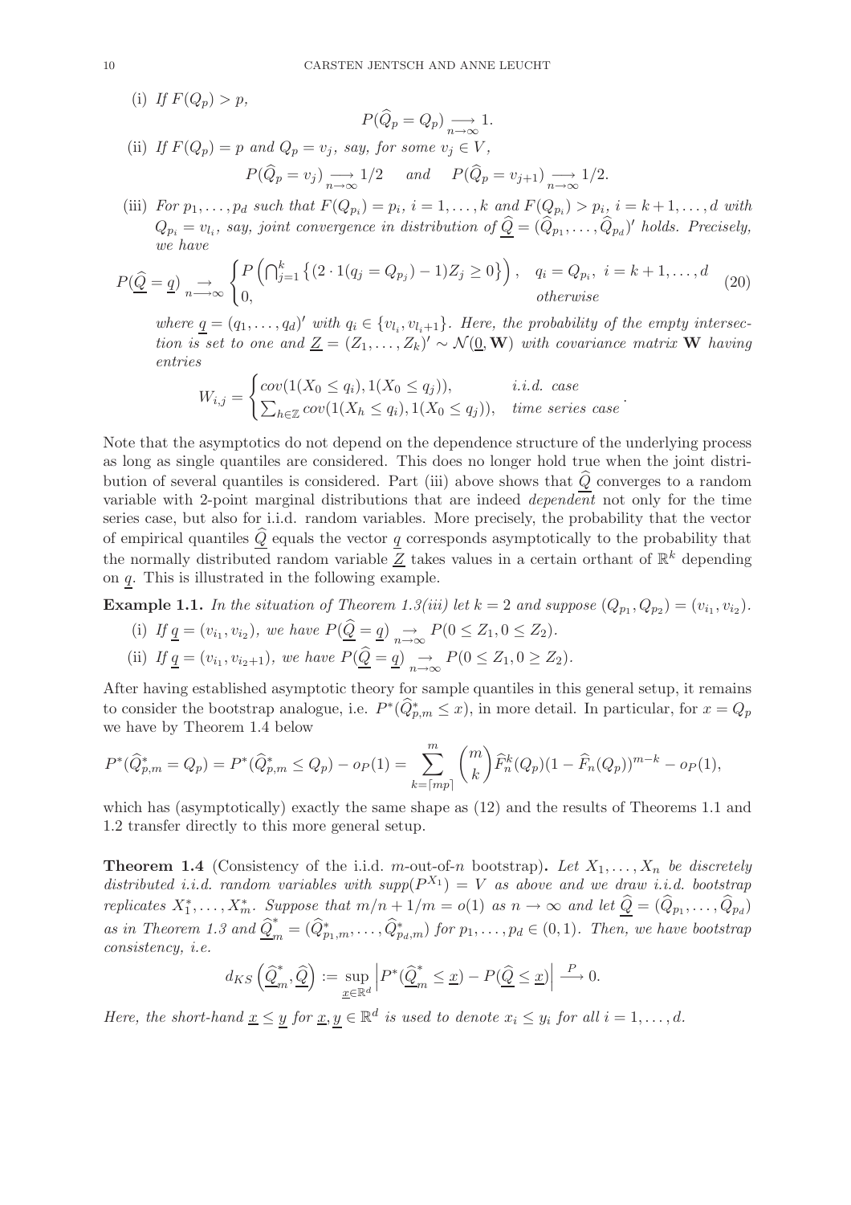(i) *If* $F(Q_p) > p$,

$$P(\widehat{Q}_p = Q_p) \underset{n\to\infty}{\longrightarrow} 1.$$

(ii) *If* $F(Q_p) = p$ *and* $Q_p = v_j$*, say, for some* $v_j \in V$,

$$P(\widehat{Q}_p = v_j) \underset{n\to\infty}{\longrightarrow} 1/2 \qquad and \qquad P(\widehat{Q}_p = v_{j+1}) \underset{n\to\infty}{\longrightarrow} 1/2.$$

(iii) *For* $p_1, \ldots, p_d$ *such that* $F(Q_{p_i}) = p_i$, $i = 1, \ldots, k$ *and* $F(Q_{p_i}) > p_i$, $i = k+1, \ldots, d$ *with* $Q_{p_i} = v_{l_i}$*, say, joint convergence in distribution of* $\underline{\widehat{Q}} = (\widehat{Q}_{p_1}, \ldots, \widehat{Q}_{p_d})'$ *holds. Precisely, we have*

$$P(\underline{\widehat{Q}} = \underline{q}) \underset{n\longrightarrow\infty}{\rightarrow} \begin{cases} P\left(\bigcap_{j=1}^{k} \left\{(2 \cdot 1(q_j = Q_{p_j}) - 1) Z_j \geq 0\right\}\right), & q_i = Q_{p_i},\ i = k+1, \ldots, d \\ 0, & otherwise \end{cases} \tag{20}$$

*where* $\underline{q} = (q_1, \ldots, q_d)'$ *with* $q_i \in \{v_{l_i}, v_{l_i+1}\}$*. Here, the probability of the empty intersection is set to one and* $\underline{Z} = (Z_1, \ldots, Z_k)' \sim \mathcal{N}(\underline{0}, \mathbf{W})$ *with covariance matrix* $\mathbf{W}$ *having entries*

$$W_{i,j} = \begin{cases} cov(1(X_0 \leq q_i), 1(X_0 \leq q_j)), & i.i.d.\ case \\ \sum_{h\in\mathbb{Z}} cov(1(X_h \leq q_i), 1(X_0 \leq q_j)), & time\ series\ case \end{cases}.$$

Note that the asymptotics do not depend on the dependence structure of the underlying process as long as single quantiles are considered. This does no longer hold true when the joint distribution of several quantiles is considered. Part (iii) above shows that $\widehat{Q}$ converges to a random variable with 2-point marginal distributions that are indeed *dependent* not only for the time series case, but also for i.i.d. random variables. More precisely, the probability that the vector of empirical quantiles $\underline{\widehat{Q}}$ equals the vector $\underline{q}$ corresponds asymptotically to the probability that the normally distributed random variable $\underline{Z}$ takes values in a certain orthant of $\mathbb{R}^k$ depending on $\underline{q}$. This is illustrated in the following example.

**Example 1.1.** *In the situation of Theorem 1.3(iii) let* $k = 2$ *and suppose* $(Q_{p_1}, Q_{p_2}) = (v_{i_1}, v_{i_2})$.

(i) *If* $\underline{q} = (v_{i_1}, v_{i_2})$*, we have* $P(\underline{\widehat{Q}} = \underline{q}) \underset{n\to\infty}{\rightarrow} P(0 \leq Z_1, 0 \leq Z_2)$.

(ii) *If* $\underline{q} = (v_{i_1}, v_{i_2+1})$*, we have* $P(\underline{\widehat{Q}} = \underline{q}) \underset{n\to\infty}{\rightarrow} P(0 \leq Z_1, 0 \geq Z_2)$.

After having established asymptotic theory for sample quantiles in this general setup, it remains to consider the bootstrap analogue, i.e. $P^*(\widehat{Q}^*_{p,m} \leq x)$, in more detail. In particular, for $x = Q_p$ we have by Theorem 1.4 below

$$P^*(\widehat{Q}^*_{p,m} = Q_p) = P^*(\widehat{Q}^*_{p,m} \leq Q_p) - o_P(1) = \sum_{k=\lceil mp \rceil}^{m} \binom{m}{k} \widehat{F}^k_n(Q_p)(1 - \widehat{F}_n(Q_p))^{m-k} - o_P(1),$$

which has (asymptotically) exactly the same shape as (12) and the results of Theorems 1.1 and 1.2 transfer directly to this more general setup.

**Theorem 1.4** (Consistency of the i.i.d. $m$-out-of-$n$ bootstrap)**.** *Let* $X_1, \ldots, X_n$ *be discretely distributed i.i.d. random variables with* $supp(P^{X_1}) = V$ *as above and we draw i.i.d. bootstrap replicates* $X^*_1, \ldots, X^*_m$*. Suppose that* $m/n + 1/m = o(1)$ *as* $n \to \infty$ *and let* $\underline{\widehat{Q}} = (\widehat{Q}_{p_1}, \ldots, \widehat{Q}_{p_d})$ *as in Theorem 1.3 and* $\underline{\widehat{Q}}^*_m = (\widehat{Q}^*_{p_1,m}, \ldots, \widehat{Q}^*_{p_d,m})$ *for* $p_1, \ldots, p_d \in (0, 1)$*. Then, we have bootstrap consistency, i.e.*

$$d_{KS}\left(\underline{\widehat{Q}}^*_m, \underline{\widehat{Q}}\right) := \sup_{\underline{x}\in\mathbb{R}^d} \left| P^*(\underline{\widehat{Q}}^*_m \leq \underline{x}) - P(\underline{\widehat{Q}} \leq \underline{x}) \right| \xrightarrow{P} 0.$$

*Here, the short-hand* $\underline{x} \leq \underline{y}$ *for* $\underline{x}, \underline{y} \in \mathbb{R}^d$ *is used to denote* $x_i \leq y_i$ *for all* $i = 1, \ldots, d$.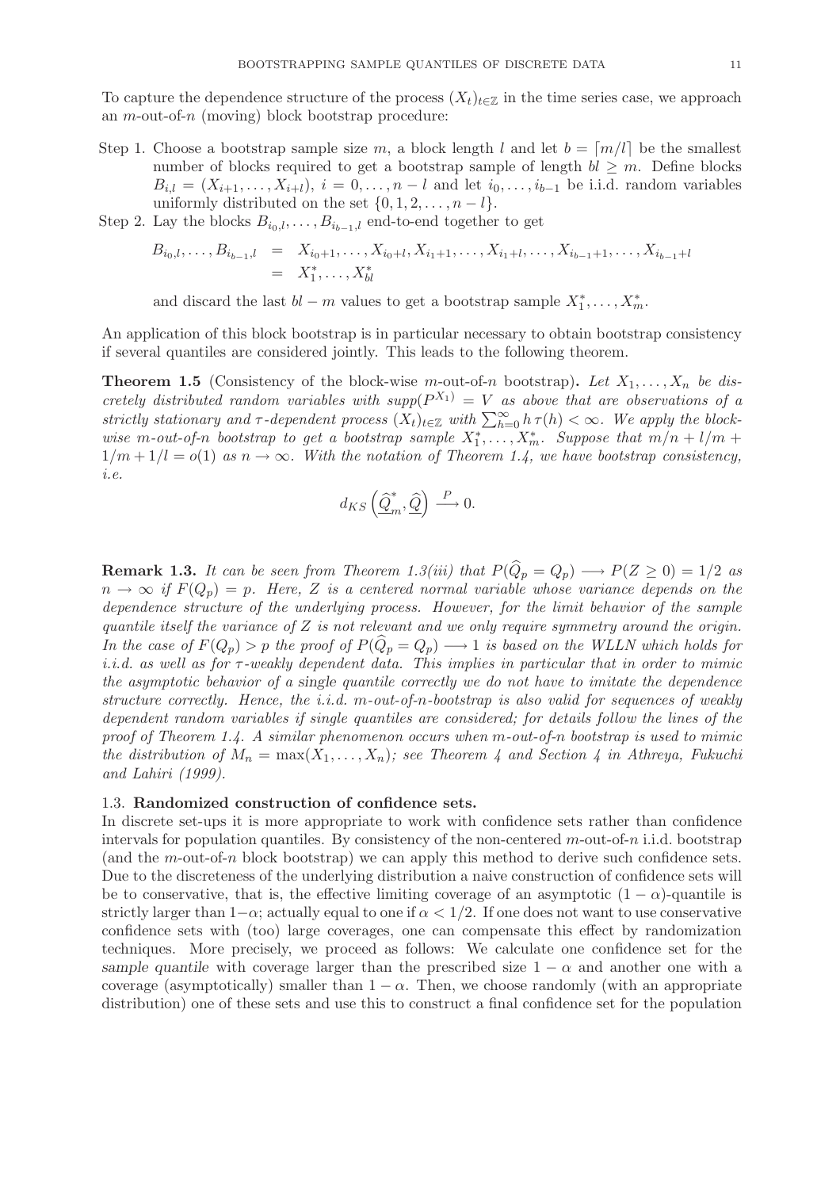To capture the dependence structure of the process $(X_t)_{t\in\mathbb{Z}}$ in the time series case, we approach an $m$-out-of-$n$ (moving) block bootstrap procedure:

Step 1. Choose a bootstrap sample size $m$, a block length $l$ and let $b = \lceil m/l \rceil$ be the smallest number of blocks required to get a bootstrap sample of length $bl \geq m$. Define blocks $B_{i,l} = (X_{i+1}, \ldots, X_{i+l})$, $i = 0, \ldots, n-l$ and let $i_0, \ldots, i_{b-1}$ be i.i.d. random variables uniformly distributed on the set $\{0, 1, 2, \ldots, n-l\}$.

Step 2. Lay the blocks $B_{i_0,l}, \ldots, B_{i_{b-1},l}$ end-to-end together to get

$$\begin{aligned} B_{i_0,l}, \ldots, B_{i_{b-1},l} &= X_{i_0+1}, \ldots, X_{i_0+l}, X_{i_1+1}, \ldots, X_{i_1+l}, \ldots, X_{i_{b-1}+1}, \ldots, X_{i_{b-1}+l} \\ &= X_1^*, \ldots, X_{bl}^* \end{aligned}$$

and discard the last $bl - m$ values to get a bootstrap sample $X_1^*, \ldots, X_m^*$.

An application of this block bootstrap is in particular necessary to obtain bootstrap consistency if several quantiles are considered jointly. This leads to the following theorem.

**Theorem 1.5** (Consistency of the block-wise $m$-out-of-$n$ bootstrap)**.** *Let $X_1, \ldots, X_n$ be discretely distributed random variables with $supp(P^{X_1}) = V$ as above that are observations of a strictly stationary and $\tau$-dependent process $(X_t)_{t\in\mathbb{Z}}$ with $\sum_{h=0}^{\infty} h\,\tau(h) < \infty$. We apply the block-wise $m$-out-of-$n$ bootstrap to get a bootstrap sample $X_1^*, \ldots, X_m^*$. Suppose that $m/n + l/m + 1/m + 1/l = o(1)$ as $n \to \infty$. With the notation of Theorem 1.4, we have bootstrap consistency, i.e.*

$$d_{KS}\left(\underline{\widehat{Q}}_m^*, \underline{\widehat{Q}}\right) \xrightarrow{P} 0.$$

**Remark 1.3.** *It can be seen from Theorem 1.3(iii) that $P(\widehat{Q}_p = Q_p) \longrightarrow P(Z \geq 0) = 1/2$ as $n \to \infty$ if $F(Q_p) = p$. Here, $Z$ is a centered normal variable whose variance depends on the dependence structure of the underlying process. However, for the limit behavior of the sample quantile itself the variance of $Z$ is not relevant and we only require symmetry around the origin. In the case of $F(Q_p) > p$ the proof of $P(\widehat{Q}_p = Q_p) \longrightarrow 1$ is based on the WLLN which holds for i.i.d. as well as for $\tau$-weakly dependent data. This implies in particular that in order to mimic the asymptotic behavior of a* single *quantile correctly we do not have to imitate the dependence structure correctly. Hence, the i.i.d. $m$-out-of-$n$-bootstrap is also valid for sequences of weakly dependent random variables if single quantiles are considered; for details follow the lines of the proof of Theorem 1.4. A similar phenomenon occurs when $m$-out-of-$n$ bootstrap is used to mimic the distribution of $M_n = \max(X_1, \ldots, X_n)$; see Theorem 4 and Section 4 in Athreya, Fukuchi and Lahiri (1999).*

### 1.3. **Randomized construction of confidence sets.**

In discrete set-ups it is more appropriate to work with confidence sets rather than confidence intervals for population quantiles. By consistency of the non-centered $m$-out-of-$n$ i.i.d. bootstrap (and the $m$-out-of-$n$ block bootstrap) we can apply this method to derive such confidence sets. Due to the discreteness of the underlying distribution a naive construction of confidence sets will be to conservative, that is, the effective limiting coverage of an asymptotic $(1-\alpha)$-quantile is strictly larger than $1-\alpha$; actually equal to one if $\alpha < 1/2$. If one does not want to use conservative confidence sets with (too) large coverages, one can compensate this effect by randomization techniques. More precisely, we proceed as follows: We calculate one confidence set for the *sample quantile* with coverage larger than the prescribed size $1-\alpha$ and another one with a coverage (asymptotically) smaller than $1-\alpha$. Then, we choose randomly (with an appropriate distribution) one of these sets and use this to construct a final confidence set for the population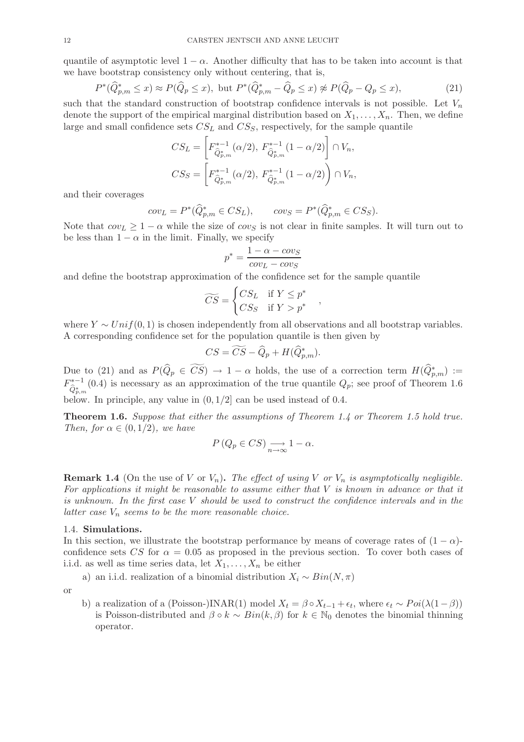quantile of asymptotic level $1-\alpha$. Another difficulty that has to be taken into account is that we have bootstrap consistency only without centering, that is,

$$P^*(\widehat{Q}_{p,m}^* \leq x) \approx P(\widehat{Q}_p \leq x), \text{ but } P^*(\widehat{Q}_{p,m}^* - \widehat{Q}_p \leq x) \not\approx P(\widehat{Q}_p - Q_p \leq x), \tag{21}$$

such that the standard construction of bootstrap confidence intervals is not possible. Let $V_n$ denote the support of the empirical marginal distribution based on $X_1, \ldots, X_n$. Then, we define large and small confidence sets $CS_L$ and $CS_S$, respectively, for the sample quantile

$$CS_L = \left[F_{\widehat{Q}_{p,m}^*}^{*-1}(\alpha/2),\ F_{\widehat{Q}_{p,m}^*}^{*-1}(1-\alpha/2)\right] \cap V_n,$$

$$CS_S = \left[F_{\widehat{Q}_{p,m}^*}^{*-1}(\alpha/2),\ F_{\widehat{Q}_{p,m}^*}^{*-1}(1-\alpha/2)\right) \cap V_n,$$

and their coverages

$$cov_L = P^*(\widehat{Q}_{p,m}^* \in CS_L), \qquad cov_S = P^*(\widehat{Q}_{p,m}^* \in CS_S).$$

Note that $cov_L \geq 1-\alpha$ while the size of $cov_S$ is not clear in finite samples. It will turn out to be less than $1-\alpha$ in the limit. Finally, we specify

$$p^* = \frac{1-\alpha-cov_S}{cov_L - cov_S}$$

and define the bootstrap approximation of the confidence set for the sample quantile

$$\widetilde{CS} = \begin{cases} CS_L & \text{if } Y \leq p^* \\ CS_S & \text{if } Y > p^* \end{cases},$$

where $Y \sim Unif(0,1)$ is chosen independently from all observations and all bootstrap variables. A corresponding confidence set for the population quantile is then given by

$$CS = \widetilde{CS} - \widehat{Q}_p + H(\widehat{Q}_{p,m}^*).$$

Due to (21) and as $P(\widehat{Q}_p \in \widetilde{CS}) \to 1-\alpha$ holds, the use of a correction term $H(\widehat{Q}_{p,m}^*) := F_{\widehat{Q}_{p,m}^*}^{*-1}(0.4)$ is necessary as an approximation of the true quantile $Q_p$; see proof of Theorem 1.6 below. In principle, any value in $(0, 1/2]$ can be used instead of 0.4.

**Theorem 1.6.** *Suppose that either the assumptions of Theorem 1.4 or Theorem 1.5 hold true. Then, for $\alpha \in (0, 1/2)$, we have*

$$P\left(Q_p \in CS\right) \underset{n\to\infty}{\longrightarrow} 1-\alpha.$$

**Remark 1.4** (On the use of $V$ or $V_n$)**.** *The effect of using $V$ or $V_n$ is asymptotically negligible. For applications it might be reasonable to assume either that $V$ is known in advance or that it is unknown. In the first case $V$ should be used to construct the confidence intervals and in the latter case $V_n$ seems to be the more reasonable choice.*

### 1.4. Simulations.

In this section, we illustrate the bootstrap performance by means of coverage rates of $(1-\alpha)$-confidence sets $CS$ for $\alpha = 0.05$ as proposed in the previous section. To cover both cases of i.i.d. as well as time series data, let $X_1, \ldots, X_n$ be either

a) an i.i.d. realization of a binomial distribution $X_i \sim Bin(N, \pi)$

or

b) a realization of a (Poisson-)INAR(1) model $X_t = \beta \circ X_{t-1} + \epsilon_t$, where $\epsilon_t \sim Poi(\lambda(1-\beta))$ is Poisson-distributed and $\beta \circ k \sim Bin(k, \beta)$ for $k \in \mathbb{N}_0$ denotes the binomial thinning operator.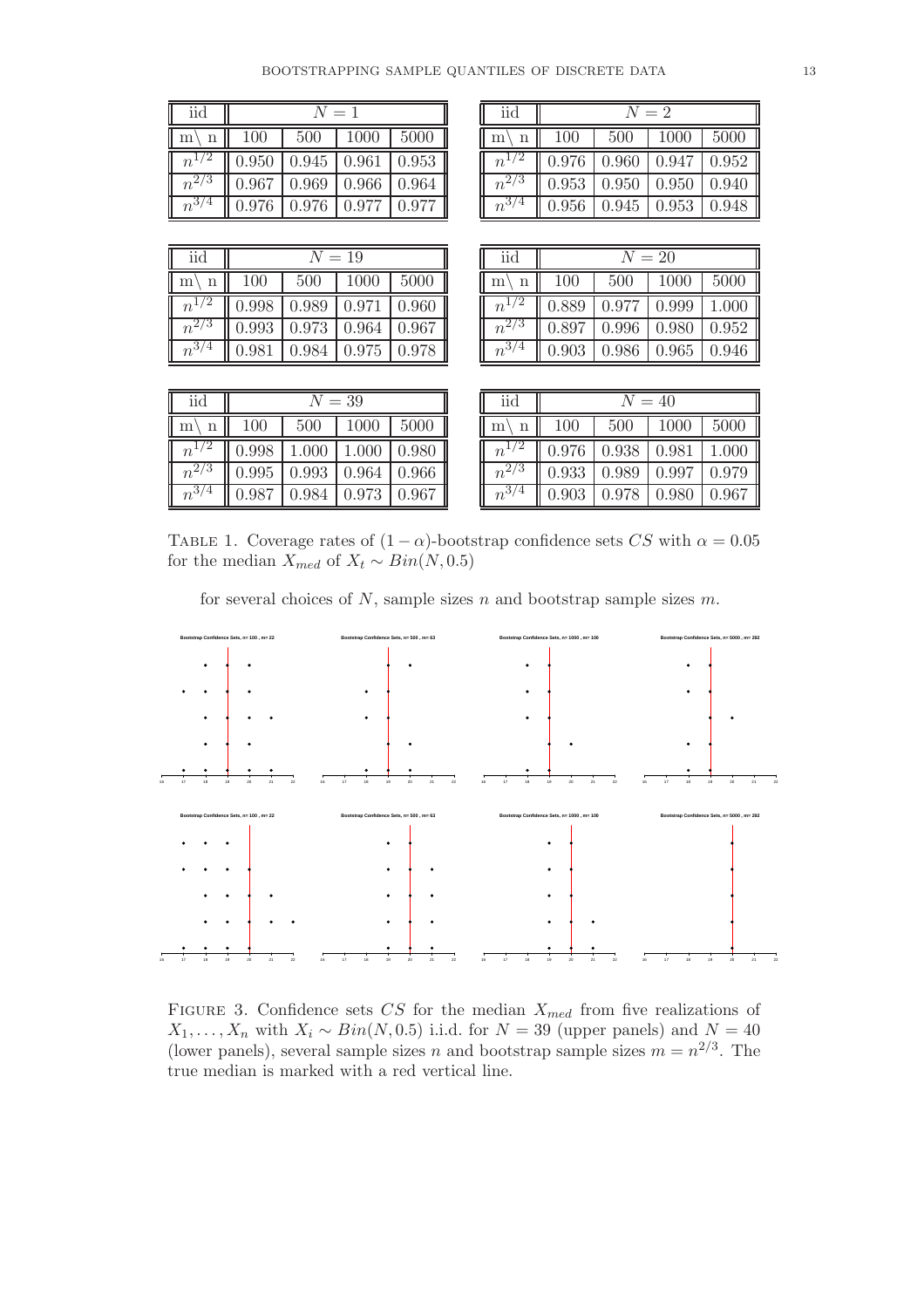| iid | $N=1$ | | | |
|---|---|---|---|---|
| m \ n | 100 | 500 | 1000 | 5000 |
| $n^{1/2}$ | 0.950 | 0.945 | 0.961 | 0.953 |
| $n^{2/3}$ | 0.967 | 0.969 | 0.966 | 0.964 |
| $n^{3/4}$ | 0.976 | 0.976 | 0.977 | 0.977 |

| iid | $N=2$ | | | |
|---|---|---|---|---|
| m \ n | 100 | 500 | 1000 | 5000 |
| $n^{1/2}$ | 0.976 | 0.960 | 0.947 | 0.952 |
| $n^{2/3}$ | 0.953 | 0.950 | 0.950 | 0.940 |
| $n^{3/4}$ | 0.956 | 0.945 | 0.953 | 0.948 |

| iid | $N=19$ | | | |
|---|---|---|---|---|
| m \ n | 100 | 500 | 1000 | 5000 |
| $n^{1/2}$ | 0.998 | 0.989 | 0.971 | 0.960 |
| $n^{2/3}$ | 0.993 | 0.973 | 0.964 | 0.967 |
| $n^{3/4}$ | 0.981 | 0.984 | 0.975 | 0.978 |

| iid | $N=20$ | | | |
|---|---|---|---|---|
| m \ n | 100 | 500 | 1000 | 5000 |
| $n^{1/2}$ | 0.889 | 0.977 | 0.999 | 1.000 |
| $n^{2/3}$ | 0.897 | 0.996 | 0.980 | 0.952 |
| $n^{3/4}$ | 0.903 | 0.986 | 0.965 | 0.946 |

| iid | $N=39$ | | | |
|---|---|---|---|---|
| m \ n | 100 | 500 | 1000 | 5000 |
| $n^{1/2}$ | 0.998 | 1.000 | 1.000 | 0.980 |
| $n^{2/3}$ | 0.995 | 0.993 | 0.964 | 0.966 |
| $n^{3/4}$ | 0.987 | 0.984 | 0.973 | 0.967 |

| iid | $N=40$ | | | |
|---|---|---|---|---|
| m \ n | 100 | 500 | 1000 | 5000 |
| $n^{1/2}$ | 0.976 | 0.938 | 0.981 | 1.000 |
| $n^{2/3}$ | 0.933 | 0.989 | 0.997 | 0.979 |
| $n^{3/4}$ | 0.903 | 0.978 | 0.980 | 0.967 |

TABLE 1. Coverage rates of $(1-\alpha)$-bootstrap confidence sets $CS$ with $\alpha = 0.05$ for the median $X_{med}$ of $X_t \sim Bin(N, 0.5)$

for several choices of $N$, sample sizes $n$ and bootstrap sample sizes $m$.

FIGURE 3. Confidence sets $CS$ for the median $X_{med}$ from five realizations of $X_1, \ldots, X_n$ with $X_i \sim Bin(N, 0.5)$ i.i.d. for $N = 39$ (upper panels) and $N = 40$ (lower panels), several sample sizes $n$ and bootstrap sample sizes $m = n^{2/3}$. The true median is marked with a red vertical line.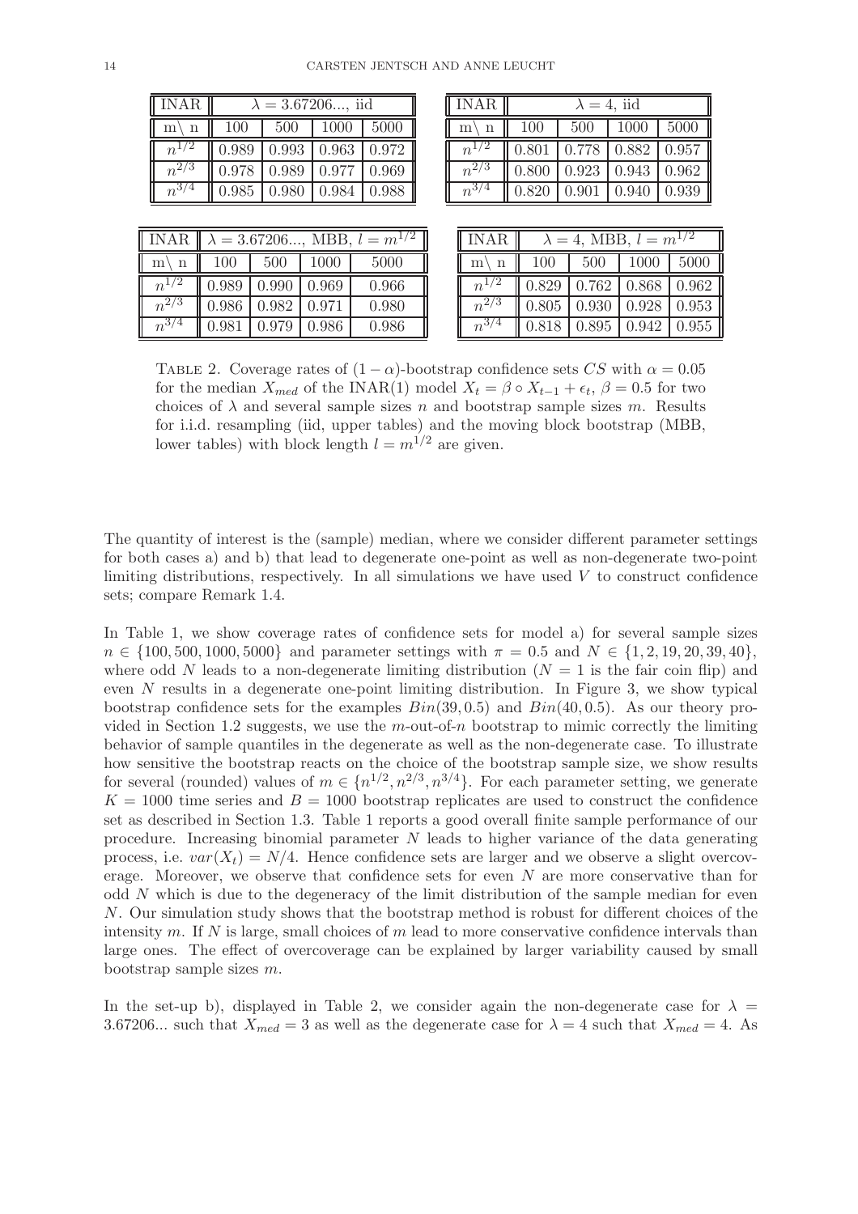| INAR | $\lambda = 3.67206...$, iid | | | |
|---|---|---|---|---|
| m\ n | 100 | 500 | 1000 | 5000 |
| $n^{1/2}$ | 0.989 | 0.993 | 0.963 | 0.972 |
| $n^{2/3}$ | 0.978 | 0.989 | 0.977 | 0.969 |
| $n^{3/4}$ | 0.985 | 0.980 | 0.984 | 0.988 |

| INAR | $\lambda = 4$, iid | | | |
|---|---|---|---|---|
| m\ n | 100 | 500 | 1000 | 5000 |
| $n^{1/2}$ | 0.801 | 0.778 | 0.882 | 0.957 |
| $n^{2/3}$ | 0.800 | 0.923 | 0.943 | 0.962 |
| $n^{3/4}$ | 0.820 | 0.901 | 0.940 | 0.939 |

| INAR | $\lambda = 3.67206...$, MBB, $l = m^{1/2}$ | | | |
|---|---|---|---|---|
| m\ n | 100 | 500 | 1000 | 5000 |
| $n^{1/2}$ | 0.989 | 0.990 | 0.969 | 0.966 |
| $n^{2/3}$ | 0.986 | 0.982 | 0.971 | 0.980 |
| $n^{3/4}$ | 0.981 | 0.979 | 0.986 | 0.986 |

| INAR | $\lambda = 4$, MBB, $l = m^{1/2}$ | | | |
|---|---|---|---|---|
| m\ n | 100 | 500 | 1000 | 5000 |
| $n^{1/2}$ | 0.829 | 0.762 | 0.868 | 0.962 |
| $n^{2/3}$ | 0.805 | 0.930 | 0.928 | 0.953 |
| $n^{3/4}$ | 0.818 | 0.895 | 0.942 | 0.955 |

TABLE 2. Coverage rates of $(1-\alpha)$-bootstrap confidence sets $CS$ with $\alpha = 0.05$ for the median $X_{med}$ of the INAR(1) model $X_t = \beta \circ X_{t-1} + \epsilon_t$, $\beta = 0.5$ for two choices of $\lambda$ and several sample sizes $n$ and bootstrap sample sizes $m$. Results for i.i.d. resampling (iid, upper tables) and the moving block bootstrap (MBB, lower tables) with block length $l = m^{1/2}$ are given.

The quantity of interest is the (sample) median, where we consider different parameter settings for both cases a) and b) that lead to degenerate one-point as well as non-degenerate two-point limiting distributions, respectively. In all simulations we have used $V$ to construct confidence sets; compare Remark 1.4.

In Table 1, we show coverage rates of confidence sets for model a) for several sample sizes $n \in \{100, 500, 1000, 5000\}$ and parameter settings with $\pi = 0.5$ and $N \in \{1, 2, 19, 20, 39, 40\}$, where odd $N$ leads to a non-degenerate limiting distribution ($N = 1$ is the fair coin flip) and even $N$ results in a degenerate one-point limiting distribution. In Figure 3, we show typical bootstrap confidence sets for the examples $Bin(39, 0.5)$ and $Bin(40, 0.5)$. As our theory provided in Section 1.2 suggests, we use the $m$-out-of-$n$ bootstrap to mimic correctly the limiting behavior of sample quantiles in the degenerate as well as the non-degenerate case. To illustrate how sensitive the bootstrap reacts on the choice of the bootstrap sample size, we show results for several (rounded) values of $m \in \{n^{1/2}, n^{2/3}, n^{3/4}\}$. For each parameter setting, we generate $K = 1000$ time series and $B = 1000$ bootstrap replicates are used to construct the confidence set as described in Section 1.3. Table 1 reports a good overall finite sample performance of our procedure. Increasing binomial parameter $N$ leads to higher variance of the data generating process, i.e. $var(X_t) = N/4$. Hence confidence sets are larger and we observe a slight overcoverage. Moreover, we observe that confidence sets for even $N$ are more conservative than for odd $N$ which is due to the degeneracy of the limit distribution of the sample median for even $N$. Our simulation study shows that the bootstrap method is robust for different choices of the intensity $m$. If $N$ is large, small choices of $m$ lead to more conservative confidence intervals than large ones. The effect of overcoverage can be explained by larger variability caused by small bootstrap sample sizes $m$.

In the set-up b), displayed in Table 2, we consider again the non-degenerate case for $\lambda = 3.67206...$ such that $X_{med} = 3$ as well as the degenerate case for $\lambda = 4$ such that $X_{med} = 4$. As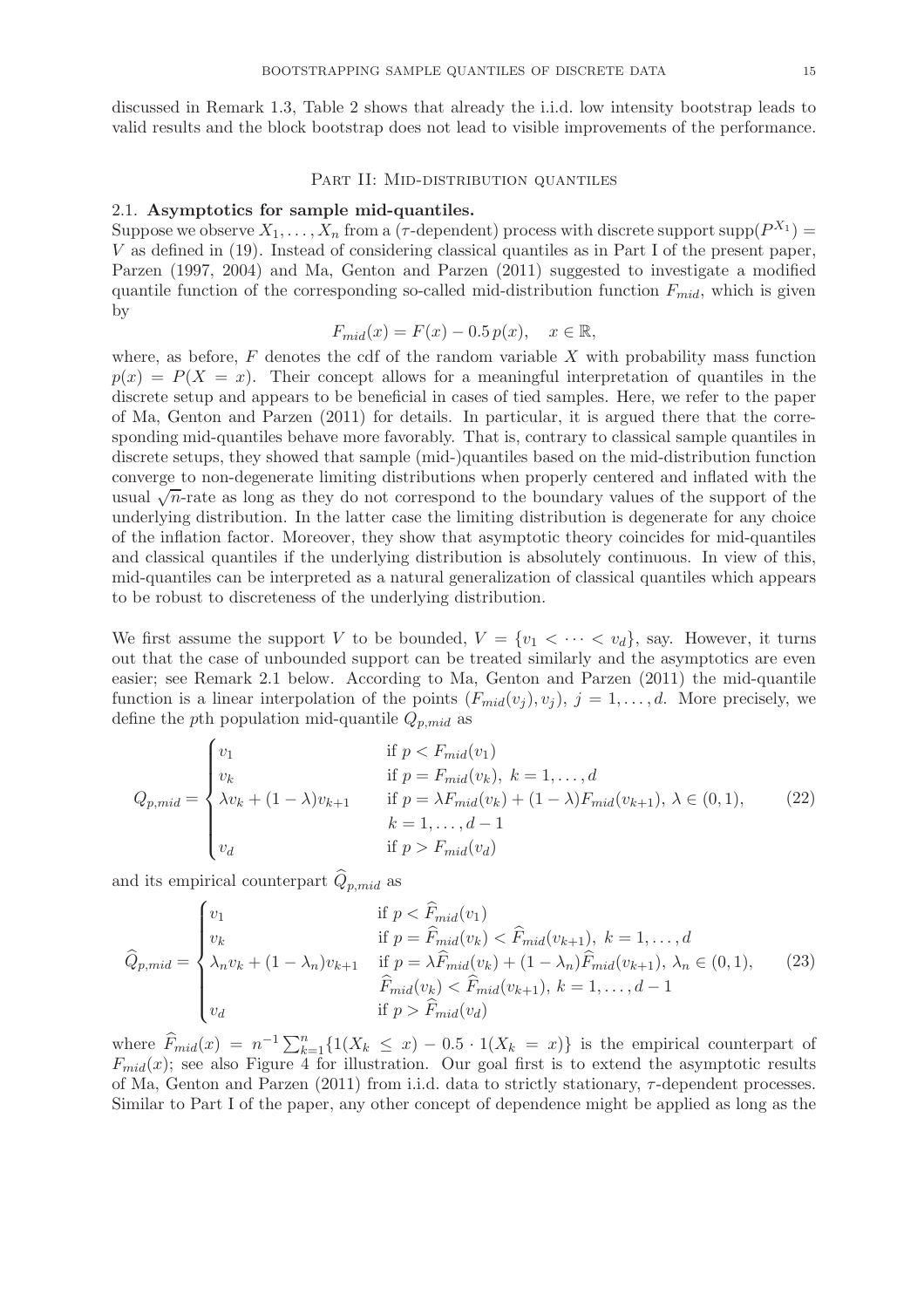discussed in Remark 1.3, Table 2 shows that already the i.i.d. low intensity bootstrap leads to valid results and the block bootstrap does not lead to visible improvements of the performance.

## Part II: Mid-distribution quantiles

### 2.1. Asymptotics for sample mid-quantiles.

Suppose we observe $X_1, \ldots, X_n$ from a ($\tau$-dependent) process with discrete support $\operatorname{supp}(P^{X_1}) = V$ as defined in (19). Instead of considering classical quantiles as in Part I of the present paper, Parzen (1997, 2004) and Ma, Genton and Parzen (2011) suggested to investigate a modified quantile function of the corresponding so-called mid-distribution function $F_{mid}$, which is given by

$$F_{mid}(x) = F(x) - 0.5\, p(x), \quad x \in \mathbb{R},$$

where, as before, $F$ denotes the cdf of the random variable $X$ with probability mass function $p(x) = P(X = x)$. Their concept allows for a meaningful interpretation of quantiles in the discrete setup and appears to be beneficial in cases of tied samples. Here, we refer to the paper of Ma, Genton and Parzen (2011) for details. In particular, it is argued there that the corresponding mid-quantiles behave more favorably. That is, contrary to classical sample quantiles in discrete setups, they showed that sample (mid-)quantiles based on the mid-distribution function converge to non-degenerate limiting distributions when properly centered and inflated with the usual $\sqrt{n}$-rate as long as they do not correspond to the boundary values of the support of the underlying distribution. In the latter case the limiting distribution is degenerate for any choice of the inflation factor. Moreover, they show that asymptotic theory coincides for mid-quantiles and classical quantiles if the underlying distribution is absolutely continuous. In view of this, mid-quantiles can be interpreted as a natural generalization of classical quantiles which appears to be robust to discreteness of the underlying distribution.

We first assume the support $V$ to be bounded, $V = \{v_1 < \cdots < v_d\}$, say. However, it turns out that the case of unbounded support can be treated similarly and the asymptotics are even easier; see Remark 2.1 below. According to Ma, Genton and Parzen (2011) the mid-quantile function is a linear interpolation of the points $(F_{mid}(v_j), v_j)$, $j = 1, \ldots, d$. More precisely, we define the $p$th population mid-quantile $Q_{p,mid}$ as

$$Q_{p,mid} = \begin{cases} v_1 & \text{if } p < F_{mid}(v_1) \\ v_k & \text{if } p = F_{mid}(v_k),\ k = 1, \ldots, d \\ \lambda v_k + (1-\lambda) v_{k+1} & \text{if } p = \lambda F_{mid}(v_k) + (1-\lambda) F_{mid}(v_{k+1}),\ \lambda \in (0,1), \\ & \quad k = 1, \ldots, d-1 \\ v_d & \text{if } p > F_{mid}(v_d) \end{cases} \tag{22}$$

and its empirical counterpart $\widehat{Q}_{p,mid}$ as

$$\widehat{Q}_{p,mid} = \begin{cases} v_1 & \text{if } p < \widehat{F}_{mid}(v_1) \\ v_k & \text{if } p = \widehat{F}_{mid}(v_k) < \widehat{F}_{mid}(v_{k+1}),\ k = 1, \ldots, d \\ \lambda_n v_k + (1-\lambda_n) v_{k+1} & \text{if } p = \lambda \widehat{F}_{mid}(v_k) + (1-\lambda_n) \widehat{F}_{mid}(v_{k+1}),\ \lambda_n \in (0,1), \\ & \quad \widehat{F}_{mid}(v_k) < \widehat{F}_{mid}(v_{k+1}),\ k = 1, \ldots, d-1 \\ v_d & \text{if } p > \widehat{F}_{mid}(v_d) \end{cases} \tag{23}$$

where $\widehat{F}_{mid}(x) = n^{-1} \sum_{k=1}^{n} \{1(X_k \leq x) - 0.5 \cdot 1(X_k = x)\}$ is the empirical counterpart of $F_{mid}(x)$; see also Figure 4 for illustration. Our goal first is to extend the asymptotic results of Ma, Genton and Parzen (2011) from i.i.d. data to strictly stationary, $\tau$-dependent processes. Similar to Part I of the paper, any other concept of dependence might be applied as long as the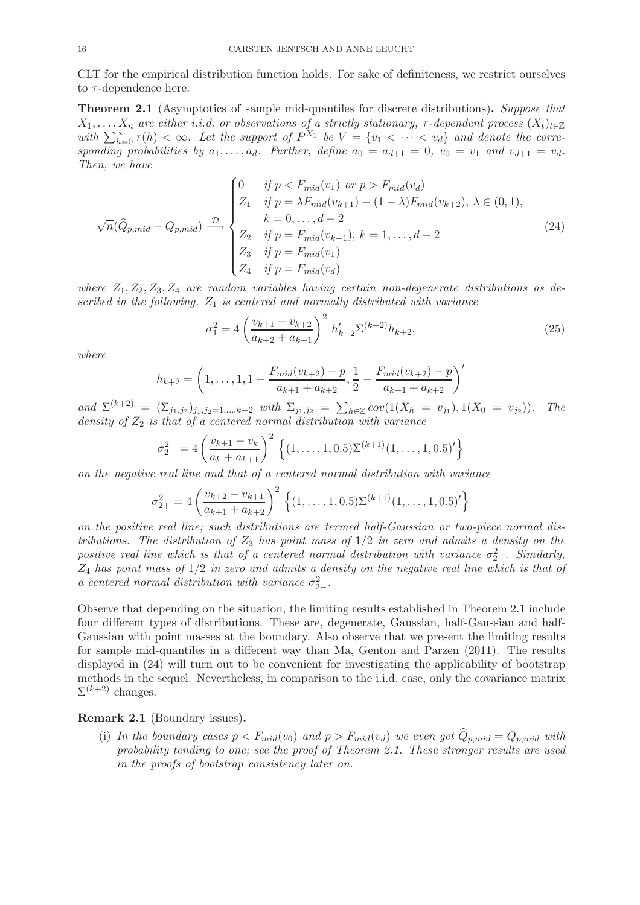CLT for the empirical distribution function holds. For sake of definiteness, we restrict ourselves to $\tau$-dependence here.

**Theorem 2.1** (Asymptotics of sample mid-quantiles for discrete distributions)**.** *Suppose that $X_1, \ldots, X_n$ are either i.i.d. or observations of a strictly stationary, $\tau$-dependent process $(X_t)_{t\in\mathbb{Z}}$ with $\sum_{h=0}^{\infty} \tau(h) < \infty$. Let the support of $P^{X_1}$ be $V = \{v_1 < \cdots < v_d\}$ and denote the corresponding probabilities by $a_1, \ldots, a_d$. Further, define $a_0 = a_{d+1} = 0$, $v_0 = v_1$ and $v_{d+1} = v_d$. Then, we have*

$$\sqrt{n}(\widehat{Q}_{p,mid} - Q_{p,mid}) \xrightarrow{\mathcal{D}} \begin{cases} 0 & \text{if } p < F_{mid}(v_1) \text{ or } p > F_{mid}(v_d) \\ Z_1 & \text{if } p = \lambda F_{mid}(v_{k+1}) + (1-\lambda) F_{mid}(v_{k+2}),\ \lambda \in (0,1), \\ & k = 0, \ldots, d-2 \\ Z_2 & \text{if } p = F_{mid}(v_{k+1}),\ k = 1, \ldots, d-2 \\ Z_3 & \text{if } p = F_{mid}(v_1) \\ Z_4 & \text{if } p = F_{mid}(v_d) \end{cases} \tag{24}$$

*where $Z_1, Z_2, Z_3, Z_4$ are random variables having certain non-degenerate distributions as described in the following. $Z_1$ is centered and normally distributed with variance*

$$\sigma_1^2 = 4\left(\frac{v_{k+1} - v_{k+2}}{a_{k+2} + a_{k+1}}\right)^2 h_{k+2}' \Sigma^{(k+2)} h_{k+2}, \tag{25}$$

*where*

$$h_{k+2} = \left(1, \ldots, 1, 1 - \frac{F_{mid}(v_{k+2}) - p}{a_{k+1} + a_{k+2}}, \frac{1}{2} - \frac{F_{mid}(v_{k+2}) - p}{a_{k+1} + a_{k+2}}\right)'$$

*and $\Sigma^{(k+2)} = (\Sigma_{j_1,j_2})_{j_1,j_2=1,\ldots,k+2}$ with $\Sigma_{j_1,j_2} = \sum_{h\in\mathbb{Z}} cov(1(X_h = v_{j_1}), 1(X_0 = v_{j_2}))$. The density of $Z_2$ is that of a centered normal distribution with variance*

$$\sigma_{2-}^2 = 4\left(\frac{v_{k+1} - v_k}{a_k + a_{k+1}}\right)^2 \left\{(1, \ldots, 1, 0.5)\Sigma^{(k+1)}(1, \ldots, 1, 0.5)'\right\}$$

*on the negative real line and that of a centered normal distribution with variance*

$$\sigma_{2+}^2 = 4\left(\frac{v_{k+2} - v_{k+1}}{a_{k+1} + a_{k+2}}\right)^2 \left\{(1, \ldots, 1, 0.5)\Sigma^{(k+1)}(1, \ldots, 1, 0.5)'\right\}$$

*on the positive real line; such distributions are termed half-Gaussian or two-piece normal distributions. The distribution of $Z_3$ has point mass of $1/2$ in zero and admits a density on the positive real line which is that of a centered normal distribution with variance $\sigma_{2+}^2$. Similarly, $Z_4$ has point mass of $1/2$ in zero and admits a density on the negative real line which is that of a centered normal distribution with variance $\sigma_{2-}^2$.*

Observe that depending on the situation, the limiting results established in Theorem 2.1 include four different types of distributions. These are, degenerate, Gaussian, half-Gaussian and half-Gaussian with point masses at the boundary. Also observe that we present the limiting results for sample mid-quantiles in a different way than Ma, Genton and Parzen (2011). The results displayed in (24) will turn out to be convenient for investigating the applicability of bootstrap methods in the sequel. Nevertheless, in comparison to the i.i.d. case, only the covariance matrix $\Sigma^{(k+2)}$ changes.

**Remark 2.1** (Boundary issues)**.**

(i) *In the boundary cases $p < F_{mid}(v_0)$ and $p > F_{mid}(v_d)$ we even get $\widehat{Q}_{p,mid} = Q_{p,mid}$ with probability tending to one; see the proof of Theorem 2.1. These stronger results are used in the proofs of bootstrap consistency later on.*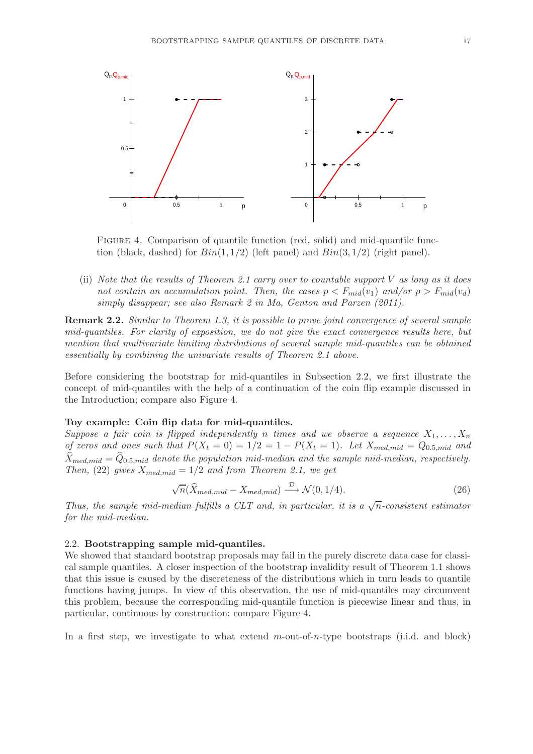FIGURE 4. Comparison of quantile function (red, solid) and mid-quantile function (black, dashed) for $Bin(1, 1/2)$ (left panel) and $Bin(3, 1/2)$ (right panel).

(ii) *Note that the results of Theorem 2.1 carry over to countable support $V$ as long as it does not contain an accumulation point. Then, the cases $p < F_{mid}(v_1)$ and/or $p > F_{mid}(v_d)$ simply disappear; see also Remark 2 in Ma, Genton and Parzen (2011).*

**Remark 2.2.** *Similar to Theorem 1.3, it is possible to prove joint convergence of several sample mid-quantiles. For clarity of exposition, we do not give the exact convergence results here, but mention that multivariate limiting distributions of several sample mid-quantiles can be obtained essentially by combining the univariate results of Theorem 2.1 above.*

Before considering the bootstrap for mid-quantiles in Subsection 2.2, we first illustrate the concept of mid-quantiles with the help of a continuation of the coin flip example discussed in the Introduction; compare also Figure 4.

**Toy example: Coin flip data for mid-quantiles.**
*Suppose a fair coin is flipped independently $n$ times and we observe a sequence $X_1, \ldots, X_n$ of zeros and ones such that $P(X_t = 0) = 1/2 = 1 - P(X_t = 1)$. Let $X_{med,mid} = Q_{0.5,mid}$ and $\widehat{X}_{med,mid} = \widehat{Q}_{0.5,mid}$ denote the population mid-median and the sample mid-median, respectively. Then, (22) gives $X_{med,mid} = 1/2$ and from Theorem 2.1, we get*

$$\sqrt{n}(\widehat{X}_{med,mid} - X_{med,mid}) \xrightarrow{\mathcal{D}} \mathcal{N}(0, 1/4). \tag{26}$$

*Thus, the sample mid-median fulfills a CLT and, in particular, it is a $\sqrt{n}$-consistent estimator for the mid-median.*

## 2.2. Bootstrapping sample mid-quantiles.

We showed that standard bootstrap proposals may fail in the purely discrete data case for classical sample quantiles. A closer inspection of the bootstrap invalidity result of Theorem 1.1 shows that this issue is caused by the discreteness of the distributions which in turn leads to quantile functions having jumps. In view of this observation, the use of mid-quantiles may circumvent this problem, because the corresponding mid-quantile function is piecewise linear and thus, in particular, continuous by construction; compare Figure 4.

In a first step, we investigate to what extend $m$-out-of-$n$-type bootstraps (i.i.d. and block)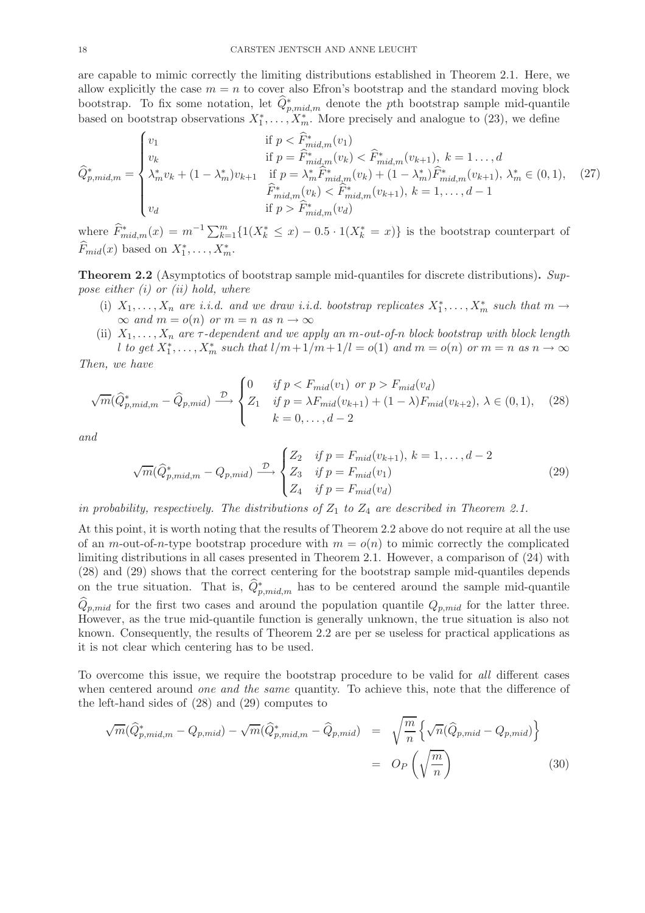are capable to mimic correctly the limiting distributions established in Theorem 2.1. Here, we allow explicitly the case $m = n$ to cover also Efron's bootstrap and the standard moving block bootstrap. To fix some notation, let $\widehat{Q}^*_{p,mid,m}$ denote the $p$th bootstrap sample mid-quantile based on bootstrap observations $X_1^*, \ldots, X_m^*$. More precisely and analogue to (23), we define

$$
\widehat{Q}^*_{p,mid,m} = \begin{cases} v_1 & \text{if } p < \widehat{F}^*_{mid,m}(v_1) \\ v_k & \text{if } p = \widehat{F}^*_{mid,m}(v_k) < \widehat{F}^*_{mid,m}(v_{k+1}),\ k = 1\ldots, d \\ \lambda^*_m v_k + (1-\lambda^*_m) v_{k+1} & \text{if } p = \lambda^*_m \widehat{F}^*_{mid,m}(v_k) + (1-\lambda^*_m)\widehat{F}^*_{mid,m}(v_{k+1}),\ \lambda^*_m \in (0,1), \\ & \widehat{F}^*_{mid,m}(v_k) < \widehat{F}^*_{mid,m}(v_{k+1}),\ k = 1, \ldots, d-1 \\ v_d & \text{if } p > \widehat{F}^*_{mid,m}(v_d) \end{cases} \tag{27}
$$

where $\widehat{F}^*_{mid,m}(x) = m^{-1}\sum_{k=1}^m \{1(X_k^* \leq x) - 0.5 \cdot 1(X_k^* = x)\}$ is the bootstrap counterpart of $\widehat{F}_{mid}(x)$ based on $X_1^*, \ldots, X_m^*$.

**Theorem 2.2** (Asymptotics of bootstrap sample mid-quantiles for discrete distributions)**.** *Suppose either (i) or (ii) hold, where*

- (i) *$X_1, \ldots, X_n$ are i.i.d. and we draw i.i.d. bootstrap replicates $X_1^*, \ldots, X_m^*$ such that $m \to \infty$ and $m = o(n)$ or $m = n$ as $n \to \infty$*
- (ii) *$X_1, \ldots, X_n$ are $\tau$-dependent and we apply an $m$-out-of-$n$ block bootstrap with block length $l$ to get $X_1^*, \ldots, X_m^*$ such that $l/m + 1/m + 1/l = o(1)$ and $m = o(n)$ or $m = n$ as $n \to \infty$*

*Then, we have*

$$
\sqrt{m}(\widehat{Q}^*_{p,mid,m} - \widehat{Q}_{p,mid}) \xrightarrow{\mathcal{D}} \begin{cases} 0 & \text{if } p < F_{mid}(v_1) \text{ or } p > F_{mid}(v_d) \\ Z_1 & \text{if } p = \lambda F_{mid}(v_{k+1}) + (1-\lambda)F_{mid}(v_{k+2}),\ \lambda \in (0,1), \\ & k = 0, \ldots, d-2 \end{cases} \tag{28}
$$

*and*

$$
\sqrt{m}(\widehat{Q}^*_{p,mid,m} - Q_{p,mid}) \xrightarrow{\mathcal{D}} \begin{cases} Z_2 & \text{if } p = F_{mid}(v_{k+1}),\ k = 1, \ldots, d-2 \\ Z_3 & \text{if } p = F_{mid}(v_1) \\ Z_4 & \text{if } p = F_{mid}(v_d) \end{cases} \tag{29}
$$

*in probability, respectively. The distributions of $Z_1$ to $Z_4$ are described in Theorem 2.1.*

At this point, it is worth noting that the results of Theorem 2.2 above do not require at all the use of an $m$-out-of-$n$-type bootstrap procedure with $m = o(n)$ to mimic correctly the complicated limiting distributions in all cases presented in Theorem 2.1. However, a comparison of (24) with (28) and (29) shows that the correct centering for the bootstrap sample mid-quantiles depends on the true situation. That is, $\widehat{Q}^*_{p,mid,m}$ has to be centered around the sample mid-quantile $\widehat{Q}_{p,mid}$ for the first two cases and around the population quantile $Q_{p,mid}$ for the latter three. However, as the true mid-quantile function is generally unknown, the true situation is also not known. Consequently, the results of Theorem 2.2 are per se useless for practical applications as it is not clear which centering has to be used.

To overcome this issue, we require the bootstrap procedure to be valid for *all* different cases when centered around *one and the same* quantity. To achieve this, note that the difference of the left-hand sides of (28) and (29) computes to

$$
\begin{aligned}
\sqrt{m}(\widehat{Q}^*_{p,mid,m} - Q_{p,mid}) - \sqrt{m}(\widehat{Q}^*_{p,mid,m} - \widehat{Q}_{p,mid}) &= \sqrt{\frac{m}{n}}\left\{\sqrt{n}(\widehat{Q}_{p,mid} - Q_{p,mid})\right\} \\
&= O_P\left(\sqrt{\frac{m}{n}}\right)
\end{aligned} \tag{30}
$$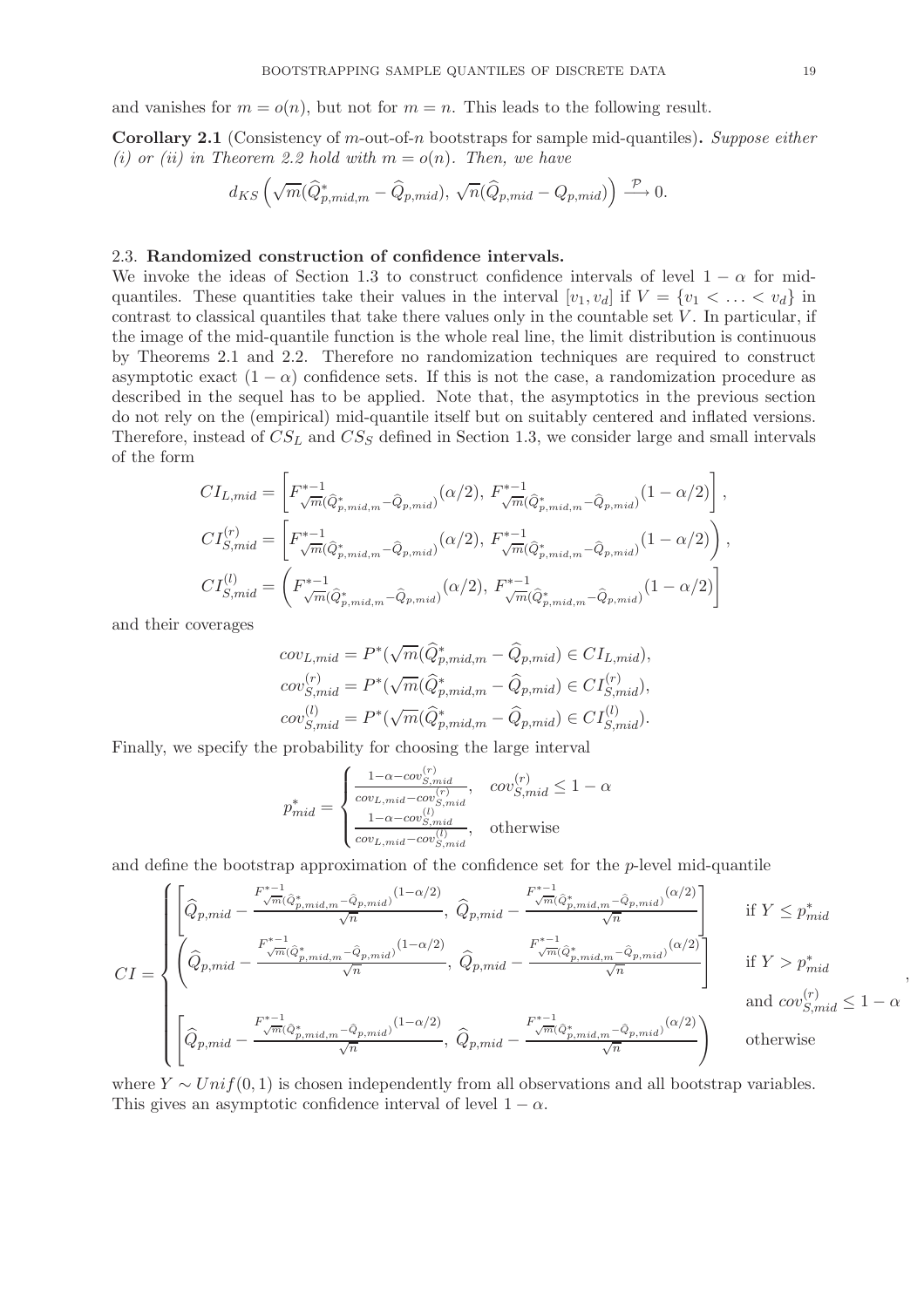and vanishes for $m = o(n)$, but not for $m = n$. This leads to the following result.

**Corollary 2.1** (Consistency of $m$-out-of-$n$ bootstraps for sample mid-quantiles)**.** *Suppose either (i) or (ii) in Theorem 2.2 hold with $m = o(n)$. Then, we have*

$$d_{KS}\left(\sqrt{m}(\widehat{Q}^*_{p,mid,m} - \widehat{Q}_{p,mid}),\ \sqrt{n}(\widehat{Q}_{p,mid} - Q_{p,mid})\right) \xrightarrow{\mathcal{P}} 0.$$

### 2.3. Randomized construction of confidence intervals.

We invoke the ideas of Section 1.3 to construct confidence intervals of level $1-\alpha$ for mid-quantiles. These quantities take their values in the interval $[v_1, v_d]$ if $V = \{v_1 < \ldots < v_d\}$ in contrast to classical quantiles that take there values only in the countable set $V$. In particular, if the image of the mid-quantile function is the whole real line, the limit distribution is continuous by Theorems 2.1 and 2.2. Therefore no randomization techniques are required to construct asymptotic exact $(1-\alpha)$ confidence sets. If this is not the case, a randomization procedure as described in the sequel has to be applied. Note that, the asymptotics in the previous section do not rely on the (empirical) mid-quantile itself but on suitably centered and inflated versions. Therefore, instead of $CS_L$ and $CS_S$ defined in Section 1.3, we consider large and small intervals of the form

$$CI_{L,mid} = \left[F^{*-1}_{\sqrt{m}(\widehat{Q}^*_{p,mid,m}-\widehat{Q}_{p,mid})}(\alpha/2),\ F^{*-1}_{\sqrt{m}(\widehat{Q}^*_{p,mid,m}-\widehat{Q}_{p,mid})}(1-\alpha/2)\right],$$

$$CI^{(r)}_{S,mid} = \left[F^{*-1}_{\sqrt{m}(\widehat{Q}^*_{p,mid,m}-\widehat{Q}_{p,mid})}(\alpha/2),\ F^{*-1}_{\sqrt{m}(\widehat{Q}^*_{p,mid,m}-\widehat{Q}_{p,mid})}(1-\alpha/2)\right),$$

$$CI^{(l)}_{S,mid} = \left(F^{*-1}_{\sqrt{m}(\widehat{Q}^*_{p,mid,m}-\widehat{Q}_{p,mid})}(\alpha/2),\ F^{*-1}_{\sqrt{m}(\widehat{Q}^*_{p,mid,m}-\widehat{Q}_{p,mid})}(1-\alpha/2)\right]$$

and their coverages

$$cov_{L,mid} = P^*(\sqrt{m}(\widehat{Q}^*_{p,mid,m} - \widehat{Q}_{p,mid}) \in CI_{L,mid}),$$

$$cov^{(r)}_{S,mid} = P^*(\sqrt{m}(\widehat{Q}^*_{p,mid,m} - \widehat{Q}_{p,mid}) \in CI^{(r)}_{S,mid}),$$

$$cov^{(l)}_{S,mid} = P^*(\sqrt{m}(\widehat{Q}^*_{p,mid,m} - \widehat{Q}_{p,mid}) \in CI^{(l)}_{S,mid}).$$

Finally, we specify the probability for choosing the large interval

$$p^*_{mid} = \begin{cases} \frac{1-\alpha-cov^{(r)}_{S,mid}}{cov_{L,mid}-cov^{(r)}_{S,mid}}, & cov^{(r)}_{S,mid} \le 1-\alpha \\ \frac{1-\alpha-cov^{(l)}_{S,mid}}{cov_{L,mid}-cov^{(l)}_{S,mid}}, & \text{otherwise} \end{cases}$$

and define the bootstrap approximation of the confidence set for the $p$-level mid-quantile

$$CI = \begin{cases} \left[\widehat{Q}_{p,mid} - \frac{F^{*-1}_{\sqrt{m}(\widehat{Q}^*_{p,mid,m}-\widehat{Q}_{p,mid})}(1-\alpha/2)}{\sqrt{n}},\ \widehat{Q}_{p,mid} - \frac{F^{*-1}_{\sqrt{m}(\widehat{Q}^*_{p,mid,m}-\widehat{Q}_{p,mid})}(\alpha/2)}{\sqrt{n}}\right] & \text{if } Y \le p^*_{mid} \\ \left(\widehat{Q}_{p,mid} - \frac{F^{*-1}_{\sqrt{m}(\widehat{Q}^*_{p,mid,m}-\widehat{Q}_{p,mid})}(1-\alpha/2)}{\sqrt{n}},\ \widehat{Q}_{p,mid} - \frac{F^{*-1}_{\sqrt{m}(\widehat{Q}^*_{p,mid,m}-\widehat{Q}_{p,mid})}(\alpha/2)}{\sqrt{n}}\right] & \text{if } Y > p^*_{mid} \\ & \text{and } cov^{(r)}_{S,mid} \le 1-\alpha \\ \left[\widehat{Q}_{p,mid} - \frac{F^{*-1}_{\sqrt{m}(\widehat{Q}^*_{p,mid,m}-\widehat{Q}_{p,mid})}(1-\alpha/2)}{\sqrt{n}},\ \widehat{Q}_{p,mid} - \frac{F^{*-1}_{\sqrt{m}(\widehat{Q}^*_{p,mid,m}-\widehat{Q}_{p,mid})}(\alpha/2)}{\sqrt{n}}\right) & \text{otherwise} \end{cases},$$

where $Y \sim Unif(0,1)$ is chosen independently from all observations and all bootstrap variables. This gives an asymptotic confidence interval of level $1-\alpha$.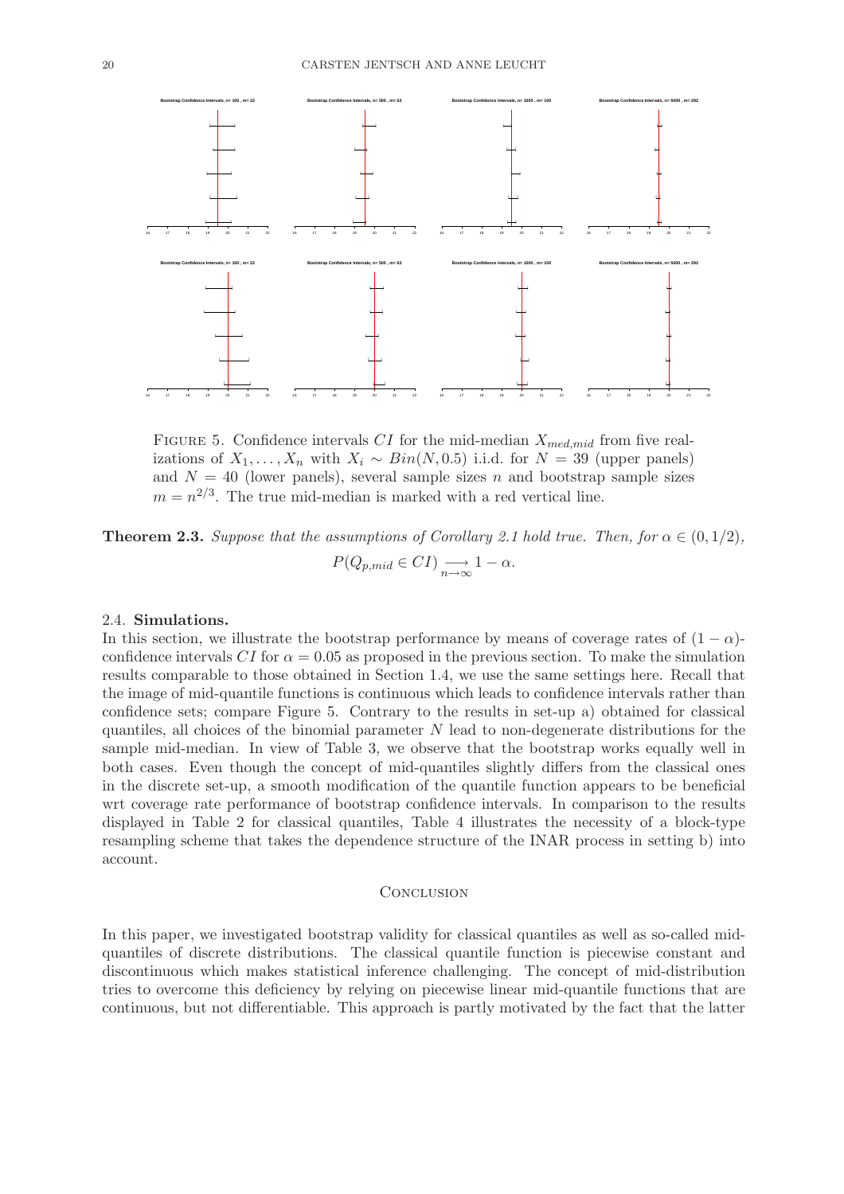FIGURE 5. Confidence intervals $CI$ for the mid-median $X_{med,mid}$ from five realizations of $X_1, \ldots, X_n$ with $X_i \sim Bin(N, 0.5)$ i.i.d. for $N = 39$ (upper panels) and $N = 40$ (lower panels), several sample sizes $n$ and bootstrap sample sizes $m = n^{2/3}$. The true mid-median is marked with a red vertical line.

**Theorem 2.3.** *Suppose that the assumptions of Corollary 2.1 hold true. Then, for $\alpha \in (0, 1/2)$,*

$$P(Q_{p,mid} \in CI) \underset{n\to\infty}{\longrightarrow} 1 - \alpha.$$

### 2.4. Simulations.

In this section, we illustrate the bootstrap performance by means of coverage rates of $(1-\alpha)$-confidence intervals $CI$ for $\alpha = 0.05$ as proposed in the previous section. To make the simulation results comparable to those obtained in Section 1.4, we use the same settings here. Recall that the image of mid-quantile functions is continuous which leads to confidence intervals rather than confidence sets; compare Figure 5. Contrary to the results in set-up a) obtained for classical quantiles, all choices of the binomial parameter $N$ lead to non-degenerate distributions for the sample mid-median. In view of Table 3, we observe that the bootstrap works equally well in both cases. Even though the concept of mid-quantiles slightly differs from the classical ones in the discrete set-up, a smooth modification of the quantile function appears to be beneficial wrt coverage rate performance of bootstrap confidence intervals. In comparison to the results displayed in Table 2 for classical quantiles, Table 4 illustrates the necessity of a block-type resampling scheme that takes the dependence structure of the INAR process in setting b) into account.

## Conclusion

In this paper, we investigated bootstrap validity for classical quantiles as well as so-called mid-quantiles of discrete distributions. The classical quantile function is piecewise constant and discontinuous which makes statistical inference challenging. The concept of mid-distribution tries to overcome this deficiency by relying on piecewise linear mid-quantile functions that are continuous, but not differentiable. This approach is partly motivated by the fact that the latter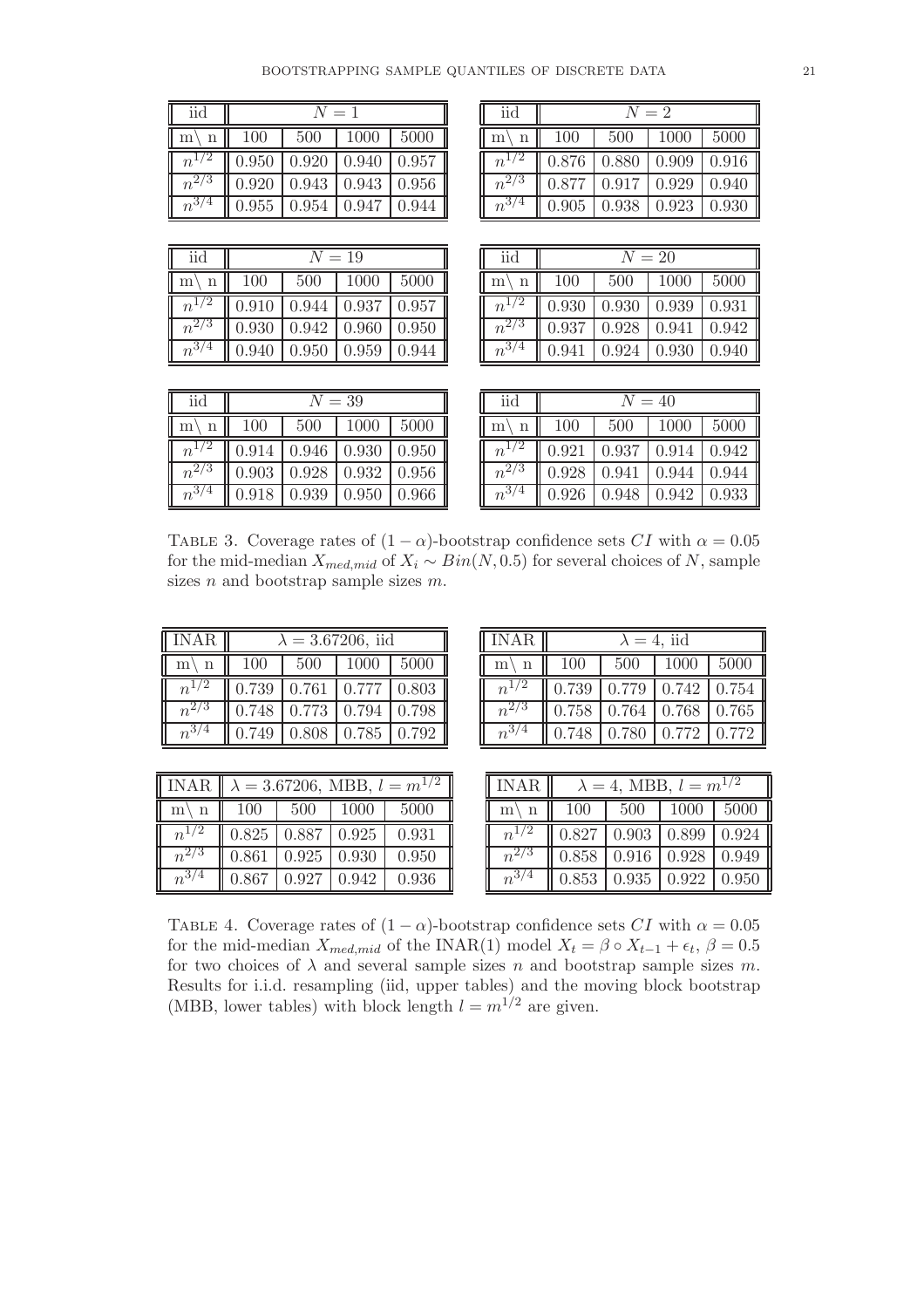| iid | $N=1$ | | | |
|---|---|---|---|---|
| m \ n | 100 | 500 | 1000 | 5000 |
| $n^{1/2}$ | 0.950 | 0.920 | 0.940 | 0.957 |
| $n^{2/3}$ | 0.920 | 0.943 | 0.943 | 0.956 |
| $n^{3/4}$ | 0.955 | 0.954 | 0.947 | 0.944 |

| iid | $N=2$ | | | |
|---|---|---|---|---|
| m \ n | 100 | 500 | 1000 | 5000 |
| $n^{1/2}$ | 0.876 | 0.880 | 0.909 | 0.916 |
| $n^{2/3}$ | 0.877 | 0.917 | 0.929 | 0.940 |
| $n^{3/4}$ | 0.905 | 0.938 | 0.923 | 0.930 |

| iid | $N=19$ | | | |
|---|---|---|---|---|
| m \ n | 100 | 500 | 1000 | 5000 |
| $n^{1/2}$ | 0.910 | 0.944 | 0.937 | 0.957 |
| $n^{2/3}$ | 0.930 | 0.942 | 0.960 | 0.950 |
| $n^{3/4}$ | 0.940 | 0.950 | 0.959 | 0.944 |

| iid | $N=20$ | | | |
|---|---|---|---|---|
| m \ n | 100 | 500 | 1000 | 5000 |
| $n^{1/2}$ | 0.930 | 0.930 | 0.939 | 0.931 |
| $n^{2/3}$ | 0.937 | 0.928 | 0.941 | 0.942 |
| $n^{3/4}$ | 0.941 | 0.924 | 0.930 | 0.940 |

| iid | $N=39$ | | | |
|---|---|---|---|---|
| m \ n | 100 | 500 | 1000 | 5000 |
| $n^{1/2}$ | 0.914 | 0.946 | 0.930 | 0.950 |
| $n^{2/3}$ | 0.903 | 0.928 | 0.932 | 0.956 |
| $n^{3/4}$ | 0.918 | 0.939 | 0.950 | 0.966 |

| iid | $N=40$ | | | |
|---|---|---|---|---|
| m \ n | 100 | 500 | 1000 | 5000 |
| $n^{1/2}$ | 0.921 | 0.937 | 0.914 | 0.942 |
| $n^{2/3}$ | 0.928 | 0.941 | 0.944 | 0.944 |
| $n^{3/4}$ | 0.926 | 0.948 | 0.942 | 0.933 |

Table 3. Coverage rates of $(1-\alpha)$-bootstrap confidence sets $CI$ with $\alpha = 0.05$ for the mid-median $X_{med,mid}$ of $X_i \sim Bin(N, 0.5)$ for several choices of $N$, sample sizes $n$ and bootstrap sample sizes $m$.

| INAR | $\lambda = 3.67206$, iid | | | |
|---|---|---|---|---|
| m \ n | 100 | 500 | 1000 | 5000 |
| $n^{1/2}$ | 0.739 | 0.761 | 0.777 | 0.803 |
| $n^{2/3}$ | 0.748 | 0.773 | 0.794 | 0.798 |
| $n^{3/4}$ | 0.749 | 0.808 | 0.785 | 0.792 |

| INAR | $\lambda = 4$, iid | | | |
|---|---|---|---|---|
| m \ n | 100 | 500 | 1000 | 5000 |
| $n^{1/2}$ | 0.739 | 0.779 | 0.742 | 0.754 |
| $n^{2/3}$ | 0.758 | 0.764 | 0.768 | 0.765 |
| $n^{3/4}$ | 0.748 | 0.780 | 0.772 | 0.772 |

| INAR | $\lambda = 3.67206$, MBB, $l = m^{1/2}$ | | | |
|---|---|---|---|---|
| m \ n | 100 | 500 | 1000 | 5000 |
| $n^{1/2}$ | 0.825 | 0.887 | 0.925 | 0.931 |
| $n^{2/3}$ | 0.861 | 0.925 | 0.930 | 0.950 |
| $n^{3/4}$ | 0.867 | 0.927 | 0.942 | 0.936 |

| INAR | $\lambda = 4$, MBB, $l = m^{1/2}$ | | | |
|---|---|---|---|---|
| m \ n | 100 | 500 | 1000 | 5000 |
| $n^{1/2}$ | 0.827 | 0.903 | 0.899 | 0.924 |
| $n^{2/3}$ | 0.858 | 0.916 | 0.928 | 0.949 |
| $n^{3/4}$ | 0.853 | 0.935 | 0.922 | 0.950 |

Table 4. Coverage rates of $(1-\alpha)$-bootstrap confidence sets $CI$ with $\alpha = 0.05$ for the mid-median $X_{med,mid}$ of the INAR(1) model $X_t = \beta \circ X_{t-1} + \epsilon_t$, $\beta = 0.5$ for two choices of $\lambda$ and several sample sizes $n$ and bootstrap sample sizes $m$. Results for i.i.d. resampling (iid, upper tables) and the moving block bootstrap (MBB, lower tables) with block length $l = m^{1/2}$ are given.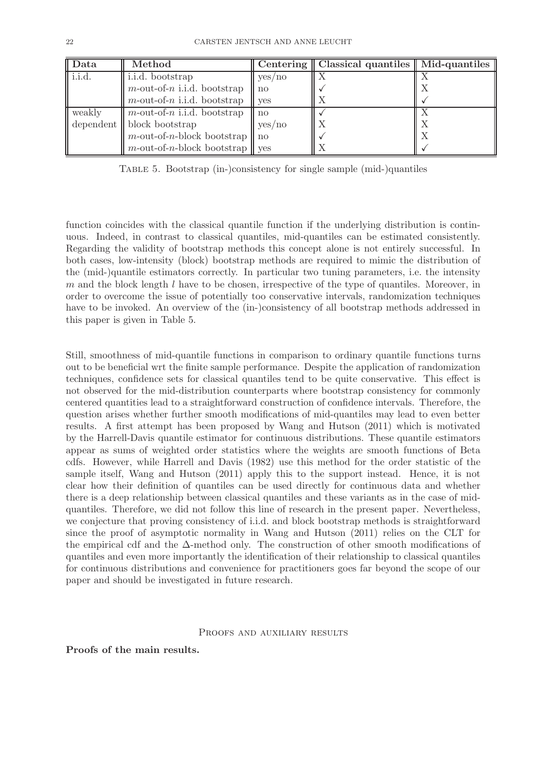| Data | Method | Centering | Classical quantiles | Mid-quantiles |
|---|---|---|---|---|
| i.i.d. | i.i.d. bootstrap | yes/no | X | X |
| | $m$-out-of-$n$ i.i.d. bootstrap | no | ✓ | X |
| | $m$-out-of-$n$ i.i.d. bootstrap | yes | X | ✓ |
| weakly dependent | $m$-out-of-$n$ i.i.d. bootstrap | no | ✓ | X |
| | block bootstrap | yes/no | X | X |
| | $m$-out-of-$n$-block bootstrap | no | ✓ | X |
| | $m$-out-of-$n$-block bootstrap | yes | X | ✓ |

Table 5. Bootstrap (in-)consistency for single sample (mid-)quantiles

function coincides with the classical quantile function if the underlying distribution is continuous. Indeed, in contrast to classical quantiles, mid-quantiles can be estimated consistently. Regarding the validity of bootstrap methods this concept alone is not entirely successful. In both cases, low-intensity (block) bootstrap methods are required to mimic the distribution of the (mid-)quantile estimators correctly. In particular two tuning parameters, i.e. the intensity $m$ and the block length $l$ have to be chosen, irrespective of the type of quantiles. Moreover, in order to overcome the issue of potentially too conservative intervals, randomization techniques have to be invoked. An overview of the (in-)consistency of all bootstrap methods addressed in this paper is given in Table 5.

Still, smoothness of mid-quantile functions in comparison to ordinary quantile functions turns out to be beneficial wrt the finite sample performance. Despite the application of randomization techniques, confidence sets for classical quantiles tend to be quite conservative. This effect is not observed for the mid-distribution counterparts where bootstrap consistency for commonly centered quantities lead to a straightforward construction of confidence intervals. Therefore, the question arises whether further smooth modifications of mid-quantiles may lead to even better results. A first attempt has been proposed by Wang and Hutson (2011) which is motivated by the Harrell-Davis quantile estimator for continuous distributions. These quantile estimators appear as sums of weighted order statistics where the weights are smooth functions of Beta cdfs. However, while Harrell and Davis (1982) use this method for the order statistic of the sample itself, Wang and Hutson (2011) apply this to the support instead. Hence, it is not clear how their definition of quantiles can be used directly for continuous data and whether there is a deep relationship between classical quantiles and these variants as in the case of mid-quantiles. Therefore, we did not follow this line of research in the present paper. Nevertheless, we conjecture that proving consistency of i.i.d. and block bootstrap methods is straightforward since the proof of asymptotic normality in Wang and Hutson (2011) relies on the CLT for the empirical cdf and the $\Delta$-method only. The construction of other smooth modifications of quantiles and even more importantly the identification of their relationship to classical quantiles for continuous distributions and convenience for practitioners goes far beyond the scope of our paper and should be investigated in future research.

## Proofs and auxiliary results

**Proofs of the main results.**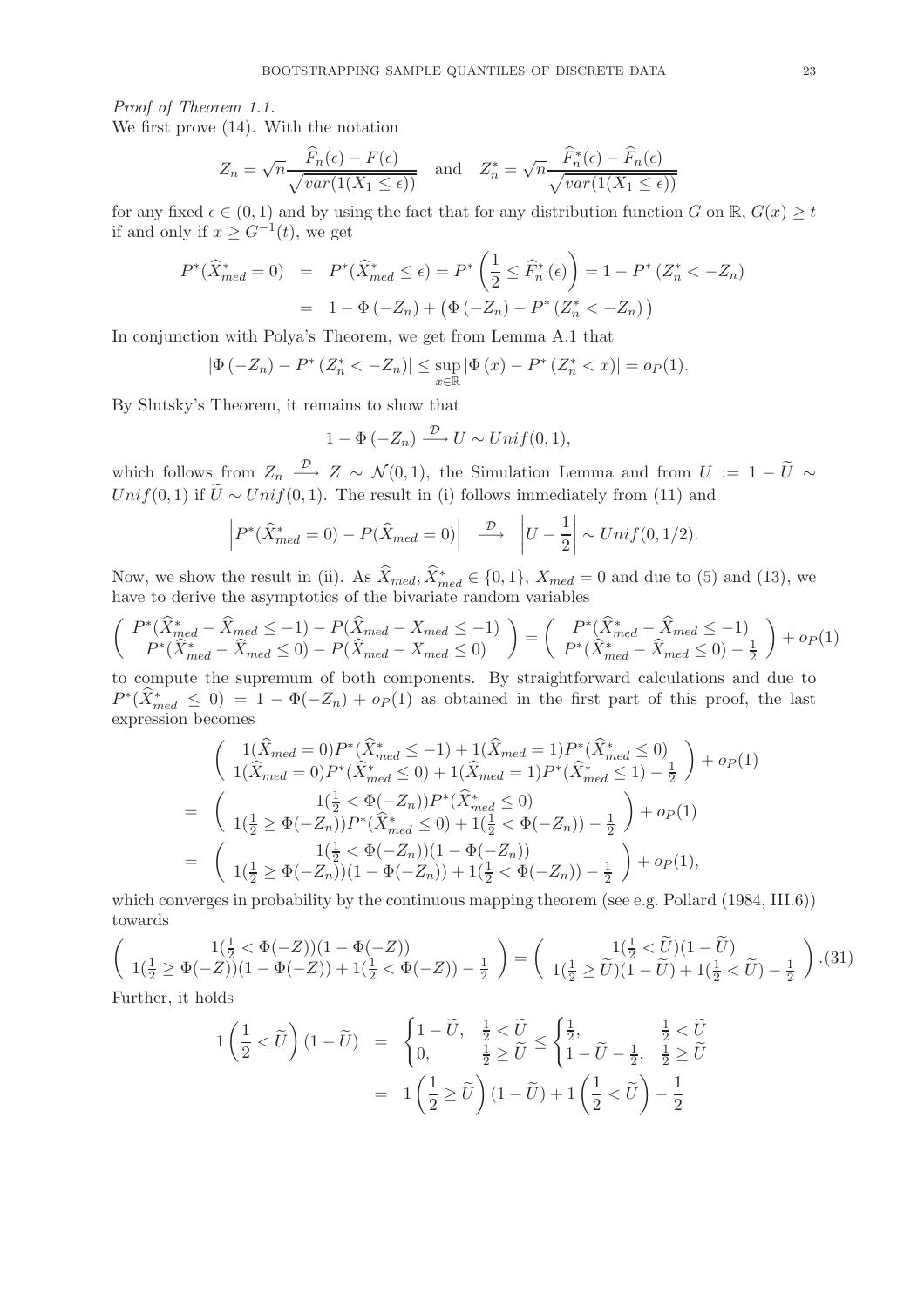*Proof of Theorem 1.1.*

We first prove (14). With the notation

$$Z_n = \sqrt{n}\frac{\widehat{F}_n(\epsilon) - F(\epsilon)}{\sqrt{var(1(X_1 \leq \epsilon))}} \quad \text{and} \quad Z_n^* = \sqrt{n}\frac{\widehat{F}_n^*(\epsilon) - \widehat{F}_n(\epsilon)}{\sqrt{var(1(X_1 \leq \epsilon))}}$$

for any fixed $\epsilon \in (0,1)$ and by using the fact that for any distribution function $G$ on $\mathbb{R}$, $G(x) \geq t$ if and only if $x \geq G^{-1}(t)$, we get

$$\begin{aligned} P^*(\widehat{X}_{med}^* = 0) &= P^*(\widehat{X}_{med}^* \leq \epsilon) = P^*\left(\frac{1}{2} \leq \widehat{F}_n^*(\epsilon)\right) = 1 - P^*\left(Z_n^* < -Z_n\right) \\ &= 1 - \Phi\left(-Z_n\right) + \left(\Phi\left(-Z_n\right) - P^*\left(Z_n^* < -Z_n\right)\right) \end{aligned}$$

In conjunction with Polya's Theorem, we get from Lemma A.1 that

$$\left|\Phi\left(-Z_n\right) - P^*\left(Z_n^* < -Z_n\right)\right| \leq \sup_{x \in \mathbb{R}} \left|\Phi\left(x\right) - P^*\left(Z_n^* < x\right)\right| = o_P(1).$$

By Slutsky's Theorem, it remains to show that

$$1 - \Phi\left(-Z_n\right) \xrightarrow{\mathcal{D}} U \sim Unif(0,1),$$

which follows from $Z_n \xrightarrow{\mathcal{D}} Z \sim \mathcal{N}(0,1)$, the Simulation Lemma and from $U := 1 - \widetilde{U} \sim Unif(0,1)$ if $\widetilde{U} \sim Unif(0,1)$. The result in (i) follows immediately from (11) and

$$\left|P^*(\widehat{X}_{med}^* = 0) - P(\widehat{X}_{med} = 0)\right| \xrightarrow{\mathcal{D}} \left|U - \frac{1}{2}\right| \sim Unif(0, 1/2).$$

Now, we show the result in (ii). As $\widehat{X}_{med}, \widehat{X}_{med}^* \in \{0,1\}$, $X_{med} = 0$ and due to (5) and (13), we have to derive the asymptotics of the bivariate random variables

$$\begin{pmatrix} P^*(\widehat{X}_{med}^* - \widehat{X}_{med} \leq -1) - P(\widehat{X}_{med} - X_{med} \leq -1) \\ P^*(\widehat{X}_{med}^* - \widehat{X}_{med} \leq 0) - P(\widehat{X}_{med} - X_{med} \leq 0) \end{pmatrix} = \begin{pmatrix} P^*(\widehat{X}_{med}^* - \widehat{X}_{med} \leq -1) \\ P^*(\widehat{X}_{med}^* - \widehat{X}_{med} \leq 0) - \frac{1}{2} \end{pmatrix} + o_P(1)$$

to compute the supremum of both components. By straightforward calculations and due to $P^*(\widehat{X}_{med}^* \leq 0) = 1 - \Phi(-Z_n) + o_P(1)$ as obtained in the first part of this proof, the last expression becomes

$$\begin{aligned} &\begin{pmatrix} 1(\widehat{X}_{med} = 0)P^*(\widehat{X}_{med}^* \leq -1) + 1(\widehat{X}_{med} = 1)P^*(\widehat{X}_{med}^* \leq 0) \\ 1(\widehat{X}_{med} = 0)P^*(\widehat{X}_{med}^* \leq 0) + 1(\widehat{X}_{med} = 1)P^*(\widehat{X}_{med}^* \leq 1) - \frac{1}{2} \end{pmatrix} + o_P(1) \\ = &\begin{pmatrix} 1(\frac{1}{2} < \Phi(-Z_n))P^*(\widehat{X}_{med}^* \leq 0) \\ 1(\frac{1}{2} \geq \Phi(-Z_n))P^*(\widehat{X}_{med}^* \leq 0) + 1(\frac{1}{2} < \Phi(-Z_n)) - \frac{1}{2} \end{pmatrix} + o_P(1) \\ = &\begin{pmatrix} 1(\frac{1}{2} < \Phi(-Z_n))(1 - \Phi(-Z_n)) \\ 1(\frac{1}{2} \geq \Phi(-Z_n))(1 - \Phi(-Z_n)) + 1(\frac{1}{2} < \Phi(-Z_n)) - \frac{1}{2} \end{pmatrix} + o_P(1), \end{aligned}$$

which converges in probability by the continuous mapping theorem (see e.g. Pollard (1984, III.6)) towards

$$\begin{pmatrix} 1(\frac{1}{2} < \Phi(-Z))(1 - \Phi(-Z)) \\ 1(\frac{1}{2} \geq \Phi(-Z))(1 - \Phi(-Z)) + 1(\frac{1}{2} < \Phi(-Z)) - \frac{1}{2} \end{pmatrix} = \begin{pmatrix} 1(\frac{1}{2} < \widetilde{U})(1 - \widetilde{U}) \\ 1(\frac{1}{2} \geq \widetilde{U})(1 - \widetilde{U}) + 1(\frac{1}{2} < \widetilde{U}) - \frac{1}{2} \end{pmatrix}. \tag{31}$$

Further, it holds

$$\begin{aligned} 1\left(\frac{1}{2} < \widetilde{U}\right)(1 - \widetilde{U}) &= \begin{cases} 1 - \widetilde{U}, & \frac{1}{2} < \widetilde{U} \\ 0, & \frac{1}{2} \geq \widetilde{U} \end{cases} \leq \begin{cases} \frac{1}{2}, & \frac{1}{2} < \widetilde{U} \\ 1 - \widetilde{U} - \frac{1}{2}, & \frac{1}{2} \geq \widetilde{U} \end{cases} \\ &= 1\left(\frac{1}{2} \geq \widetilde{U}\right)(1 - \widetilde{U}) + 1\left(\frac{1}{2} < \widetilde{U}\right) - \frac{1}{2} \end{aligned}$$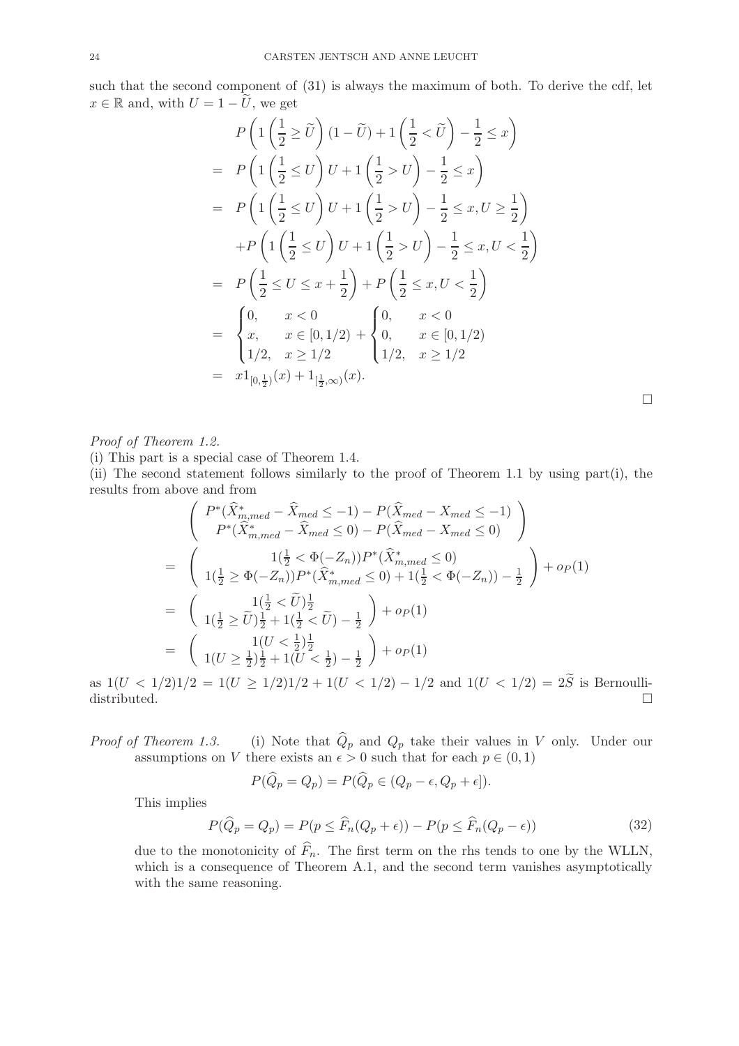such that the second component of (31) is always the maximum of both. To derive the cdf, let $x \in \mathbb{R}$ and, with $U = 1 - \widetilde{U}$, we get

$$
\begin{aligned}
& P\left(1\left(\frac{1}{2} \geq \widetilde{U}\right)(1-\widetilde{U}) + 1\left(\frac{1}{2} < \widetilde{U}\right) - \frac{1}{2} \leq x\right) \\
= \; & P\left(1\left(\frac{1}{2} \leq U\right) U + 1\left(\frac{1}{2} > U\right) - \frac{1}{2} \leq x\right) \\
= \; & P\left(1\left(\frac{1}{2} \leq U\right) U + 1\left(\frac{1}{2} > U\right) - \frac{1}{2} \leq x, U \geq \frac{1}{2}\right) \\
& + P\left(1\left(\frac{1}{2} \leq U\right) U + 1\left(\frac{1}{2} > U\right) - \frac{1}{2} \leq x, U < \frac{1}{2}\right) \\
= \; & P\left(\frac{1}{2} \leq U \leq x + \frac{1}{2}\right) + P\left(\frac{1}{2} \leq x, U < \frac{1}{2}\right) \\
= \; & \begin{cases} 0, & x < 0 \\ x, & x \in [0, 1/2) \\ 1/2, & x \geq 1/2 \end{cases} + \begin{cases} 0, & x < 0 \\ 0, & x \in [0, 1/2) \\ 1/2, & x \geq 1/2 \end{cases} \\
= \; & x 1_{[0, \frac{1}{2})}(x) + 1_{[\frac{1}{2}, \infty)}(x).
\end{aligned}
$$

□

*Proof of Theorem 1.2.*

(i) This part is a special case of Theorem 1.4.

(ii) The second statement follows similarly to the proof of Theorem 1.1 by using part(i), the results from above and from

$$
\begin{aligned}
& \begin{pmatrix} P^*(\widehat{X}^*_{m,med} - \widehat{X}_{med} \leq -1) - P(\widehat{X}_{med} - X_{med} \leq -1) \\ P^*(\widehat{X}^*_{m,med} - \widehat{X}_{med} \leq 0) - P(\widehat{X}_{med} - X_{med} \leq 0) \end{pmatrix} \\
= & \begin{pmatrix} 1(\frac{1}{2} < \Phi(-Z_n)) P^*(\widehat{X}^*_{m,med} \leq 0) \\ 1(\frac{1}{2} \geq \Phi(-Z_n)) P^*(\widehat{X}^*_{m,med} \leq 0) + 1(\frac{1}{2} < \Phi(-Z_n)) - \frac{1}{2} \end{pmatrix} + o_P(1) \\
= & \begin{pmatrix} 1(\frac{1}{2} < \widetilde{U}) \frac{1}{2} \\ 1(\frac{1}{2} \geq \widetilde{U}) \frac{1}{2} + 1(\frac{1}{2} < \widetilde{U}) - \frac{1}{2} \end{pmatrix} + o_P(1) \\
= & \begin{pmatrix} 1(U < \frac{1}{2}) \frac{1}{2} \\ 1(U \geq \frac{1}{2}) \frac{1}{2} + 1(U < \frac{1}{2}) - \frac{1}{2} \end{pmatrix} + o_P(1)
\end{aligned}
$$

as $1(U < 1/2)1/2 = 1(U \geq 1/2)1/2 + 1(U < 1/2) - 1/2$ and $1(U < 1/2) = 2\widetilde{S}$ is Bernoulli-distributed. □

*Proof of Theorem 1.3.* (i) Note that $\widehat{Q}_p$ and $Q_p$ take their values in $V$ only. Under our assumptions on $V$ there exists an $\epsilon > 0$ such that for each $p \in (0, 1)$

$$
P(\widehat{Q}_p = Q_p) = P(\widehat{Q}_p \in (Q_p - \epsilon, Q_p + \epsilon]).
$$

This implies

$$
P(\widehat{Q}_p = Q_p) = P(p \leq \widehat{F}_n(Q_p + \epsilon)) - P(p \leq \widehat{F}_n(Q_p - \epsilon)) \tag{32}
$$

due to the monotonicity of $\widehat{F}_n$. The first term on the rhs tends to one by the WLLN, which is a consequence of Theorem A.1, and the second term vanishes asymptotically with the same reasoning.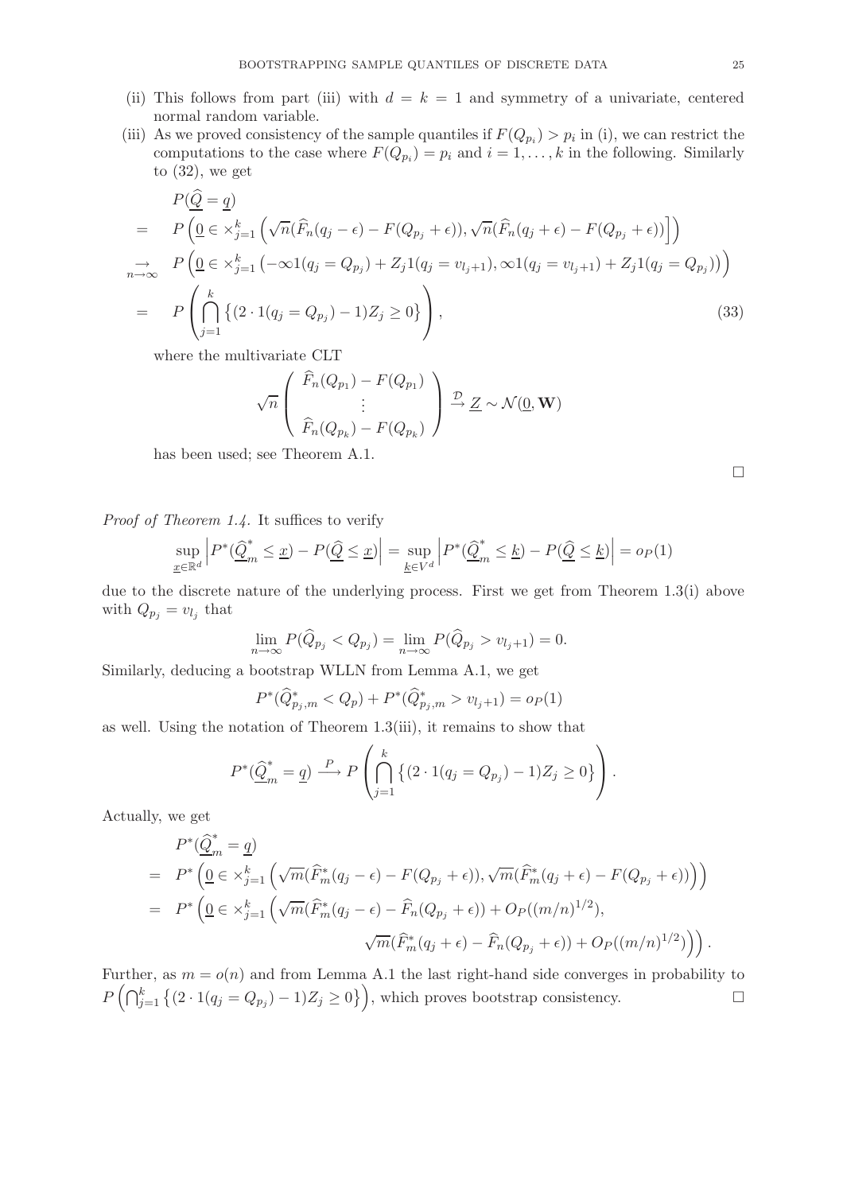(ii) This follows from part (iii) with $d = k = 1$ and symmetry of a univariate, centered normal random variable.

(iii) As we proved consistency of the sample quantiles if $F(Q_{p_i}) > p_i$ in (i), we can restrict the computations to the case where $F(Q_{p_i}) = p_i$ and $i = 1, \ldots, k$ in the following. Similarly to (32), we get

$$
\begin{aligned}
& P(\widehat{\underline{Q}} = \underline{q}) \\
= \;& P\left(\underline{0} \in \times_{j=1}^{k} \left(\sqrt{n}(\widehat{F}_n(q_j - \epsilon) - F(Q_{p_j} + \epsilon)), \sqrt{n}(\widehat{F}_n(q_j + \epsilon) - F(Q_{p_j} + \epsilon))\right]\right) \\
\underset{n\to\infty}{\to} \;& P\left(\underline{0} \in \times_{j=1}^{k} \left(-\infty 1(q_j = Q_{p_j}) + Z_j 1(q_j = v_{l_j+1}), \infty 1(q_j = v_{l_j+1}) + Z_j 1(q_j = Q_{p_j})\right)\right) \\
= \;& P\left(\bigcap_{j=1}^{k} \left\{(2 \cdot 1(q_j = Q_{p_j}) - 1) Z_j \geq 0\right\}\right), \qquad (33)
\end{aligned}
$$

where the multivariate CLT

$$
\sqrt{n} \begin{pmatrix} \widehat{F}_n(Q_{p_1}) - F(Q_{p_1}) \\ \vdots \\ \widehat{F}_n(Q_{p_k}) - F(Q_{p_k}) \end{pmatrix} \xrightarrow{\mathcal{D}} \underline{Z} \sim \mathcal{N}(\underline{0}, \mathbf{W})
$$

has been used; see Theorem A.1. $\square$

*Proof of Theorem 1.4.* It suffices to verify

$$
\sup_{\underline{x} \in \mathbb{R}^d} \left| P^*(\widehat{\underline{Q}}_m^* \leq \underline{x}) - P(\widehat{\underline{Q}} \leq \underline{x}) \right| = \sup_{\underline{k} \in V^d} \left| P^*(\widehat{\underline{Q}}_m^* \leq \underline{k}) - P(\widehat{\underline{Q}} \leq \underline{k}) \right| = o_P(1)
$$

due to the discrete nature of the underlying process. First we get from Theorem 1.3(i) above with $Q_{p_j} = v_{l_j}$ that

$$
\lim_{n\to\infty} P(\widehat{Q}_{p_j} < Q_{p_j}) = \lim_{n\to\infty} P(\widehat{Q}_{p_j} > v_{l_j+1}) = 0.
$$

Similarly, deducing a bootstrap WLLN from Lemma A.1, we get

$$
P^*(\widehat{Q}_{p_j,m}^* < Q_p) + P^*(\widehat{Q}_{p_j,m}^* > v_{l_j+1}) = o_P(1)
$$

as well. Using the notation of Theorem 1.3(iii), it remains to show that

$$
P^*(\widehat{\underline{Q}}_m^* = \underline{q}) \xrightarrow{P} P\left(\bigcap_{j=1}^{k} \left\{(2 \cdot 1(q_j = Q_{p_j}) - 1) Z_j \geq 0\right\}\right).
$$

Actually, we get

$$
\begin{aligned}
& P^*(\widehat{\underline{Q}}_m^* = \underline{q}) \\
= \;& P^*\left(\underline{0} \in \times_{j=1}^{k} \left(\sqrt{m}(\widehat{F}_m^*(q_j - \epsilon) - F(Q_{p_j} + \epsilon)), \sqrt{m}(\widehat{F}_m^*(q_j + \epsilon) - F(Q_{p_j} + \epsilon))\right)\right) \\
= \;& P^*\Big(\underline{0} \in \times_{j=1}^{k} \Big(\sqrt{m}(\widehat{F}_m^*(q_j - \epsilon) - \widehat{F}_n(Q_{p_j} + \epsilon)) + O_P((m/n)^{1/2}), \\
& \qquad \sqrt{m}(\widehat{F}_m^*(q_j + \epsilon) - \widehat{F}_n(Q_{p_j} + \epsilon)) + O_P((m/n)^{1/2})\Big)\Big).
\end{aligned}
$$

Further, as $m = o(n)$ and from Lemma A.1 the last right-hand side converges in probability to $P\left(\bigcap_{j=1}^{k} \left\{(2 \cdot 1(q_j = Q_{p_j}) - 1) Z_j \geq 0\right\}\right)$, which proves bootstrap consistency. $\square$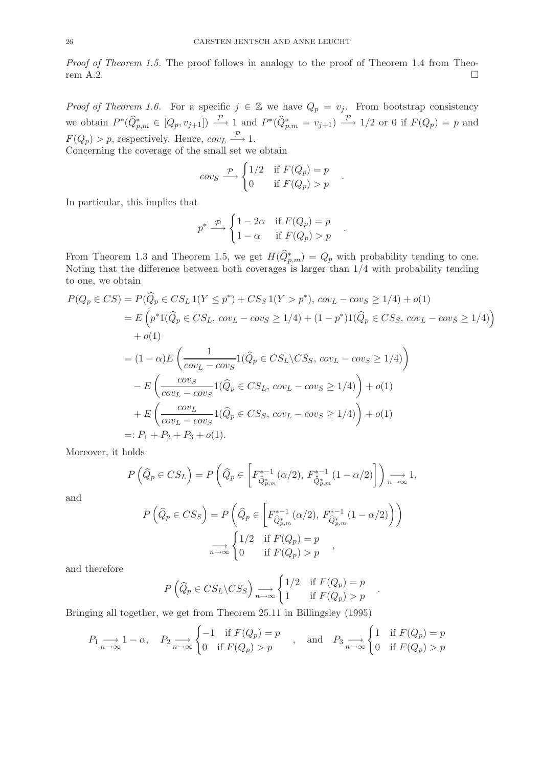*Proof of Theorem 1.5.* The proof follows in analogy to the proof of Theorem 1.4 from Theorem A.2. $\square$

*Proof of Theorem 1.6.* For a specific $j \in \mathbb{Z}$ we have $Q_p = v_j$. From bootstrap consistency we obtain $P^*(\widehat{Q}^*_{p,m} \in [Q_p, v_{j+1}]) \xrightarrow{\mathcal{P}} 1$ and $P^*(\widehat{Q}^*_{p,m} = v_{j+1}) \xrightarrow{\mathcal{P}} 1/2$ or 0 if $F(Q_p) = p$ and $F(Q_p) > p$, respectively. Hence, $cov_L \xrightarrow{\mathcal{P}} 1$.
Concerning the coverage of the small set we obtain

$$cov_S \xrightarrow{\mathcal{P}} \begin{cases} 1/2 & \text{if } F(Q_p) = p \\ 0 & \text{if } F(Q_p) > p \end{cases}.$$

In particular, this implies that

$$p^* \xrightarrow{\mathcal{P}} \begin{cases} 1 - 2\alpha & \text{if } F(Q_p) = p \\ 1 - \alpha & \text{if } F(Q_p) > p \end{cases}.$$

From Theorem 1.3 and Theorem 1.5, we get $H(\widehat{Q}^*_{p,m}) = Q_p$ with probability tending to one. Noting that the difference between both coverages is larger than $1/4$ with probability tending to one, we obtain

$$\begin{aligned}
P(Q_p \in CS) &= P(\widehat{Q}_p \in CS_L\, 1(Y \leq p^*) + CS_S\, 1(Y > p^*),\, cov_L - cov_S \geq 1/4) + o(1) \\
&= E\left(p^* 1(\widehat{Q}_p \in CS_L,\, cov_L - cov_S \geq 1/4) + (1 - p^*) 1(\widehat{Q}_p \in CS_S,\, cov_L - cov_S \geq 1/4)\right) \\
&\quad + o(1) \\
&= (1 - \alpha) E\left(\frac{1}{cov_L - cov_S} 1(\widehat{Q}_p \in CS_L \backslash CS_S,\, cov_L - cov_S \geq 1/4)\right) \\
&\quad - E\left(\frac{cov_S}{cov_L - cov_S} 1(\widehat{Q}_p \in CS_L,\, cov_L - cov_S \geq 1/4)\right) + o(1) \\
&\quad + E\left(\frac{cov_L}{cov_L - cov_S} 1(\widehat{Q}_p \in CS_S,\, cov_L - cov_S \geq 1/4)\right) + o(1) \\
&=: P_1 + P_2 + P_3 + o(1).
\end{aligned}$$

Moreover, it holds

$$P\left(\widehat{Q}_p \in CS_L\right) = P\left(\widehat{Q}_p \in \left[F^{*-1}_{\widehat{Q}^*_{p,m}}(\alpha/2),\, F^{*-1}_{\widehat{Q}^*_{p,m}}(1 - \alpha/2)\right]\right) \underset{n \to \infty}{\longrightarrow} 1,$$

and

$$\begin{aligned}
P\left(\widehat{Q}_p \in CS_S\right) &= P\left(\widehat{Q}_p \in \left[F^{*-1}_{\widehat{Q}^*_{p,m}}(\alpha/2),\, F^{*-1}_{\widehat{Q}^*_{p,m}}(1 - \alpha/2)\right)\right) \\
&\underset{n \to \infty}{\longrightarrow} \begin{cases} 1/2 & \text{if } F(Q_p) = p \\ 0 & \text{if } F(Q_p) > p \end{cases},
\end{aligned}$$

and therefore

$$P\left(\widehat{Q}_p \in CS_L \backslash CS_S\right) \underset{n \to \infty}{\longrightarrow} \begin{cases} 1/2 & \text{if } F(Q_p) = p \\ 1 & \text{if } F(Q_p) > p \end{cases}.$$

Bringing all together, we get from Theorem 25.11 in Billingsley (1995)

$$P_1 \underset{n \to \infty}{\longrightarrow} 1 - \alpha, \quad P_2 \underset{n \to \infty}{\longrightarrow} \begin{cases} -1 & \text{if } F(Q_p) = p \\ 0 & \text{if } F(Q_p) > p \end{cases}, \quad \text{and} \quad P_3 \underset{n \to \infty}{\longrightarrow} \begin{cases} 1 & \text{if } F(Q_p) = p \\ 0 & \text{if } F(Q_p) > p \end{cases}$$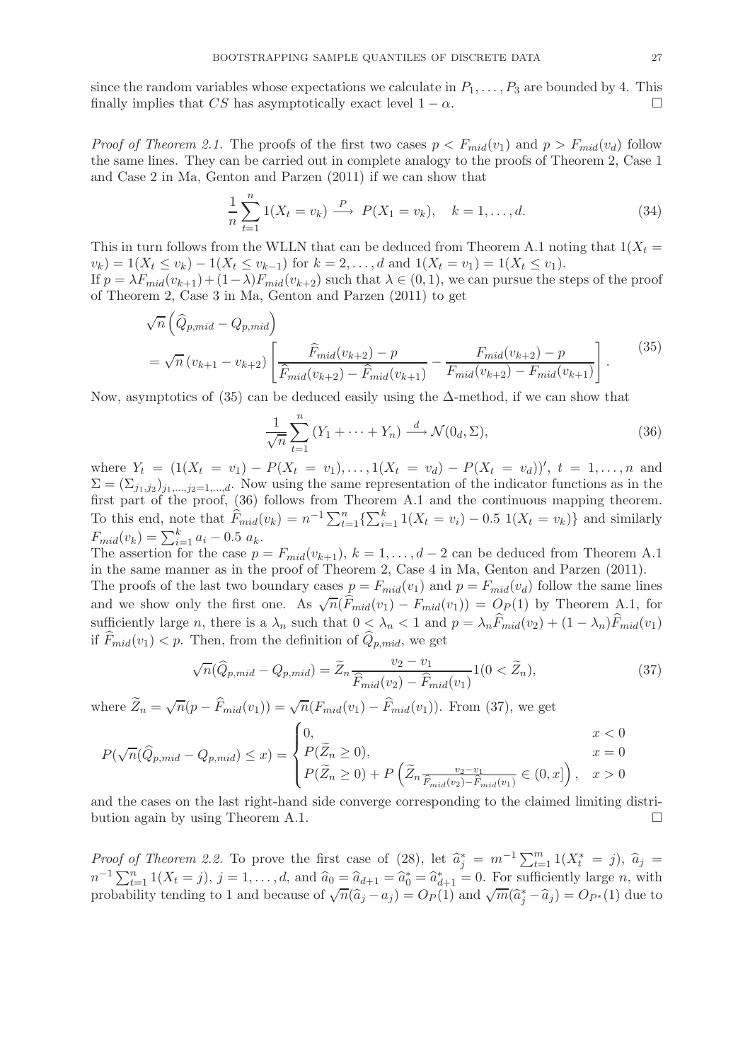since the random variables whose expectations we calculate in $P_1, \ldots, P_3$ are bounded by 4. This finally implies that $CS$ has asymptotically exact level $1-\alpha$. $\square$

*Proof of Theorem 2.1.* The proofs of the first two cases $p < F_{mid}(v_1)$ and $p > F_{mid}(v_d)$ follow the same lines. They can be carried out in complete analogy to the proofs of Theorem 2, Case 1 and Case 2 in Ma, Genton and Parzen (2011) if we can show that

$$\frac{1}{n}\sum_{t=1}^{n} 1(X_t = v_k) \xrightarrow{P} P(X_1 = v_k), \quad k = 1, \ldots, d. \tag{34}$$

This in turn follows from the WLLN that can be deduced from Theorem A.1 noting that $1(X_t = v_k) = 1(X_t \leq v_k) - 1(X_t \leq v_{k-1})$ for $k = 2, \ldots, d$ and $1(X_t = v_1) = 1(X_t \leq v_1)$.
If $p = \lambda F_{mid}(v_{k+1}) + (1-\lambda)F_{mid}(v_{k+2})$ such that $\lambda \in (0,1)$, we can pursue the steps of the proof of Theorem 2, Case 3 in Ma, Genton and Parzen (2011) to get

$$\begin{aligned}
&\sqrt{n}\left(\widehat{Q}_{p,mid} - Q_{p,mid}\right) \\
&= \sqrt{n}\,(v_{k+1} - v_{k+2})\left[\frac{\widehat{F}_{mid}(v_{k+2}) - p}{\widehat{F}_{mid}(v_{k+2}) - \widehat{F}_{mid}(v_{k+1})} - \frac{F_{mid}(v_{k+2}) - p}{F_{mid}(v_{k+2}) - F_{mid}(v_{k+1})}\right].
\end{aligned} \tag{35}$$

Now, asymptotics of (35) can be deduced easily using the $\Delta$-method, if we can show that

$$\frac{1}{\sqrt{n}}\sum_{t=1}^{n}(Y_1 + \cdots + Y_n) \xrightarrow{d} \mathcal{N}(0_d, \Sigma), \tag{36}$$

where $Y_t = (1(X_t = v_1) - P(X_t = v_1), \ldots, 1(X_t = v_d) - P(X_t = v_d))'$, $t = 1, \ldots, n$ and $\Sigma = (\Sigma_{j_1,j_2})_{j_1,\ldots,j_2=1,\ldots,d}$. Now using the same representation of the indicator functions as in the first part of the proof, (36) follows from Theorem A.1 and the continuous mapping theorem. To this end, note that $\widehat{F}_{mid}(v_k) = n^{-1}\sum_{t=1}^{n}\{\sum_{i=1}^{k} 1(X_t = v_i) - 0.5\ 1(X_t = v_k)\}$ and similarly $F_{mid}(v_k) = \sum_{i=1}^{k} a_i - 0.5\ a_k$.
The assertion for the case $p = F_{mid}(v_{k+1})$, $k = 1, \ldots, d-2$ can be deduced from Theorem A.1 in the same manner as in the proof of Theorem 2, Case 4 in Ma, Genton and Parzen (2011).
The proofs of the last two boundary cases $p = F_{mid}(v_1)$ and $p = F_{mid}(v_d)$ follow the same lines and we show only the first one. As $\sqrt{n}(\widehat{F}_{mid}(v_1) - F_{mid}(v_1)) = O_P(1)$ by Theorem A.1, for sufficiently large $n$, there is a $\lambda_n$ such that $0 < \lambda_n < 1$ and $p = \lambda_n\widehat{F}_{mid}(v_2) + (1-\lambda_n)\widehat{F}_{mid}(v_1)$ if $\widehat{F}_{mid}(v_1) < p$. Then, from the definition of $\widehat{Q}_{p,mid}$, we get

$$\sqrt{n}(\widehat{Q}_{p,mid} - Q_{p,mid}) = \widetilde{Z}_n\frac{v_2 - v_1}{\widehat{F}_{mid}(v_2) - \widehat{F}_{mid}(v_1)}1(0 < \widetilde{Z}_n), \tag{37}$$

where $\widetilde{Z}_n = \sqrt{n}(p - \widehat{F}_{mid}(v_1)) = \sqrt{n}(F_{mid}(v_1) - \widehat{F}_{mid}(v_1))$. From (37), we get

$$P(\sqrt{n}(\widehat{Q}_{p,mid} - Q_{p,mid}) \leq x) = \begin{cases} 0, & x < 0 \\ P(\widetilde{Z}_n \geq 0), & x = 0 \\ P(\widetilde{Z}_n \geq 0) + P\left(\widetilde{Z}_n\frac{v_2 - v_1}{\widehat{F}_{mid}(v_2) - \widehat{F}_{mid}(v_1)} \in (0, x]\right), & x > 0 \end{cases}$$

and the cases on the last right-hand side converge corresponding to the claimed limiting distribution again by using Theorem A.1. $\square$

*Proof of Theorem 2.2.* To prove the first case of (28), let $\widehat{a}_j^* = m^{-1}\sum_{t=1}^{m} 1(X_t^* = j)$, $\widehat{a}_j = n^{-1}\sum_{t=1}^{n} 1(X_t = j)$, $j = 1, \ldots, d$, and $\widehat{a}_0 = \widehat{a}_{d+1} = \widehat{a}_0^* = \widehat{a}_{d+1}^* = 0$. For sufficiently large $n$, with probability tending to 1 and because of $\sqrt{n}(\widehat{a}_j - a_j) = O_P(1)$ and $\sqrt{m}(\widehat{a}_j^* - \widehat{a}_j) = O_{P^*}(1)$ due to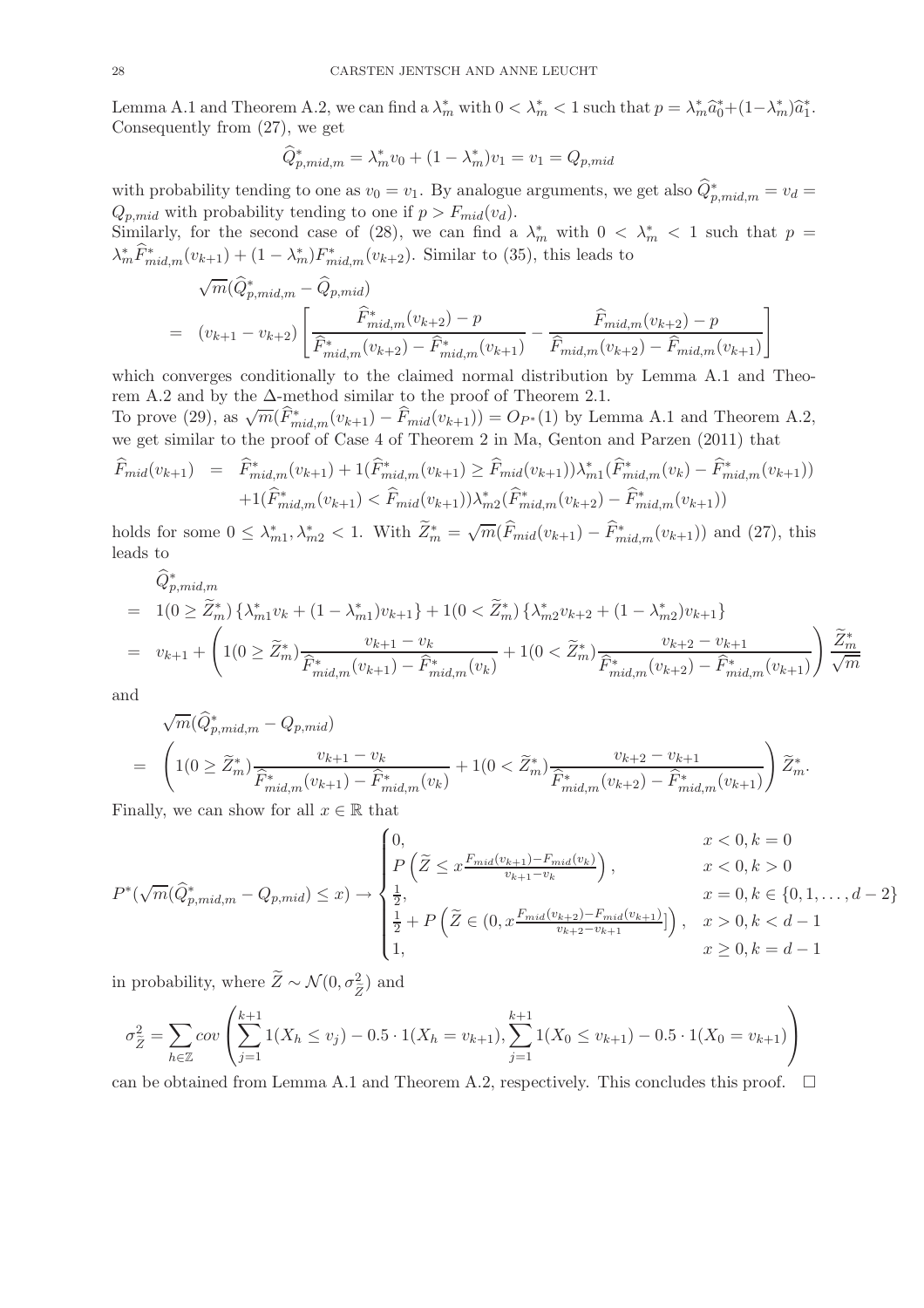Lemma A.1 and Theorem A.2, we can find a $\lambda_m^*$ with $0 < \lambda_m^* < 1$ such that $p = \lambda_m^* \widehat{a}_0^* + (1-\lambda_m^*)\widehat{a}_1^*$. Consequently from (27), we get

$$\widehat{Q}^*_{p,mid,m} = \lambda_m^* v_0 + (1-\lambda_m^*) v_1 = v_1 = Q_{p,mid}$$

with probability tending to one as $v_0 = v_1$. By analogue arguments, we get also $\widehat{Q}^*_{p,mid,m} = v_d = Q_{p,mid}$ with probability tending to one if $p > F_{mid}(v_d)$.

Similarly, for the second case of (28), we can find a $\lambda_m^*$ with $0 < \lambda_m^* < 1$ such that $p = \lambda_m^* \widehat{F}^*_{mid,m}(v_{k+1}) + (1-\lambda_m^*) F^*_{mid,m}(v_{k+2})$. Similar to (35), this leads to

$$\begin{aligned}
&\sqrt{m}(\widehat{Q}^*_{p,mid,m} - \widehat{Q}_{p,mid}) \\
&= (v_{k+1} - v_{k+2}) \left[ \frac{\widehat{F}^*_{mid,m}(v_{k+2}) - p}{\widehat{F}^*_{mid,m}(v_{k+2}) - \widehat{F}^*_{mid,m}(v_{k+1})} - \frac{\widehat{F}_{mid,m}(v_{k+2}) - p}{\widehat{F}_{mid,m}(v_{k+2}) - \widehat{F}_{mid,m}(v_{k+1})} \right]
\end{aligned}$$

which converges conditionally to the claimed normal distribution by Lemma A.1 and Theorem A.2 and by the $\Delta$-method similar to the proof of Theorem 2.1.

To prove (29), as $\sqrt{m}(\widehat{F}^*_{mid,m}(v_{k+1}) - \widehat{F}_{mid}(v_{k+1})) = O_{P^*}(1)$ by Lemma A.1 and Theorem A.2, we get similar to the proof of Case 4 of Theorem 2 in Ma, Genton and Parzen (2011) that

$$\begin{aligned}
\widehat{F}_{mid}(v_{k+1}) &= \widehat{F}^*_{mid,m}(v_{k+1}) + 1(\widehat{F}^*_{mid,m}(v_{k+1}) \geq \widehat{F}_{mid}(v_{k+1}))\lambda^*_{m1}(\widehat{F}^*_{mid,m}(v_k) - \widehat{F}^*_{mid,m}(v_{k+1})) \\
&\quad + 1(\widehat{F}^*_{mid,m}(v_{k+1}) < \widehat{F}_{mid}(v_{k+1}))\lambda^*_{m2}(\widehat{F}^*_{mid,m}(v_{k+2}) - \widehat{F}^*_{mid,m}(v_{k+1}))
\end{aligned}$$

holds for some $0 \leq \lambda^*_{m1}, \lambda^*_{m2} < 1$. With $\widetilde{Z}^*_m = \sqrt{m}(\widehat{F}_{mid}(v_{k+1}) - \widehat{F}^*_{mid,m}(v_{k+1}))$ and (27), this leads to

$$\begin{aligned}
&\widehat{Q}^*_{p,mid,m} \\
&= 1(0 \geq \widetilde{Z}^*_m)\left\{\lambda^*_{m1} v_k + (1-\lambda^*_{m1}) v_{k+1}\right\} + 1(0 < \widetilde{Z}^*_m)\left\{\lambda^*_{m2} v_{k+2} + (1-\lambda^*_{m2}) v_{k+1}\right\} \\
&= v_{k+1} + \left( 1(0 \geq \widetilde{Z}^*_m) \frac{v_{k+1} - v_k}{\widehat{F}^*_{mid,m}(v_{k+1}) - \widehat{F}^*_{mid,m}(v_k)} + 1(0 < \widetilde{Z}^*_m) \frac{v_{k+2} - v_{k+1}}{\widehat{F}^*_{mid,m}(v_{k+2}) - \widehat{F}^*_{mid,m}(v_{k+1})} \right) \frac{\widetilde{Z}^*_m}{\sqrt{m}}
\end{aligned}$$

and

$$\begin{aligned}
&\sqrt{m}(\widehat{Q}^*_{p,mid,m} - Q_{p,mid}) \\
&= \left( 1(0 \geq \widetilde{Z}^*_m) \frac{v_{k+1} - v_k}{\widehat{F}^*_{mid,m}(v_{k+1}) - \widehat{F}^*_{mid,m}(v_k)} + 1(0 < \widetilde{Z}^*_m) \frac{v_{k+2} - v_{k+1}}{\widehat{F}^*_{mid,m}(v_{k+2}) - \widehat{F}^*_{mid,m}(v_{k+1})} \right) \widetilde{Z}^*_m.
\end{aligned}$$

Finally, we can show for all $x \in \mathbb{R}$ that

$$P^*(\sqrt{m}(\widehat{Q}^*_{p,mid,m} - Q_{p,mid}) \leq x) \to \begin{cases} 0, & x < 0, k = 0 \\ P\left(\widetilde{Z} \leq x \frac{F_{mid}(v_{k+1}) - F_{mid}(v_k)}{v_{k+1} - v_k}\right), & x < 0, k > 0 \\ \frac{1}{2}, & x = 0, k \in \{0, 1, \ldots, d-2\} \\ \frac{1}{2} + P\left(\widetilde{Z} \in (0, x \frac{F_{mid}(v_{k+2}) - F_{mid}(v_{k+1})}{v_{k+2} - v_{k+1}}]\right), & x > 0, k < d-1 \\ 1, & x \geq 0, k = d-1 \end{cases}$$

in probability, where $\widetilde{Z} \sim \mathcal{N}(0, \sigma^2_{\widetilde{Z}})$ and

$$\sigma^2_{\widetilde{Z}} = \sum_{h \in \mathbb{Z}} cov\left( \sum_{j=1}^{k+1} 1(X_h \leq v_j) - 0.5 \cdot 1(X_h = v_{k+1}), \sum_{j=1}^{k+1} 1(X_0 \leq v_{k+1}) - 0.5 \cdot 1(X_0 = v_{k+1}) \right)$$

can be obtained from Lemma A.1 and Theorem A.2, respectively. This concludes this proof. $\square$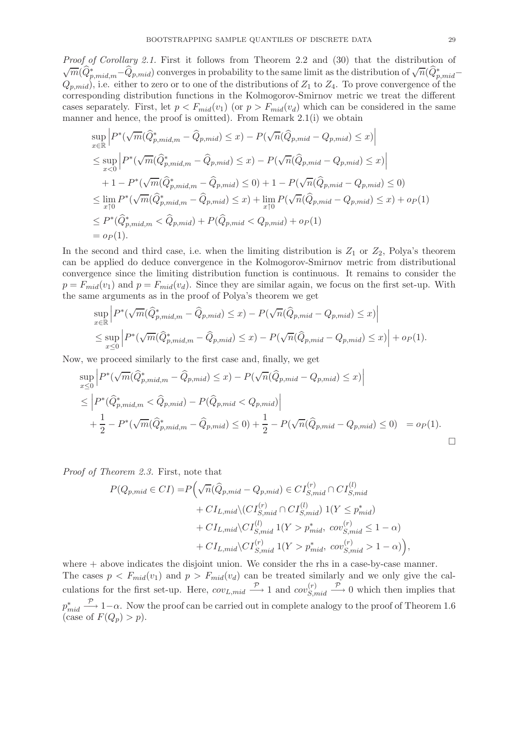*Proof of Corollary 2.1.* First it follows from Theorem 2.2 and (30) that the distribution of $\sqrt{m}(\widehat{Q}^*_{p,mid,m}-\widehat{Q}_{p,mid})$ converges in probability to the same limit as the distribution of $\sqrt{n}(\widehat{Q}^*_{p,mid}-Q_{p,mid})$, i.e. either to zero or to one of the distributions of $Z_1$ to $Z_4$. To prove convergence of the corresponding distribution functions in the Kolmogorov-Smirnov metric we treat the different cases separately. First, let $p<F_{mid}(v_1)$ (or $p>F_{mid}(v_d)$ which can be considered in the same manner and hence, the proof is omitted). From Remark 2.1(i) we obtain

$$
\begin{aligned}
&\sup_{x\in\mathbb{R}}\Big|P^*(\sqrt{m}(\widehat{Q}^*_{p,mid,m}-\widehat{Q}_{p,mid})\le x)-P(\sqrt{n}(\widehat{Q}_{p,mid}-Q_{p,mid})\le x)\Big|\\
&\le \sup_{x<0}\Big|P^*(\sqrt{m}(\widehat{Q}^*_{p,mid,m}-\widehat{Q}_{p,mid})\le x)-P(\sqrt{n}(\widehat{Q}_{p,mid}-Q_{p,mid})\le x)\Big|\\
&\quad+1-P^*(\sqrt{m}(\widehat{Q}^*_{p,mid,m}-\widehat{Q}_{p,mid})\le 0)+1-P(\sqrt{n}(\widehat{Q}_{p,mid}-Q_{p,mid})\le 0)\\
&\le \lim_{x\uparrow 0}P^*(\sqrt{m}(\widehat{Q}^*_{p,mid,m}-\widehat{Q}_{p,mid})\le x)+\lim_{x\uparrow 0}P(\sqrt{n}(\widehat{Q}_{p,mid}-Q_{p,mid})\le x)+o_P(1)\\
&\le P^*(\widehat{Q}^*_{p,mid,m}<\widehat{Q}_{p,mid})+P(\widehat{Q}_{p,mid}<Q_{p,mid})+o_P(1)\\
&=o_P(1).
\end{aligned}
$$

In the second and third case, i.e. when the limiting distribution is $Z_1$ or $Z_2$, Polya's theorem can be applied do deduce convergence in the Kolmogorov-Smirnov metric from distributional convergence since the limiting distribution function is continuous. It remains to consider the $p=F_{mid}(v_1)$ and $p=F_{mid}(v_d)$. Since they are similar again, we focus on the first set-up. With the same arguments as in the proof of Polya's theorem we get

$$
\begin{aligned}
&\sup_{x\in\mathbb{R}}\Big|P^*(\sqrt{m}(\widehat{Q}^*_{p,mid,m}-\widehat{Q}_{p,mid})\le x)-P(\sqrt{n}(\widehat{Q}_{p,mid}-Q_{p,mid})\le x)\Big|\\
&\le \sup_{x\le 0}\Big|P^*(\sqrt{m}(\widehat{Q}^*_{p,mid,m}-\widehat{Q}_{p,mid})\le x)-P(\sqrt{n}(\widehat{Q}_{p,mid}-Q_{p,mid})\le x)\Big|+o_P(1).
\end{aligned}
$$

Now, we proceed similarly to the first case and, finally, we get

$$
\begin{aligned}
&\sup_{x\le 0}\Big|P^*(\sqrt{m}(\widehat{Q}^*_{p,mid,m}-\widehat{Q}_{p,mid})\le x)-P(\sqrt{n}(\widehat{Q}_{p,mid}-Q_{p,mid})\le x)\Big|\\
&\le \Big|P^*(\widehat{Q}^*_{p,mid,m}<\widehat{Q}_{p,mid})-P(\widehat{Q}_{p,mid}<Q_{p,mid})\Big|\\
&\quad+\frac{1}{2}-P^*(\sqrt{m}(\widehat{Q}^*_{p,mid,m}-\widehat{Q}_{p,mid})\le 0)+\frac{1}{2}-P(\sqrt{n}(\widehat{Q}_{p,mid}-Q_{p,mid})\le 0)\quad=o_P(1).
\end{aligned}
$$

□

*Proof of Theorem 2.3.* First, note that

$$
\begin{aligned}
P(Q_{p,mid}\in CI)=P\Big(&\sqrt{n}(\widehat{Q}_{p,mid}-Q_{p,mid})\in CI^{(r)}_{S,mid}\cap CI^{(l)}_{S,mid}\\
&+CI_{L,mid}\backslash(CI^{(r)}_{S,mid}\cap CI^{(l)}_{S,mid})\;1(Y\le p^*_{mid})\\
&+CI_{L,mid}\backslash CI^{(l)}_{S,mid}\;1(Y>p^*_{mid},\;cov^{(r)}_{S,mid}\le 1-\alpha)\\
&+CI_{L,mid}\backslash CI^{(r)}_{S,mid}\;1(Y>p^*_{mid},\;cov^{(r)}_{S,mid}>1-\alpha)\Big),
\end{aligned}
$$

where + above indicates the disjoint union. We consider the rhs in a case-by-case manner. The cases $p<F_{mid}(v_1)$ and $p>F_{mid}(v_d)$ can be treated similarly and we only give the calculations for the first set-up. Here, $cov_{L,mid}\xrightarrow{\mathcal{P}}1$ and $cov^{(r)}_{S,mid}\xrightarrow{\mathcal{P}}0$ which then implies that $p^*_{mid}\xrightarrow{\mathcal{P}}1-\alpha$. Now the proof can be carried out in complete analogy to the proof of Theorem 1.6 (case of $F(Q_p)>p$).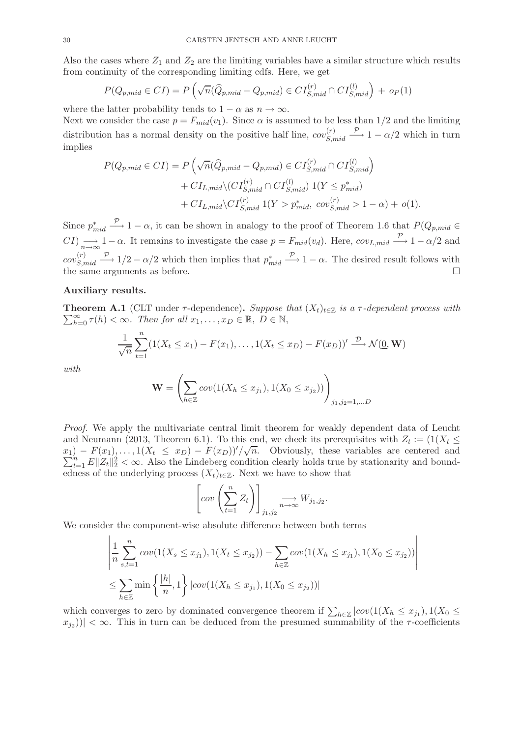Also the cases where $Z_1$ and $Z_2$ are the limiting variables have a similar structure which results from continuity of the corresponding limiting cdfs. Here, we get

$$P(Q_{p,mid} \in CI) = P\left(\sqrt{n}(\widehat{Q}_{p,mid} - Q_{p,mid}) \in CI_{S,mid}^{(r)} \cap CI_{S,mid}^{(l)}\right) + o_P(1)$$

where the latter probability tends to $1-\alpha$ as $n \to \infty$.

Next we consider the case $p = F_{mid}(v_1)$. Since $\alpha$ is assumed to be less than $1/2$ and the limiting distribution has a normal density on the positive half line, $cov_{S,mid}^{(r)} \xrightarrow{\mathcal{P}} 1-\alpha/2$ which in turn implies

$$\begin{aligned}
P(Q_{p,mid} \in CI) = &\, P\left(\sqrt{n}(\widehat{Q}_{p,mid} - Q_{p,mid}) \in CI_{S,mid}^{(r)} \cap CI_{S,mid}^{(l)}\right) \\
&+ CI_{L,mid} \backslash (CI_{S,mid}^{(r)} \cap CI_{S,mid}^{(l)})\, 1(Y \leq p_{mid}^*) \\
&+ CI_{L,mid} \backslash CI_{S,mid}^{(r)}\, 1(Y > p_{mid}^*,\ cov_{S,mid}^{(r)} > 1-\alpha) + o(1).
\end{aligned}$$

Since $p_{mid}^* \xrightarrow{\mathcal{P}} 1-\alpha$, it can be shown in analogy to the proof of Theorem 1.6 that $P(Q_{p,mid} \in CI) \underset{n\to\infty}{\longrightarrow} 1-\alpha$. It remains to investigate the case $p = F_{mid}(v_d)$. Here, $cov_{L,mid} \xrightarrow{\mathcal{P}} 1-\alpha/2$ and $cov_{S,mid}^{(r)} \xrightarrow{\mathcal{P}} 1/2 - \alpha/2$ which then implies that $p_{mid}^* \xrightarrow{\mathcal{P}} 1-\alpha$. The desired result follows with the same arguments as before. □

**Auxiliary results.**

**Theorem A.1** (CLT under $\tau$-dependence)**.** *Suppose that $(X_t)_{t\in\mathbb{Z}}$ is a $\tau$-dependent process with $\sum_{h=0}^{\infty} \tau(h) < \infty$. Then for all $x_1, \ldots, x_D \in \mathbb{R}$, $D \in \mathbb{N}$,*

$$\frac{1}{\sqrt{n}} \sum_{t=1}^{n} (1(X_t \leq x_1) - F(x_1), \ldots, 1(X_t \leq x_D) - F(x_D))' \xrightarrow{\mathcal{D}} \mathcal{N}(\underline{0}, \mathbf{W})$$

*with*

$$\mathbf{W} = \left(\sum_{h\in\mathbb{Z}} cov(1(X_h \leq x_{j_1}), 1(X_0 \leq x_{j_2}))\right)_{j_1,j_2=1,\ldots D}$$

*Proof.* We apply the multivariate central limit theorem for weakly dependent data of Leucht and Neumann (2013, Theorem 6.1). To this end, we check its prerequisites with $Z_t := (1(X_t \leq x_1) - F(x_1), \ldots, 1(X_t \leq x_D) - F(x_D))'/\sqrt{n}$. Obviously, these variables are centered and $\sum_{t=1}^{n} E\|Z_t\|_2^2 < \infty$. Also the Lindeberg condition clearly holds true by stationarity and boundedness of the underlying process $(X_t)_{t\in\mathbb{Z}}$. Next we have to show that

$$\left[cov\left(\sum_{t=1}^{n} Z_t\right)\right]_{j_1,j_2} \underset{n\to\infty}{\longrightarrow} W_{j_1,j_2}.$$

We consider the component-wise absolute difference between both terms

$$\begin{aligned}
&\left|\frac{1}{n}\sum_{s,t=1}^{n} cov(1(X_s \leq x_{j_1}), 1(X_t \leq x_{j_2})) - \sum_{h\in\mathbb{Z}} cov(1(X_h \leq x_{j_1}), 1(X_0 \leq x_{j_2}))\right| \\
&\leq \sum_{h\in\mathbb{Z}} \min\left\{\frac{|h|}{n}, 1\right\} |cov(1(X_h \leq x_{j_1}), 1(X_0 \leq x_{j_2}))|
\end{aligned}$$

which converges to zero by dominated convergence theorem if $\sum_{h\in\mathbb{Z}} |cov(1(X_h \leq x_{j_1}), 1(X_0 \leq x_{j_2}))| < \infty$. This in turn can be deduced from the presumed summability of the $\tau$-coefficients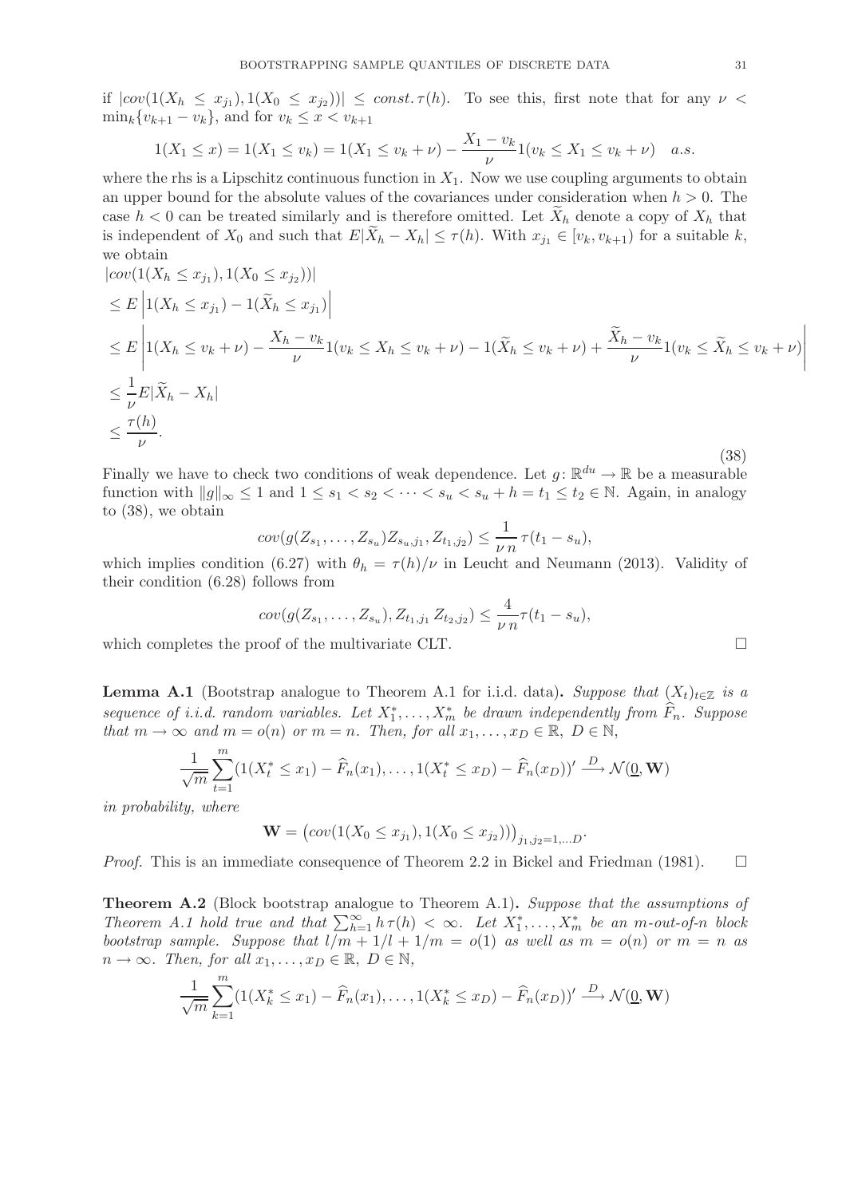if $|cov(1(X_h \leq x_{j_1}), 1(X_0 \leq x_{j_2}))| \leq const. \tau(h)$. To see this, first note that for any $\nu < \min_k\{v_{k+1} - v_k\}$, and for $v_k \leq x < v_{k+1}$

$$1(X_1 \leq x) = 1(X_1 \leq v_k) = 1(X_1 \leq v_k + \nu) - \frac{X_1 - v_k}{\nu} 1(v_k \leq X_1 \leq v_k + \nu) \quad a.s.$$

where the rhs is a Lipschitz continuous function in $X_1$. Now we use coupling arguments to obtain an upper bound for the absolute values of the covariances under consideration when $h > 0$. The case $h < 0$ can be treated similarly and is therefore omitted. Let $\widetilde{X}_h$ denote a copy of $X_h$ that is independent of $X_0$ and such that $E|\widetilde{X}_h - X_h| \leq \tau(h)$. With $x_{j_1} \in [v_k, v_{k+1})$ for a suitable $k$, we obtain

$$\begin{aligned}
&|cov(1(X_h \leq x_{j_1}), 1(X_0 \leq x_{j_2}))| \\
&\leq E\left|1(X_h \leq x_{j_1}) - 1(\widetilde{X}_h \leq x_{j_1})\right| \\
&\leq E\left|1(X_h \leq v_k + \nu) - \frac{X_h - v_k}{\nu} 1(v_k \leq X_h \leq v_k + \nu) - 1(\widetilde{X}_h \leq v_k + \nu) + \frac{\widetilde{X}_h - v_k}{\nu} 1(v_k \leq \widetilde{X}_h \leq v_k + \nu)\right| \\
&\leq \frac{1}{\nu} E|\widetilde{X}_h - X_h| \\
&\leq \frac{\tau(h)}{\nu}.
\end{aligned} \tag{38}$$

Finally we have to check two conditions of weak dependence. Let $g \colon \mathbb{R}^{du} \to \mathbb{R}$ be a measurable function with $\|g\|_\infty \leq 1$ and $1 \leq s_1 < s_2 < \cdots < s_u < s_u + h = t_1 \leq t_2 \in \mathbb{N}$. Again, in analogy to (38), we obtain

$$cov(g(Z_{s_1}, \ldots, Z_{s_u}) Z_{s_u, j_1}, Z_{t_1, j_2}) \leq \frac{1}{\nu\, n} \tau(t_1 - s_u),$$

which implies condition (6.27) with $\theta_h = \tau(h)/\nu$ in Leucht and Neumann (2013). Validity of their condition (6.28) follows from

$$cov(g(Z_{s_1}, \ldots, Z_{s_u}), Z_{t_1, j_1} Z_{t_2, j_2}) \leq \frac{4}{\nu\, n} \tau(t_1 - s_u),$$

which completes the proof of the multivariate CLT. $\square$

**Lemma A.1** (Bootstrap analogue to Theorem A.1 for i.i.d. data)**.** *Suppose that $(X_t)_{t \in \mathbb{Z}}$ is a sequence of i.i.d. random variables. Let $X_1^*, \ldots, X_m^*$ be drawn independently from $\widehat{F}_n$. Suppose that $m \to \infty$ and $m = o(n)$ or $m = n$. Then, for all $x_1, \ldots, x_D \in \mathbb{R}$, $D \in \mathbb{N}$,*

$$\frac{1}{\sqrt{m}} \sum_{t=1}^{m} (1(X_t^* \leq x_1) - \widehat{F}_n(x_1), \ldots, 1(X_t^* \leq x_D) - \widehat{F}_n(x_D))' \xrightarrow{D} \mathcal{N}(\underline{0}, \mathbf{W})$$

*in probability, where*

$$\mathbf{W} = \left(cov(1(X_0 \leq x_{j_1}), 1(X_0 \leq x_{j_2}))\right)_{j_1, j_2 = 1, \ldots D}.$$

*Proof.* This is an immediate consequence of Theorem 2.2 in Bickel and Friedman (1981). $\square$

**Theorem A.2** (Block bootstrap analogue to Theorem A.1)**.** *Suppose that the assumptions of Theorem A.1 hold true and that $\sum_{h=1}^\infty h\, \tau(h) < \infty$. Let $X_1^*, \ldots, X_m^*$ be an $m$-out-of-$n$ block bootstrap sample. Suppose that $l/m + 1/l + 1/m = o(1)$ as well as $m = o(n)$ or $m = n$ as $n \to \infty$. Then, for all $x_1, \ldots, x_D \in \mathbb{R}$, $D \in \mathbb{N}$,*

$$\frac{1}{\sqrt{m}} \sum_{k=1}^{m} (1(X_k^* \leq x_1) - \widehat{F}_n(x_1), \ldots, 1(X_k^* \leq x_D) - \widehat{F}_n(x_D))' \xrightarrow{D} \mathcal{N}(\underline{0}, \mathbf{W})$$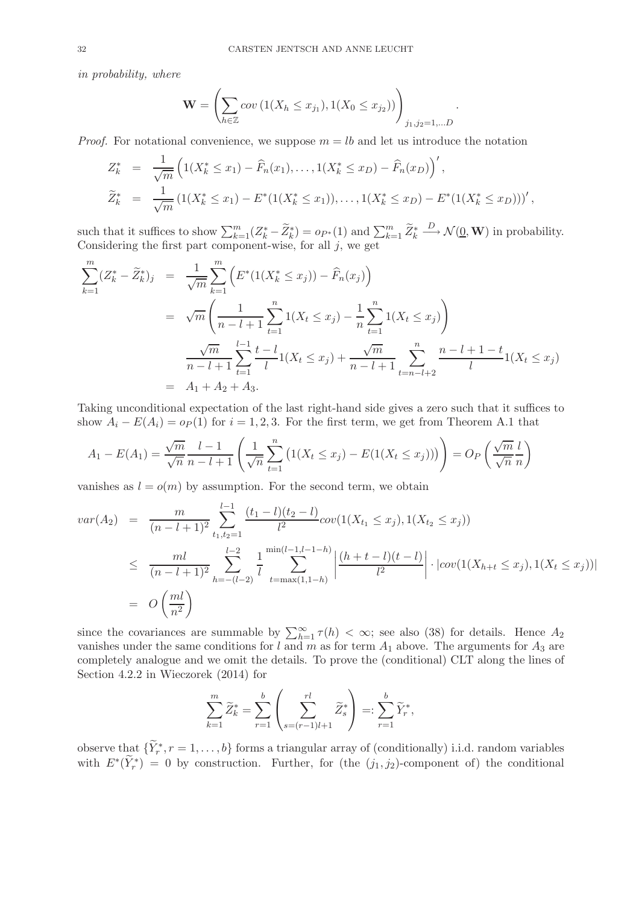*in probability, where*

$$\mathbf{W} = \left( \sum_{h\in\mathbb{Z}} cov\left(1(X_h \le x_{j_1}), 1(X_0 \le x_{j_2})\right) \right)_{j_1,j_2=1,\ldots D}.$$

*Proof.* For notational convenience, we suppose $m = lb$ and let us introduce the notation

$$\begin{aligned}
Z_k^* &= \frac{1}{\sqrt{m}} \left( 1(X_k^* \le x_1) - \widehat{F}_n(x_1), \ldots, 1(X_k^* \le x_D) - \widehat{F}_n(x_D) \right)', \\
\widetilde{Z}_k^* &= \frac{1}{\sqrt{m}} \left( 1(X_k^* \le x_1) - E^*(1(X_k^* \le x_1)), \ldots, 1(X_k^* \le x_D) - E^*(1(X_k^* \le x_D)) \right)',
\end{aligned}$$

such that it suffices to show $\sum_{k=1}^m (Z_k^* - \widetilde{Z}_k^*) = o_{P^*}(1)$ and $\sum_{k=1}^m \widetilde{Z}_k^* \xrightarrow{D} \mathcal{N}(\underline{0}, \mathbf{W})$ in probability. Considering the first part component-wise, for all $j$, we get

$$\begin{aligned}
\sum_{k=1}^m (Z_k^* - \widetilde{Z}_k^*)_j &= \frac{1}{\sqrt{m}} \sum_{k=1}^m \left( E^*(1(X_k^* \le x_j)) - \widehat{F}_n(x_j) \right) \\
&= \sqrt{m} \left( \frac{1}{n-l+1} \sum_{t=1}^n 1(X_t \le x_j) - \frac{1}{n} \sum_{t=1}^n 1(X_t \le x_j) \right) \\
&\quad \frac{\sqrt{m}}{n-l+1} \sum_{t=1}^{l-1} \frac{t-l}{l} 1(X_t \le x_j) + \frac{\sqrt{m}}{n-l+1} \sum_{t=n-l+2}^{n} \frac{n-l+1-t}{l} 1(X_t \le x_j) \\
&= A_1 + A_2 + A_3.
\end{aligned}$$

Taking unconditional expectation of the last right-hand side gives a zero such that it suffices to show $A_i - E(A_i) = o_P(1)$ for $i = 1, 2, 3$. For the first term, we get from Theorem A.1 that

$$A_1 - E(A_1) = \frac{\sqrt{m}}{\sqrt{n}} \frac{l-1}{n-l+1} \left( \frac{1}{\sqrt{n}} \sum_{t=1}^n \left( 1(X_t \le x_j) - E(1(X_t \le x_j)) \right) \right) = O_P\left( \frac{\sqrt{m}}{\sqrt{n}} \frac{l}{n} \right)$$

vanishes as $l = o(m)$ by assumption. For the second term, we obtain

$$\begin{aligned}
var(A_2) &= \frac{m}{(n-l+1)^2} \sum_{t_1,t_2=1}^{l-1} \frac{(t_1-l)(t_2-l)}{l^2} cov(1(X_{t_1} \le x_j), 1(X_{t_2} \le x_j)) \\
&\le \frac{ml}{(n-l+1)^2} \sum_{h=-(l-2)}^{l-2} \frac{1}{l} \sum_{t=\max(1,1-h)}^{\min(l-1,l-1-h)} \left| \frac{(h+t-l)(t-l)}{l^2} \right| \cdot |cov(1(X_{h+t} \le x_j), 1(X_t \le x_j))| \\
&= O\left( \frac{ml}{n^2} \right)
\end{aligned}$$

since the covariances are summable by $\sum_{h=1}^\infty \tau(h) < \infty$; see also (38) for details. Hence $A_2$ vanishes under the same conditions for $l$ and $m$ as for term $A_1$ above. The arguments for $A_3$ are completely analogue and we omit the details. To prove the (conditional) CLT along the lines of Section 4.2.2 in Wieczorek (2014) for

$$\sum_{k=1}^m \widetilde{Z}_k^* = \sum_{r=1}^b \left( \sum_{s=(r-1)l+1}^{rl} \widetilde{Z}_s^* \right) =: \sum_{r=1}^b \widetilde{Y}_r^*,$$

observe that $\{\widetilde{Y}_r^*, r = 1, \ldots, b\}$ forms a triangular array of (conditionally) i.i.d. random variables with $E^*(\widetilde{Y}_r^*) = 0$ by construction. Further, for (the $(j_1, j_2)$-component of) the conditional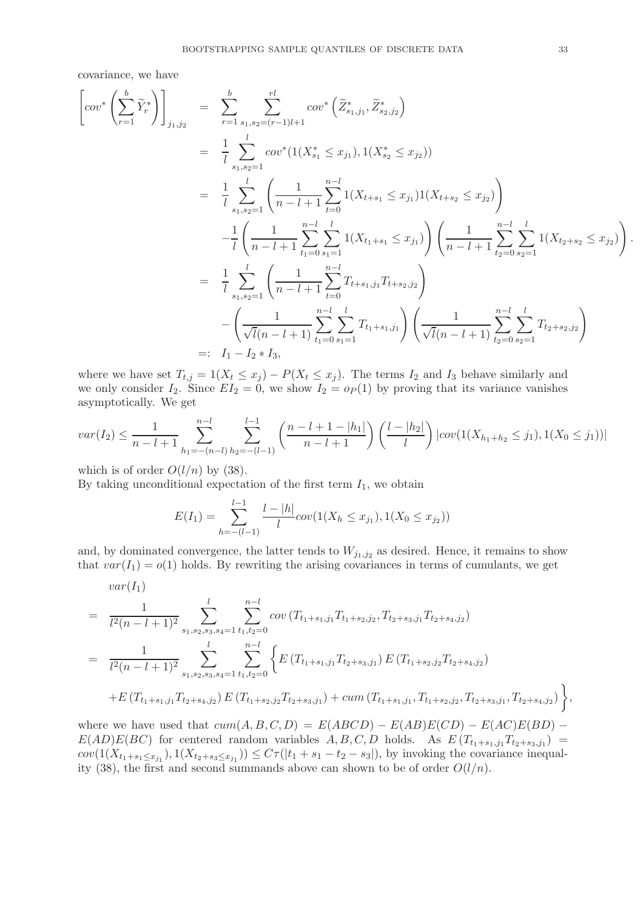covariance, we have

$$
\begin{aligned}
\left[cov^*\left(\sum_{r=1}^{b}\widetilde{Y}_r^*\right)\right]_{j_1,j_2} &= \sum_{r=1}^{b}\sum_{s_1,s_2=(r-1)l+1}^{rl} cov^*\left(\widetilde{Z}_{s_1,j_1}^*,\widetilde{Z}_{s_2,j_2}^*\right) \\
&= \frac{1}{l}\sum_{s_1,s_2=1}^{l} cov^*(1(X_{s_1}^*\leq x_{j_1}),1(X_{s_2}^*\leq x_{j_2})) \\
&= \frac{1}{l}\sum_{s_1,s_2=1}^{l}\left(\frac{1}{n-l+1}\sum_{t=0}^{n-l}1(X_{t+s_1}\leq x_{j_1})1(X_{t+s_2}\leq x_{j_2})\right) \\
&\quad -\frac{1}{l}\left(\frac{1}{n-l+1}\sum_{t_1=0}^{n-l}\sum_{s_1=1}^{l}1(X_{t_1+s_1}\leq x_{j_1})\right)\left(\frac{1}{n-l+1}\sum_{t_2=0}^{n-l}\sum_{s_2=1}^{l}1(X_{t_2+s_2}\leq x_{j_2})\right). \\
&= \frac{1}{l}\sum_{s_1,s_2=1}^{l}\left(\frac{1}{n-l+1}\sum_{t=0}^{n-l}T_{t+s_1,j_1}T_{t+s_2,j_2}\right) \\
&\quad -\left(\frac{1}{\sqrt{l}(n-l+1)}\sum_{t_1=0}^{n-l}\sum_{s_1=1}^{l}T_{t_1+s_1,j_1}\right)\left(\frac{1}{\sqrt{l}(n-l+1)}\sum_{t_2=0}^{n-l}\sum_{s_2=1}^{l}T_{t_2+s_2,j_2}\right) \\
&=: I_1 - I_2 * I_3,
\end{aligned}
$$

where we have set $T_{t,j}=1(X_t\leq x_j)-P(X_t\leq x_j)$. The terms $I_2$ and $I_3$ behave similarly and we only consider $I_2$. Since $EI_2=0$, we show $I_2=o_P(1)$ by proving that its variance vanishes asymptotically. We get

$$
var(I_2)\leq \frac{1}{n-l+1}\sum_{h_1=-(n-l)}^{n-l}\sum_{h_2=-(l-1)}^{l-1}\left(\frac{n-l+1-|h_1|}{n-l+1}\right)\left(\frac{l-|h_2|}{l}\right)|cov(1(X_{h_1+h_2}\leq j_1),1(X_0\leq j_1))|
$$

which is of order $O(l/n)$ by (38).

By taking unconditional expectation of the first term $I_1$, we obtain

$$
E(I_1)=\sum_{h=-(l-1)}^{l-1}\frac{l-|h|}{l}cov(1(X_h\leq x_{j_1}),1(X_0\leq x_{j_2}))
$$

and, by dominated convergence, the latter tends to $W_{j_1,j_2}$ as desired. Hence, it remains to show that $var(I_1)=o(1)$ holds. By rewriting the arising covariances in terms of cumulants, we get

$$
\begin{aligned}
&var(I_1) \\
&= \frac{1}{l^2(n-l+1)^2}\sum_{s_1,s_2,s_3,s_4=1}^{l}\sum_{t_1,t_2=0}^{n-l}cov\left(T_{t_1+s_1,j_1}T_{t_1+s_2,j_2},T_{t_2+s_3,j_1}T_{t_2+s_4,j_2}\right) \\
&= \frac{1}{l^2(n-l+1)^2}\sum_{s_1,s_2,s_3,s_4=1}^{l}\sum_{t_1,t_2=0}^{n-l}\Big\{E\left(T_{t_1+s_1,j_1}T_{t_2+s_3,j_1}\right)E\left(T_{t_1+s_2,j_2}T_{t_2+s_4,j_2}\right) \\
&\quad +E\left(T_{t_1+s_1,j_1}T_{t_2+s_4,j_2}\right)E\left(T_{t_1+s_2,j_2}T_{t_2+s_3,j_1}\right)+cum\left(T_{t_1+s_1,j_1},T_{t_1+s_2,j_2},T_{t_2+s_3,j_1},T_{t_2+s_4,j_2}\right)\Big\},
\end{aligned}
$$

where we have used that $cum(A,B,C,D)=E(ABCD)-E(AB)E(CD)-E(AC)E(BD)-E(AD)E(BC)$ for centered random variables $A,B,C,D$ holds. As $E\left(T_{t_1+s_1,j_1}T_{t_2+s_3,j_1}\right)=cov(1(X_{t_1+s_1\leq x_{j_1}}),1(X_{t_2+s_3\leq x_{j_1}}))\leq C\tau(|t_1+s_1-t_2-s_3|)$, by invoking the covariance inequality (38), the first and second summands above can shown to be of order $O(l/n)$.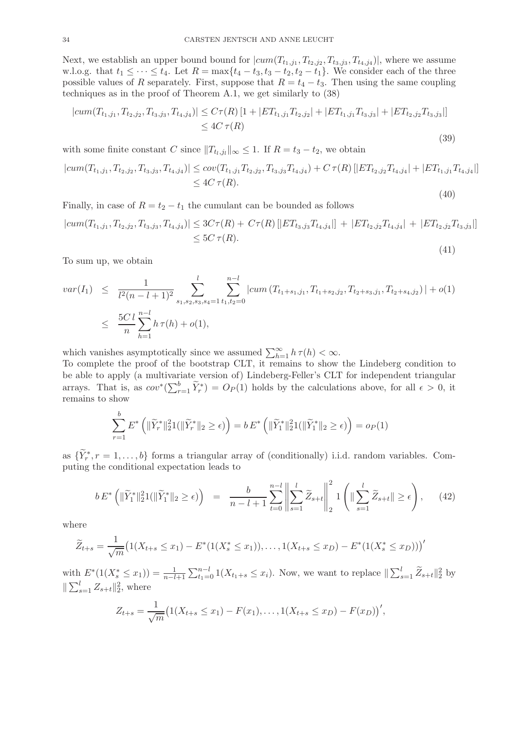Next, we establish an upper bound bound for $|cum(T_{t_1,j_1}, T_{t_2,j_2}, T_{t_3,j_3}, T_{t_4,j_4})|$, where we assume w.l.o.g. that $t_1 \leq \cdots \leq t_4$. Let $R = \max\{t_4 - t_3, t_3 - t_2, t_2 - t_1\}$. We consider each of the three possible values of $R$ separately. First, suppose that $R = t_4 - t_3$. Then using the same coupling techniques as in the proof of Theorem A.1, we get similarly to (38)

$$
\begin{aligned}
|cum(T_{t_1,j_1}, T_{t_2,j_2}, T_{t_3,j_3}, T_{t_4,j_4})| &\leq C\tau(R)\left[1 + |ET_{t_1,j_1}T_{t_2,j_2}| + |ET_{t_1,j_1}T_{t_3,j_3}| + |ET_{t_2,j_2}T_{t_3,j_3}|\right] \\
&\leq 4C\,\tau(R)
\end{aligned}
\tag{39}
$$

with some finite constant $C$ since $\|T_{t_l,j_l}\|_\infty \leq 1$. If $R = t_3 - t_2$, we obtain

$$
\begin{aligned}
|cum(T_{t_1,j_1}, T_{t_2,j_2}, T_{t_3,j_3}, T_{t_4,j_4})| &\leq cov(T_{t_1,j_1}T_{t_2,j_2}, T_{t_3,j_3}T_{t_4,j_4}) + C\,\tau(R)\left[|ET_{t_2,j_2}T_{t_4,j_4}| + |ET_{t_1,j_1}T_{t_4,j_4}|\right] \\
&\leq 4C\,\tau(R).
\end{aligned}
\tag{40}
$$

Finally, in case of $R = t_2 - t_1$ the cumulant can be bounded as follows

$$
\begin{aligned}
|cum(T_{t_1,j_1}, T_{t_2,j_2}, T_{t_3,j_3}, T_{t_4,j_4})| &\leq 3C\tau(R) + C\tau(R)\left[|ET_{t_3,j_3}T_{t_4,j_4}|\right] + |ET_{t_2,j_2}T_{t_4,j_4}| + |ET_{t_2,j_2}T_{t_3,j_3}|\left.\right] \\
&\leq 5C\,\tau(R).
\end{aligned}
\tag{41}
$$

To sum up, we obtain

$$
\begin{aligned}
var(I_1) &\leq \frac{1}{l^2(n-l+1)^2}\sum_{s_1,s_2,s_3,s_4=1}^{l}\sum_{t_1,t_2=0}^{n-l}|cum\left(T_{t_1+s_1,j_1}, T_{t_1+s_2,j_2}, T_{t_2+s_3,j_1}, T_{t_2+s_4,j_2}\right)| + o(1) \\
&\leq \frac{5C\,l}{n}\sum_{h=1}^{n-l} h\,\tau(h) + o(1),
\end{aligned}
$$

which vanishes asymptotically since we assumed $\sum_{h=1}^\infty h\,\tau(h) < \infty$.

To complete the proof of the bootstrap CLT, it remains to show the Lindeberg condition to be able to apply (a multivariate version of) Lindeberg-Feller's CLT for independent triangular arrays. That is, as $cov^*(\sum_{r=1}^b \widetilde{Y}_r^*) = O_P(1)$ holds by the calculations above, for all $\epsilon > 0$, it remains to show

$$
\sum_{r=1}^b E^*\left(\|\widetilde{Y}_r^*\|_2^2 1(\|\widetilde{Y}_r^*\|_2 \geq \epsilon)\right) = b\,E^*\left(\|\widetilde{Y}_1^*\|_2^2 1(\|\widetilde{Y}_1^*\|_2 \geq \epsilon)\right) = o_P(1)
$$

as $\{\widetilde{Y}_r^*, r = 1, \ldots, b\}$ forms a triangular array of (conditionally) i.i.d. random variables. Computing the conditional expectation leads to

$$
b\,E^*\left(\|\widetilde{Y}_1^*\|_2^2 1(\|\widetilde{Y}_1^*\|_2 \geq \epsilon)\right) = \frac{b}{n-l+1}\sum_{t=0}^{n-l}\left\|\sum_{s=1}^l \widetilde{Z}_{s+t}\right\|_2^2 1\left(\|\sum_{s=1}^l \widetilde{Z}_{s+t}\| \geq \epsilon\right), \tag{42}
$$

where

$$
\widetilde{Z}_{t+s} = \frac{1}{\sqrt{m}}\big(1(X_{t+s} \leq x_1) - E^*(1(X_s^* \leq x_1)), \ldots, 1(X_{t+s} \leq x_D) - E^*(1(X_s^* \leq x_D))\big)'
$$

with $E^*(1(X_s^* \leq x_1)) = \frac{1}{n-l+1}\sum_{t_1=0}^{n-l} 1(X_{t_1+s} \leq x_i)$. Now, we want to replace $\|\sum_{s=1}^l \widetilde{Z}_{s+t}\|_2^2$ by $\|\sum_{s=1}^l Z_{s+t}\|_2^2$, where

$$
Z_{t+s} = \frac{1}{\sqrt{m}}\big(1(X_{t+s} \leq x_1) - F(x_1), \ldots, 1(X_{t+s} \leq x_D) - F(x_D)\big)',
$$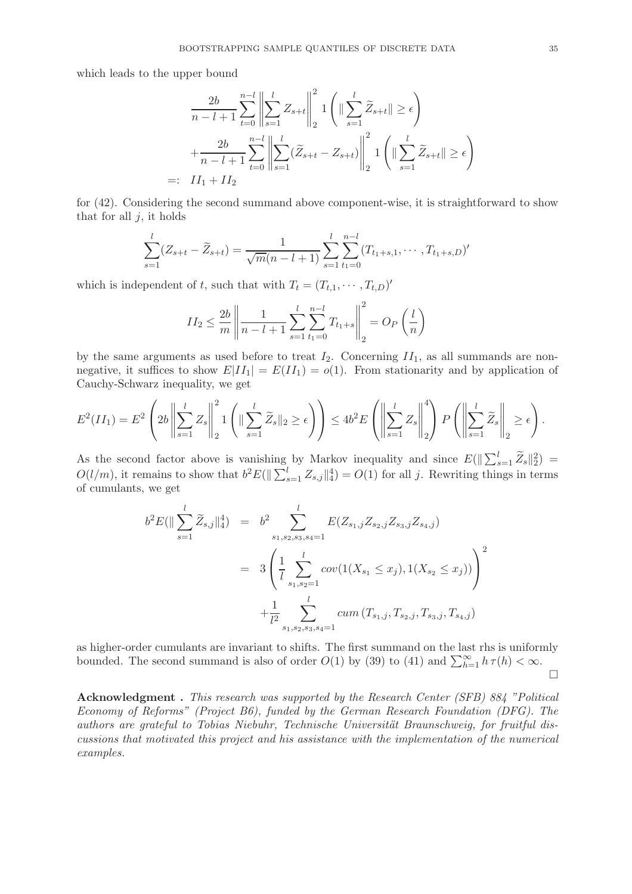which leads to the upper bound

$$
\begin{aligned}
& \frac{2b}{n-l+1}\sum_{t=0}^{n-l}\left\|\sum_{s=1}^{l} Z_{s+t}\right\|_2^2 1\left(\|\sum_{s=1}^{l}\widetilde{Z}_{s+t}\| \geq \epsilon\right) \\
& +\frac{2b}{n-l+1}\sum_{t=0}^{n-l}\left\|\sum_{s=1}^{l}(\widetilde{Z}_{s+t}-Z_{s+t})\right\|_2^2 1\left(\|\sum_{s=1}^{l}\widetilde{Z}_{s+t}\| \geq \epsilon\right) \\
=: \; & II_1 + II_2
\end{aligned}
$$

for (42). Considering the second summand above component-wise, it is straightforward to show that for all $j$, it holds

$$
\sum_{s=1}^{l}(Z_{s+t}-\widetilde{Z}_{s+t}) = \frac{1}{\sqrt{m}(n-l+1)}\sum_{s=1}^{l}\sum_{t_1=0}^{n-l}(T_{t_1+s,1},\cdots,T_{t_1+s,D})'
$$

which is independent of $t$, such that with $T_t = (T_{t,1},\cdots,T_{t,D})'$

$$
II_2 \leq \frac{2b}{m}\left\|\frac{1}{n-l+1}\sum_{s=1}^{l}\sum_{t_1=0}^{n-l}T_{t_1+s}\right\|_2^2 = O_P\left(\frac{l}{n}\right)
$$

by the same arguments as used before to treat $I_2$. Concerning $II_1$, as all summands are non-negative, it suffices to show $E|II_1| = E(II_1) = o(1)$. From stationarity and by application of Cauchy-Schwarz inequality, we get

$$
E^2(II_1) = E^2\left(2b\left\|\sum_{s=1}^{l}Z_s\right\|_2^2 1\left(\|\sum_{s=1}^{l}\widetilde{Z}_s\|_2 \geq \epsilon\right)\right) \leq 4b^2 E\left(\left\|\sum_{s=1}^{l}Z_s\right\|_2^4\right) P\left(\left\|\sum_{s=1}^{l}\widetilde{Z}_s\right\|_2 \geq \epsilon\right).
$$

As the second factor above is vanishing by Markov inequality and since $E(\|\sum_{s=1}^{l}\widetilde{Z}_s\|_2^2) = O(l/m)$, it remains to show that $b^2E(\|\sum_{s=1}^{l}Z_{s,j}\|_4^4) = O(1)$ for all $j$. Rewriting things in terms of cumulants, we get

$$
\begin{aligned}
b^2E(\|\sum_{s=1}^{l}\widetilde{Z}_{s,j}\|_4^4) &= b^2\sum_{s_1,s_2,s_3,s_4=1}^{l}E(Z_{s_1,j}Z_{s_2,j}Z_{s_3,j}Z_{s_4,j}) \\
&= 3\left(\frac{1}{l}\sum_{s_1,s_2=1}^{l}cov(1(X_{s_1}\leq x_j),1(X_{s_2}\leq x_j))\right)^2 \\
&\quad +\frac{1}{l^2}\sum_{s_1,s_2,s_3,s_4=1}^{l}cum\left(T_{s_1,j},T_{s_2,j},T_{s_3,j},T_{s_4,j}\right)
\end{aligned}
$$

as higher-order cumulants are invariant to shifts. The first summand on the last rhs is uniformly bounded. The second summand is also of order $O(1)$ by (39) to (41) and $\sum_{h=1}^{\infty}h\,\tau(h) < \infty$. □

**Acknowledgment .** *This research was supported by the Research Center (SFB) 884 "Political Economy of Reforms" (Project B6), funded by the German Research Foundation (DFG). The authors are grateful to Tobias Niebuhr, Technische Universität Braunschweig, for fruitful discussions that motivated this project and his assistance with the implementation of the numerical examples.*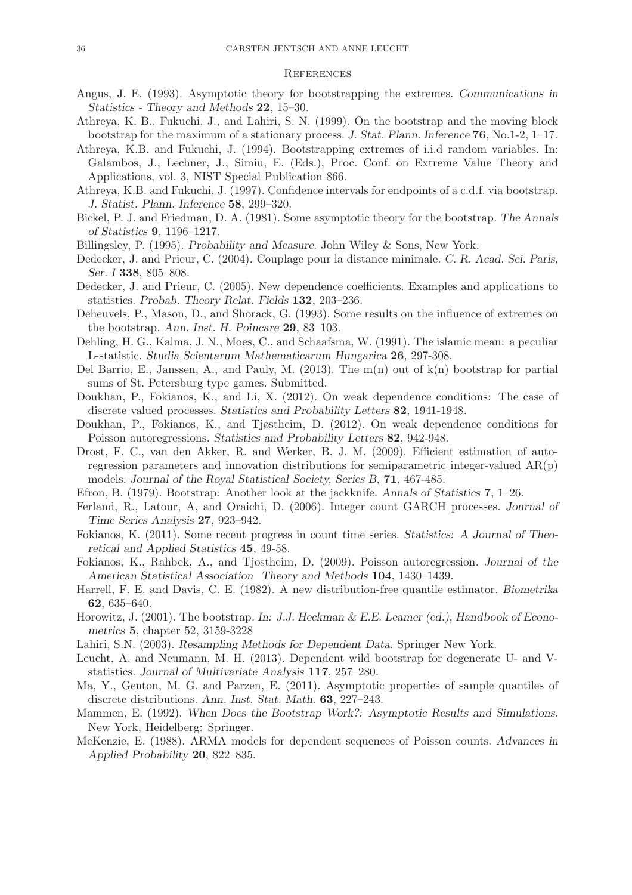## References

Angus, J. E. (1993). Asymptotic theory for bootstrapping the extremes. *Communications in Statistics - Theory and Methods* **22**, 15–30.

Athreya, K. B., Fukuchi, J., and Lahiri, S. N. (1999). On the bootstrap and the moving block bootstrap for the maximum of a stationary process. *J. Stat. Plann. Inference* **76**, No.1-2, 1–17.

Athreya, K.B. and Fukuchi, J. (1994). Bootstrapping extremes of i.i.d random variables. In: Galambos, J., Lechner, J., Simiu, E. (Eds.), Proc. Conf. on Extreme Value Theory and Applications, vol. 3, NIST Special Publication 866.

Athreya, K.B. and Fukuchi, J. (1997). Confidence intervals for endpoints of a c.d.f. via bootstrap. *J. Statist. Plann. Inference* **58**, 299–320.

Bickel, P. J. and Friedman, D. A. (1981). Some asymptotic theory for the bootstrap. *The Annals of Statistics* **9**, 1196–1217.

Billingsley, P. (1995). *Probability and Measure*. John Wiley & Sons, New York.

Dedecker, J. and Prieur, C. (2004). Couplage pour la distance minimale. *C. R. Acad. Sci. Paris, Ser. I* **338**, 805–808.

Dedecker, J. and Prieur, C. (2005). New dependence coefficients. Examples and applications to statistics. *Probab. Theory Relat. Fields* **132**, 203–236.

Deheuvels, P., Mason, D., and Shorack, G. (1993). Some results on the influence of extremes on the bootstrap. *Ann. Inst. H. Poincare* **29**, 83–103.

Dehling, H. G., Kalma, J. N., Moes, C., and Schaafsma, W. (1991). The islamic mean: a peculiar L-statistic. *Studia Scientarum Mathematicarum Hungarica* **26**, 297-308.

Del Barrio, E., Janssen, A., and Pauly, M. (2013). The m(n) out of k(n) bootstrap for partial sums of St. Petersburg type games. Submitted.

Doukhan, P., Fokianos, K., and Li, X. (2012). On weak dependence conditions: The case of discrete valued processes. *Statistics and Probability Letters* **82**, 1941-1948.

Doukhan, P., Fokianos, K., and Tjøstheim, D. (2012). On weak dependence conditions for Poisson autoregressions. *Statistics and Probability Letters* **82**, 942-948.

Drost, F. C., van den Akker, R. and Werker, B. J. M. (2009). Efficient estimation of auto-regression parameters and innovation distributions for semiparametric integer-valued AR(p) models. *Journal of the Royal Statistical Society, Series B*, **71**, 467-485.

Efron, B. (1979). Bootstrap: Another look at the jackknife. *Annals of Statistics* **7**, 1–26.

Ferland, R., Latour, A, and Oraichi, D. (2006). Integer count GARCH processes. *Journal of Time Series Analysis* **27**, 923–942.

Fokianos, K. (2011). Some recent progress in count time series. *Statistics: A Journal of Theoretical and Applied Statistics* **45**, 49-58.

Fokianos, K., Rahbek, A., and Tjostheim, D. (2009). Poisson autoregression. *Journal of the American Statistical Association Theory and Methods* **104**, 1430–1439.

Harrell, F. E. and Davis, C. E. (1982). A new distribution-free quantile estimator. *Biometrika* **62**, 635–640.

Horowitz, J. (2001). The bootstrap. *In: J.J. Heckman & E.E. Leamer (ed.), Handbook of Econometrics* **5**, chapter 52, 3159-3228

Lahiri, S.N. (2003). *Resampling Methods for Dependent Data*. Springer New York.

Leucht, A. and Neumann, M. H. (2013). Dependent wild bootstrap for degenerate U- and V-statistics. *Journal of Multivariate Analysis* **117**, 257–280.

Ma, Y., Genton, M. G. and Parzen, E. (2011). Asymptotic properties of sample quantiles of discrete distributions. *Ann. Inst. Stat. Math.* **63**, 227–243.

Mammen, E. (1992). *When Does the Bootstrap Work?: Asymptotic Results and Simulations.* New York, Heidelberg: Springer.

McKenzie, E. (1988). ARMA models for dependent sequences of Poisson counts. *Advances in Applied Probability* **20**, 822–835.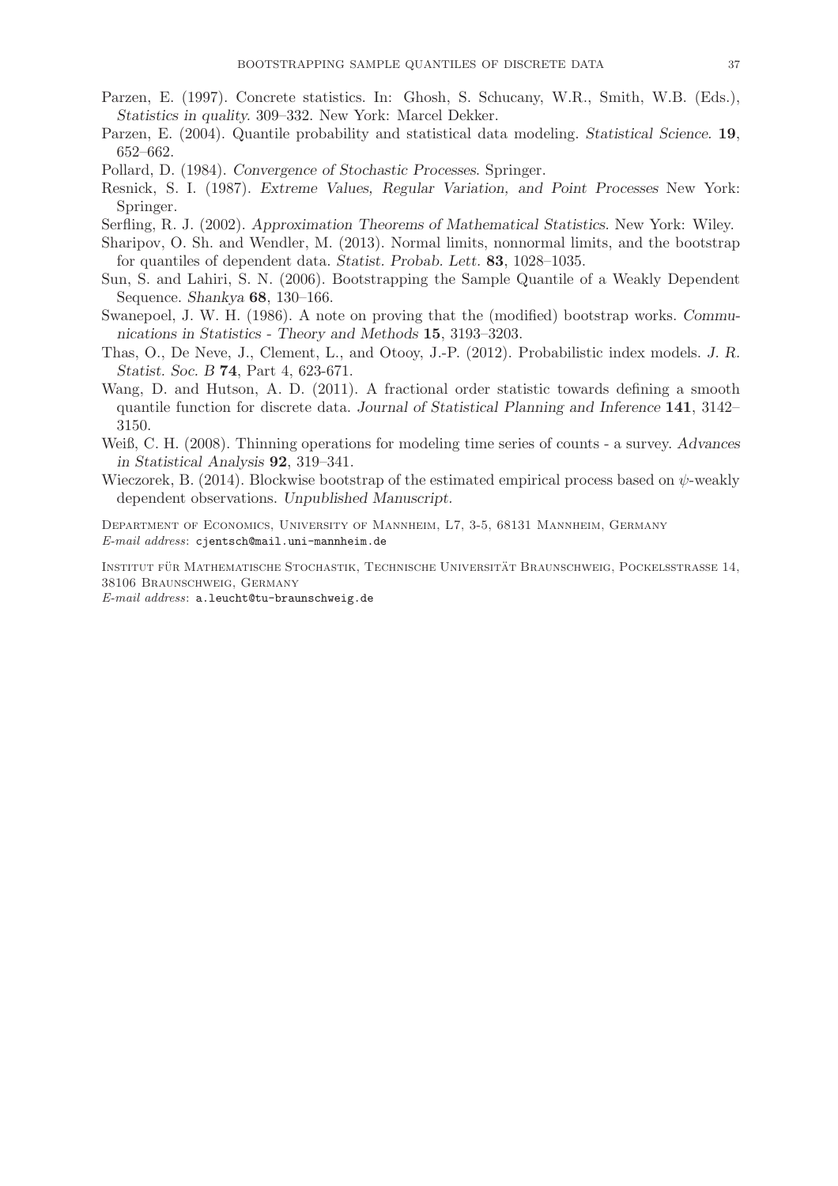Parzen, E. (1997). Concrete statistics. In: Ghosh, S. Schucany, W.R., Smith, W.B. (Eds.), *Statistics in quality*. 309–332. New York: Marcel Dekker.

Parzen, E. (2004). Quantile probability and statistical data modeling. *Statistical Science*. **19**, 652–662.

Pollard, D. (1984). *Convergence of Stochastic Processes*. Springer.

Resnick, S. I. (1987). *Extreme Values, Regular Variation, and Point Processes* New York: Springer.

Serfling, R. J. (2002). *Approximation Theorems of Mathematical Statistics*. New York: Wiley.

Sharipov, O. Sh. and Wendler, M. (2013). Normal limits, nonnormal limits, and the bootstrap for quantiles of dependent data. *Statist. Probab. Lett.* **83**, 1028–1035.

Sun, S. and Lahiri, S. N. (2006). Bootstrapping the Sample Quantile of a Weakly Dependent Sequence. *Shankya* **68**, 130–166.

Swanepoel, J. W. H. (1986). A note on proving that the (modified) bootstrap works. *Communications in Statistics - Theory and Methods* **15**, 3193–3203.

Thas, O., De Neve, J., Clement, L., and Otooy, J.-P. (2012). Probabilistic index models. *J. R. Statist. Soc. B* **74**, Part 4, 623-671.

Wang, D. and Hutson, A. D. (2011). A fractional order statistic towards defining a smooth quantile function for discrete data. *Journal of Statistical Planning and Inference* **141**, 3142–3150.

Weiß, C. H. (2008). Thinning operations for modeling time series of counts - a survey. *Advances in Statistical Analysis* **92**, 319–341.

Wieczorek, B. (2014). Blockwise bootstrap of the estimated empirical process based on $\psi$-weakly dependent observations. *Unpublished Manuscript.*

Department of Economics, University of Mannheim, L7, 3-5, 68131 Mannheim, Germany
*E-mail address*: cjentsch@mail.uni-mannheim.de

Institut für Mathematische Stochastik, Technische Universität Braunschweig, Pockelsstrasse 14, 38106 Braunschweig, Germany
*E-mail address*: a.leucht@tu-braunschweig.de